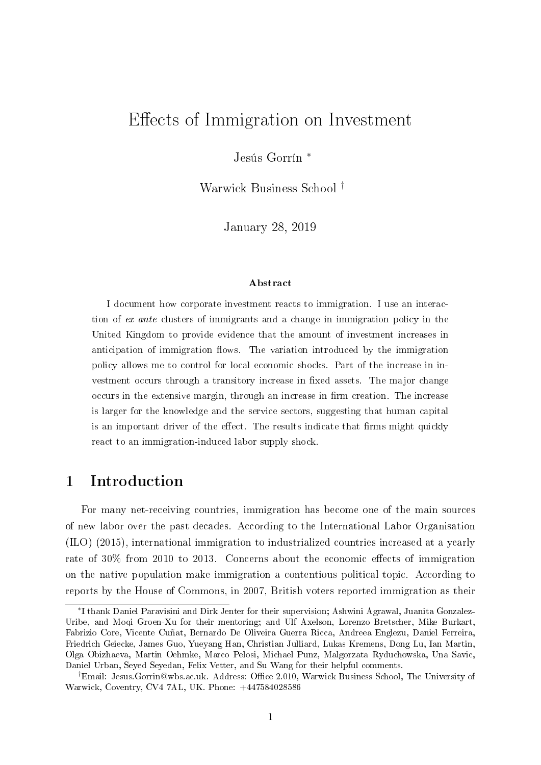# Effects of Immigration on Investment

Jesús Gorrín *

Warwick Business School †

January 28, 2019

### Abstract

I document how corporate investment reacts to immigration. I use an interaction of *ex ante* clusters of immigrants and a change in immigration policy in the United Kingdom to provide evidence that the amount of investment increases in anticipation of immigration flows. The variation introduced by the immigration policy allows me to control for local economic shocks. Part of the increase in investment occurs through a transitory increase in fixed assets. The major change occurs in the extensive margin, through an increase in firm creation. The increase is larger for the knowledge and the service sectors, suggesting that human capital is an important driver of the effect. The results indicate that firms might quickly react to an immigration-induced labor supply shock.

## 1 Introduction

For many net-receiving countries, immigration has become one of the main sources of new labor over the past decades. According to the International Labor Organisation (ILO) (2015), international immigration to industrialized countries increased at a yearly rate of 30% from 2010 to 2013. Concerns about the economic effects of immigration on the native population make immigration a contentious political topic. According to reports by the House of Commons, in 2007, British voters reported immigration as their

---

*I thank Daniel Paravisini and Dirk Jenter for their supervision; Ashwini Agrawal, Juanita Gonzalez-Uribe, and Moqi Groen-Xu for their mentoring; and Ulf Axelson, Lorenzo Bretscher, Mike Burkart, Fabrizio Core, Vicente Cuñat, Bernardo De Oliveira Guerra Ricca, Andreea Englezu, Daniel Ferreira, Friedrich Geiecke, James Guo, Yueyang Han, Christian Julliard, Lukas Kremens, Dong Lu, Ian Martin, Olga Obizhaeva, Martin Oehmke, Marco Pelosi, Michael Punz, Malgorzata Ryduchowska, Una Savic, Daniel Urban, Seyed Seyedan, Felix Vetter, and Su Wang for their helpful comments.

†Email: Jesus.Gorrin@wbs.ac.uk. Address: Office 2.010, Warwick Business School, The University of Warwick, Coventry, CV4 7AL, UK. Phone: +447584028586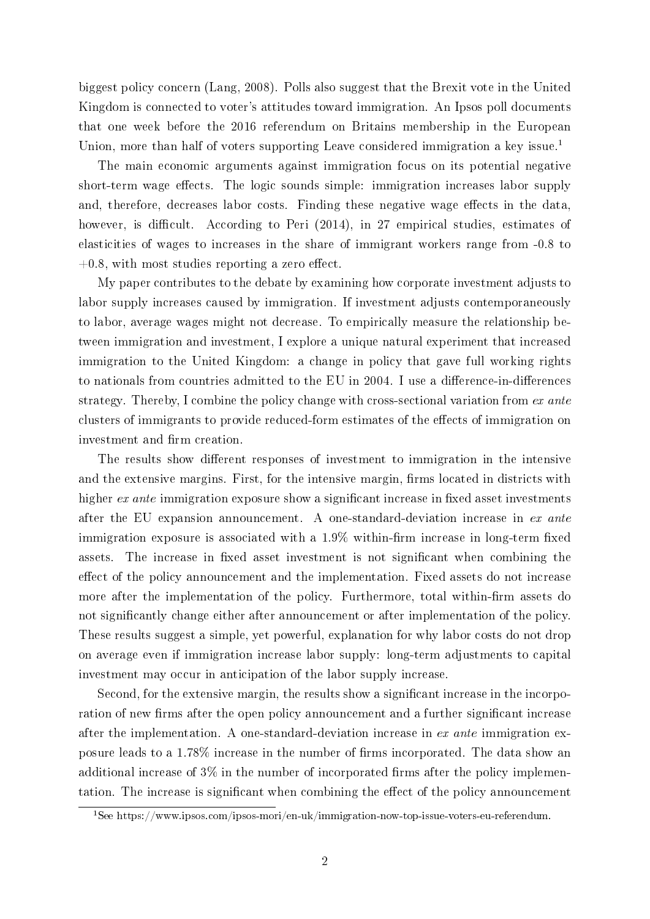biggest policy concern (Lang, 2008). Polls also suggest that the Brexit vote in the United Kingdom is connected to voter's attitudes toward immigration. An Ipsos poll documents that one week before the 2016 referendum on Britains membership in the European Union, more than half of voters supporting Leave considered immigration a key issue.[1]

The main economic arguments against immigration focus on its potential negative short-term wage effects. The logic sounds simple: immigration increases labor supply and, therefore, decreases labor costs. Finding these negative wage effects in the data, however, is difficult. According to Peri (2014), in 27 empirical studies, estimates of elasticities of wages to increases in the share of immigrant workers range from -0.8 to +0.8, with most studies reporting a zero effect.

My paper contributes to the debate by examining how corporate investment adjusts to labor supply increases caused by immigration. If investment adjusts contemporaneously to labor, average wages might not decrease. To empirically measure the relationship between immigration and investment, I explore a unique natural experiment that increased immigration to the United Kingdom: a change in policy that gave full working rights to nationals from countries admitted to the EU in 2004. I use a difference-in-differences strategy. Thereby, I combine the policy change with cross-sectional variation from *ex ante* clusters of immigrants to provide reduced-form estimates of the effects of immigration on investment and firm creation.

The results show different responses of investment to immigration in the intensive and the extensive margins. First, for the intensive margin, firms located in districts with higher *ex ante* immigration exposure show a significant increase in fixed asset investments after the EU expansion announcement. A one-standard-deviation increase in *ex ante* immigration exposure is associated with a 1.9% within-firm increase in long-term fixed assets. The increase in fixed asset investment is not significant when combining the effect of the policy announcement and the implementation. Fixed assets do not increase more after the implementation of the policy. Furthermore, total within-firm assets do not significantly change either after announcement or after implementation of the policy. These results suggest a simple, yet powerful, explanation for why labor costs do not drop on average even if immigration increase labor supply: long-term adjustments to capital investment may occur in anticipation of the labor supply increase.

Second, for the extensive margin, the results show a significant increase in the incorporation of new firms after the open policy announcement and a further significant increase after the implementation. A one-standard-deviation increase in *ex ante* immigration exposure leads to a 1.78% increase in the number of firms incorporated. The data show an additional increase of 3% in the number of incorporated firms after the policy implementation. The increase is significant when combining the effect of the policy announcement

[1] See https://www.ipsos.com/ipsos-mori/en-uk/immigration-now-top-issue-voters-eu-referendum.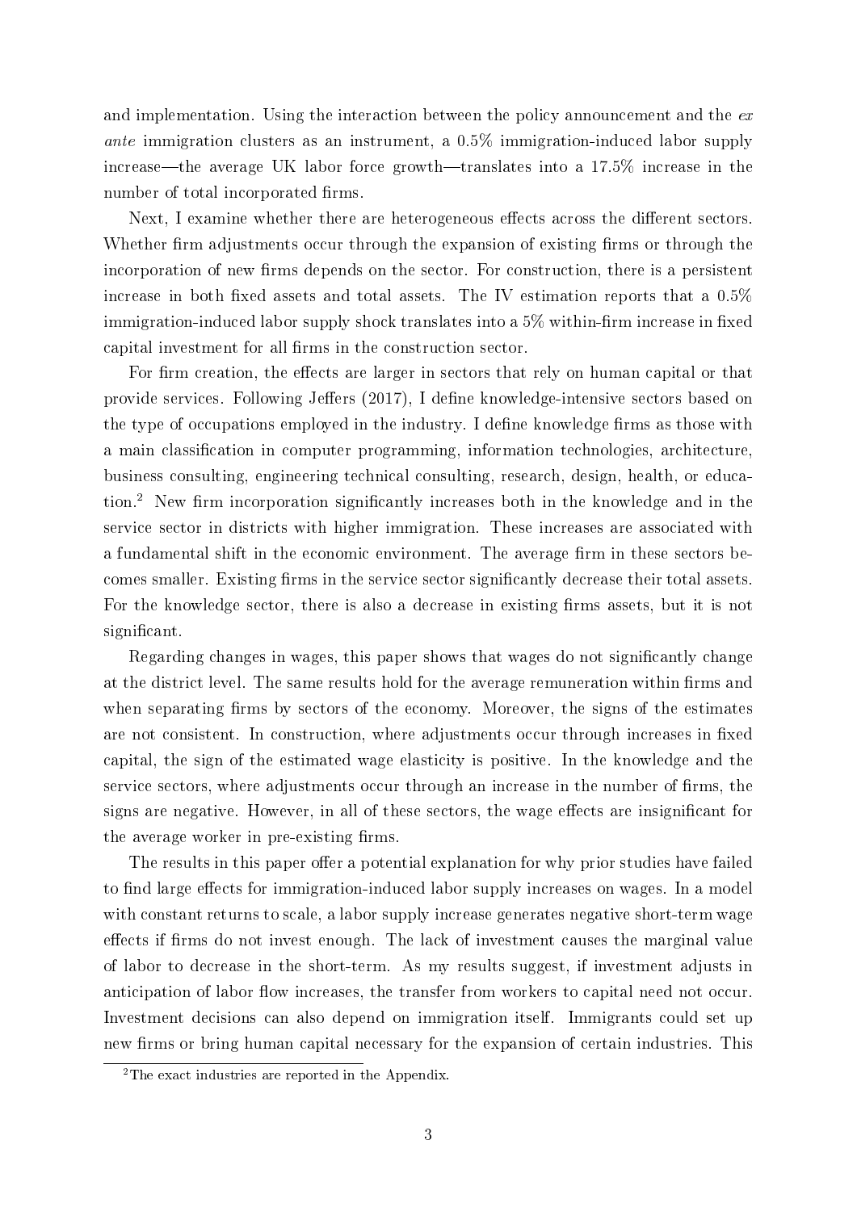and implementation. Using the interaction between the policy announcement and the *ex ante* immigration clusters as an instrument, a 0.5% immigration-induced labor supply increase—the average UK labor force growth—translates into a 17.5% increase in the number of total incorporated firms.

Next, I examine whether there are heterogeneous effects across the different sectors. Whether firm adjustments occur through the expansion of existing firms or through the incorporation of new firms depends on the sector. For construction, there is a persistent increase in both fixed assets and total assets. The IV estimation reports that a 0.5% immigration-induced labor supply shock translates into a 5% within-firm increase in fixed capital investment for all firms in the construction sector.

For firm creation, the effects are larger in sectors that rely on human capital or that provide services. Following Jeffers (2017), I define knowledge-intensive sectors based on the type of occupations employed in the industry. I define knowledge firms as those with a main classification in computer programming, information technologies, architecture, business consulting, engineering technical consulting, research, design, health, or education.[2] New firm incorporation significantly increases both in the knowledge and in the service sector in districts with higher immigration. These increases are associated with a fundamental shift in the economic environment. The average firm in these sectors becomes smaller. Existing firms in the service sector significantly decrease their total assets. For the knowledge sector, there is also a decrease in existing firms assets, but it is not significant.

Regarding changes in wages, this paper shows that wages do not significantly change at the district level. The same results hold for the average remuneration within firms and when separating firms by sectors of the economy. Moreover, the signs of the estimates are not consistent. In construction, where adjustments occur through increases in fixed capital, the sign of the estimated wage elasticity is positive. In the knowledge and the service sectors, where adjustments occur through an increase in the number of firms, the signs are negative. However, in all of these sectors, the wage effects are insignificant for the average worker in pre-existing firms.

The results in this paper offer a potential explanation for why prior studies have failed to find large effects for immigration-induced labor supply increases on wages. In a model with constant returns to scale, a labor supply increase generates negative short-term wage effects if firms do not invest enough. The lack of investment causes the marginal value of labor to decrease in the short-term. As my results suggest, if investment adjusts in anticipation of labor flow increases, the transfer from workers to capital need not occur. Investment decisions can also depend on immigration itself. Immigrants could set up new firms or bring human capital necessary for the expansion of certain industries. This

[2]The exact industries are reported in the Appendix.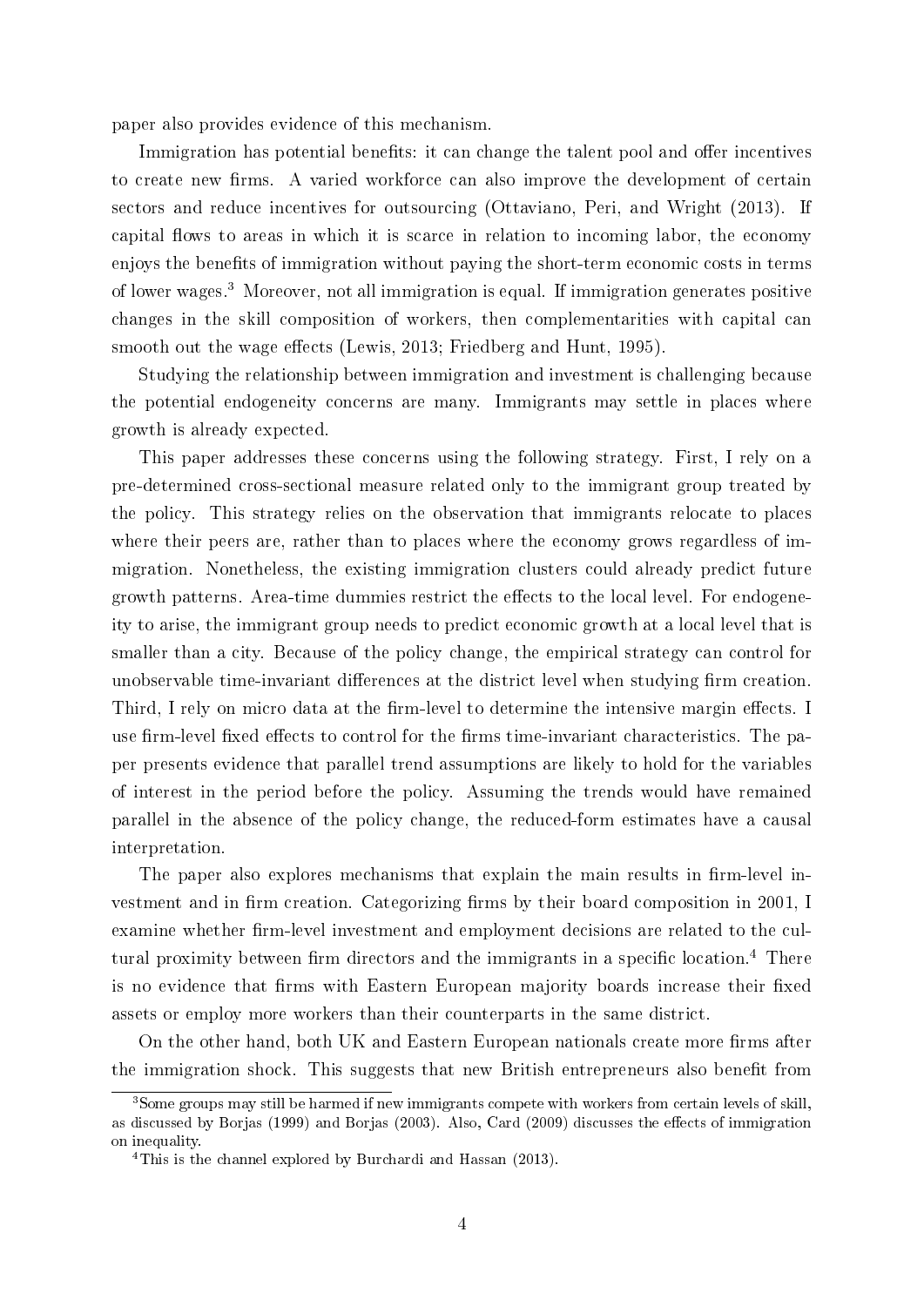paper also provides evidence of this mechanism.

Immigration has potential benefits: it can change the talent pool and offer incentives to create new firms. A varied workforce can also improve the development of certain sectors and reduce incentives for outsourcing (Ottaviano, Peri, and Wright (2013). If capital flows to areas in which it is scarce in relation to incoming labor, the economy enjoys the benefits of immigration without paying the short-term economic costs in terms of lower wages.[3] Moreover, not all immigration is equal. If immigration generates positive changes in the skill composition of workers, then complementarities with capital can smooth out the wage effects (Lewis, 2013; Friedberg and Hunt, 1995).

Studying the relationship between immigration and investment is challenging because the potential endogeneity concerns are many. Immigrants may settle in places where growth is already expected.

This paper addresses these concerns using the following strategy. First, I rely on a pre-determined cross-sectional measure related only to the immigrant group treated by the policy. This strategy relies on the observation that immigrants relocate to places where their peers are, rather than to places where the economy grows regardless of immigration. Nonetheless, the existing immigration clusters could already predict future growth patterns. Area-time dummies restrict the effects to the local level. For endogeneity to arise, the immigrant group needs to predict economic growth at a local level that is smaller than a city. Because of the policy change, the empirical strategy can control for unobservable time-invariant differences at the district level when studying firm creation. Third, I rely on micro data at the firm-level to determine the intensive margin effects. I use firm-level fixed effects to control for the firms time-invariant characteristics. The paper presents evidence that parallel trend assumptions are likely to hold for the variables of interest in the period before the policy. Assuming the trends would have remained parallel in the absence of the policy change, the reduced-form estimates have a causal interpretation.

The paper also explores mechanisms that explain the main results in firm-level investment and in firm creation. Categorizing firms by their board composition in 2001, I examine whether firm-level investment and employment decisions are related to the cultural proximity between firm directors and the immigrants in a specific location.[4] There is no evidence that firms with Eastern European majority boards increase their fixed assets or employ more workers than their counterparts in the same district.

On the other hand, both UK and Eastern European nationals create more firms after the immigration shock. This suggests that new British entrepreneurs also benefit from

---

[3] Some groups may still be harmed if new immigrants compete with workers from certain levels of skill, as discussed by Borjas (1999) and Borjas (2003). Also, Card (2009) discusses the effects of immigration on inequality.

[4] This is the channel explored by Burchardi and Hassan (2013).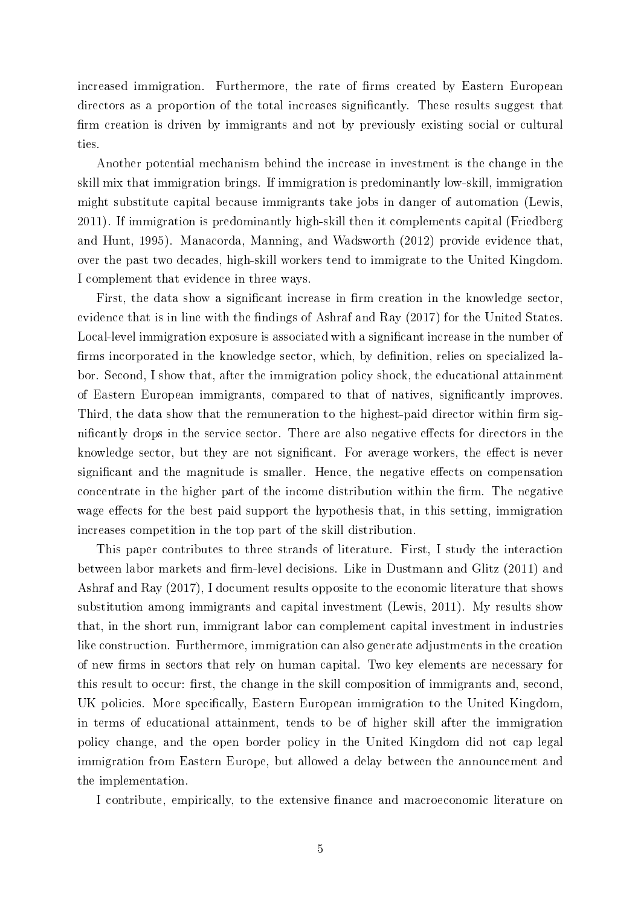increased immigration. Furthermore, the rate of firms created by Eastern European directors as a proportion of the total increases significantly. These results suggest that firm creation is driven by immigrants and not by previously existing social or cultural ties.

Another potential mechanism behind the increase in investment is the change in the skill mix that immigration brings. If immigration is predominantly low-skill, immigration might substitute capital because immigrants take jobs in danger of automation (Lewis, 2011). If immigration is predominantly high-skill then it complements capital (Friedberg and Hunt, 1995). Manacorda, Manning, and Wadsworth (2012) provide evidence that, over the past two decades, high-skill workers tend to immigrate to the United Kingdom. I complement that evidence in three ways.

First, the data show a significant increase in firm creation in the knowledge sector, evidence that is in line with the findings of Ashraf and Ray (2017) for the United States. Local-level immigration exposure is associated with a significant increase in the number of firms incorporated in the knowledge sector, which, by definition, relies on specialized labor. Second, I show that, after the immigration policy shock, the educational attainment of Eastern European immigrants, compared to that of natives, significantly improves. Third, the data show that the remuneration to the highest-paid director within firm significantly drops in the service sector. There are also negative effects for directors in the knowledge sector, but they are not significant. For average workers, the effect is never significant and the magnitude is smaller. Hence, the negative effects on compensation concentrate in the higher part of the income distribution within the firm. The negative wage effects for the best paid support the hypothesis that, in this setting, immigration increases competition in the top part of the skill distribution.

This paper contributes to three strands of literature. First, I study the interaction between labor markets and firm-level decisions. Like in Dustmann and Glitz (2011) and Ashraf and Ray (2017), I document results opposite to the economic literature that shows substitution among immigrants and capital investment (Lewis, 2011). My results show that, in the short run, immigrant labor can complement capital investment in industries like construction. Furthermore, immigration can also generate adjustments in the creation of new firms in sectors that rely on human capital. Two key elements are necessary for this result to occur: first, the change in the skill composition of immigrants and, second, UK policies. More specifically, Eastern European immigration to the United Kingdom, in terms of educational attainment, tends to be of higher skill after the immigration policy change, and the open border policy in the United Kingdom did not cap legal immigration from Eastern Europe, but allowed a delay between the announcement and the implementation.

I contribute, empirically, to the extensive finance and macroeconomic literature on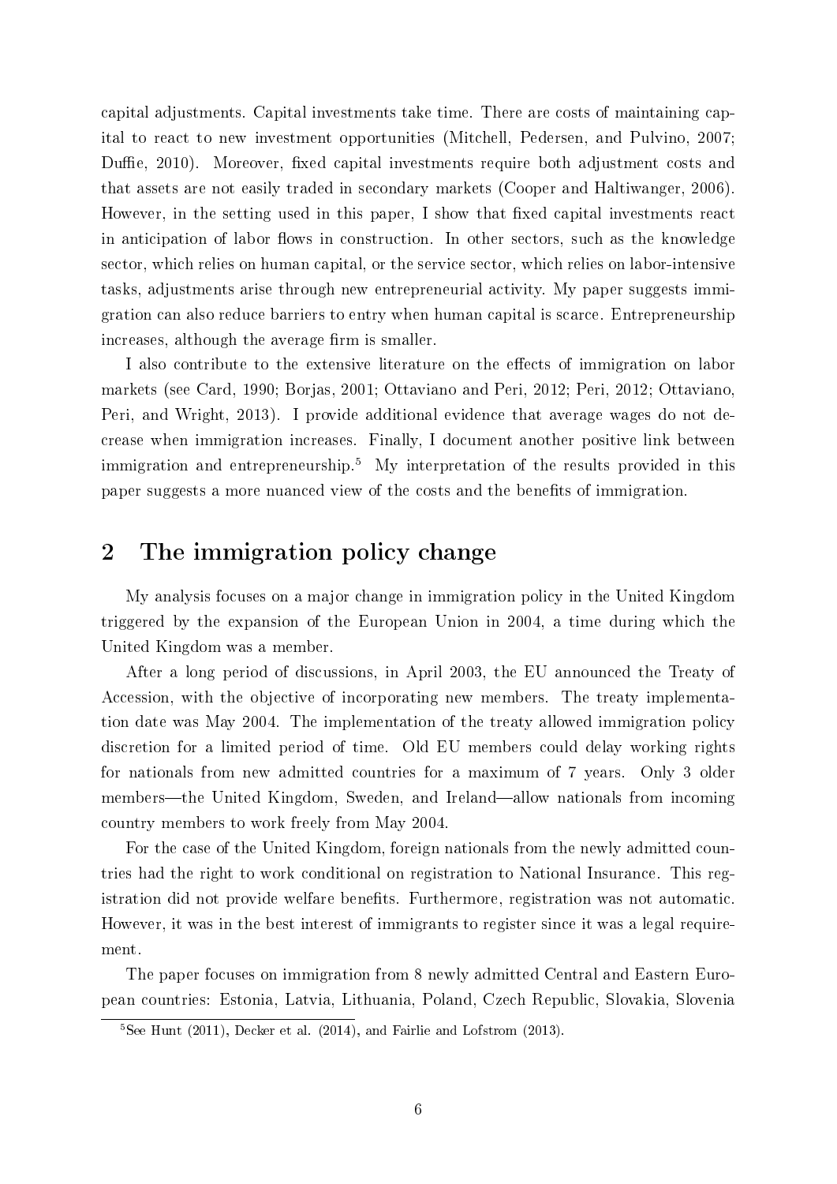capital adjustments. Capital investments take time. There are costs of maintaining capital to react to new investment opportunities (Mitchell, Pedersen, and Pulvino, 2007; Duffie, 2010). Moreover, fixed capital investments require both adjustment costs and that assets are not easily traded in secondary markets (Cooper and Haltiwanger, 2006). However, in the setting used in this paper, I show that fixed capital investments react in anticipation of labor flows in construction. In other sectors, such as the knowledge sector, which relies on human capital, or the service sector, which relies on labor-intensive tasks, adjustments arise through new entrepreneurial activity. My paper suggests immigration can also reduce barriers to entry when human capital is scarce. Entrepreneurship increases, although the average firm is smaller.

I also contribute to the extensive literature on the effects of immigration on labor markets (see Card, 1990; Borjas, 2001; Ottaviano and Peri, 2012; Peri, 2012; Ottaviano, Peri, and Wright, 2013). I provide additional evidence that average wages do not decrease when immigration increases. Finally, I document another positive link between immigration and entrepreneurship.[5] My interpretation of the results provided in this paper suggests a more nuanced view of the costs and the benefits of immigration.

## 2 The immigration policy change

My analysis focuses on a major change in immigration policy in the United Kingdom triggered by the expansion of the European Union in 2004, a time during which the United Kingdom was a member.

After a long period of discussions, in April 2003, the EU announced the Treaty of Accession, with the objective of incorporating new members. The treaty implementation date was May 2004. The implementation of the treaty allowed immigration policy discretion for a limited period of time. Old EU members could delay working rights for nationals from new admitted countries for a maximum of 7 years. Only 3 older members—the United Kingdom, Sweden, and Ireland—allow nationals from incoming country members to work freely from May 2004.

For the case of the United Kingdom, foreign nationals from the newly admitted countries had the right to work conditional on registration to National Insurance. This registration did not provide welfare benefits. Furthermore, registration was not automatic. However, it was in the best interest of immigrants to register since it was a legal requirement.

The paper focuses on immigration from 8 newly admitted Central and Eastern European countries: Estonia, Latvia, Lithuania, Poland, Czech Republic, Slovakia, Slovenia

[5] See Hunt (2011), Decker et al. (2014), and Fairlie and Lofstrom (2013).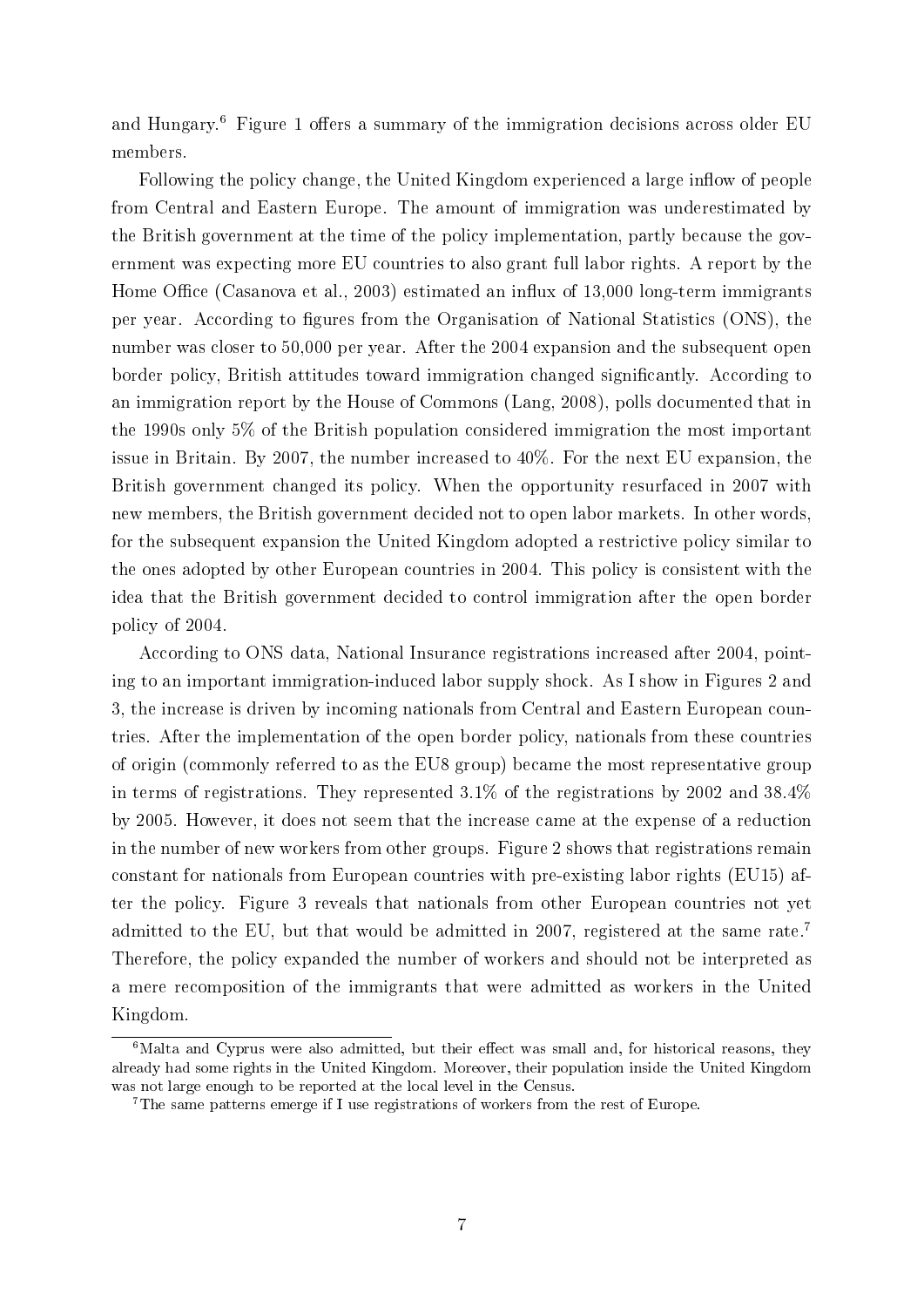and Hungary.[6] Figure 1 offers a summary of the immigration decisions across older EU members.

Following the policy change, the United Kingdom experienced a large inflow of people from Central and Eastern Europe. The amount of immigration was underestimated by the British government at the time of the policy implementation, partly because the government was expecting more EU countries to also grant full labor rights. A report by the Home Office (Casanova et al., 2003) estimated an influx of 13,000 long-term immigrants per year. According to figures from the Organisation of National Statistics (ONS), the number was closer to 50,000 per year. After the 2004 expansion and the subsequent open border policy, British attitudes toward immigration changed significantly. According to an immigration report by the House of Commons (Lang, 2008), polls documented that in the 1990s only 5% of the British population considered immigration the most important issue in Britain. By 2007, the number increased to 40%. For the next EU expansion, the British government changed its policy. When the opportunity resurfaced in 2007 with new members, the British government decided not to open labor markets. In other words, for the subsequent expansion the United Kingdom adopted a restrictive policy similar to the ones adopted by other European countries in 2004. This policy is consistent with the idea that the British government decided to control immigration after the open border policy of 2004.

According to ONS data, National Insurance registrations increased after 2004, pointing to an important immigration-induced labor supply shock. As I show in Figures 2 and 3, the increase is driven by incoming nationals from Central and Eastern European countries. After the implementation of the open border policy, nationals from these countries of origin (commonly referred to as the EU8 group) became the most representative group in terms of registrations. They represented 3.1% of the registrations by 2002 and 38.4% by 2005. However, it does not seem that the increase came at the expense of a reduction in the number of new workers from other groups. Figure 2 shows that registrations remain constant for nationals from European countries with pre-existing labor rights (EU15) after the policy. Figure 3 reveals that nationals from other European countries not yet admitted to the EU, but that would be admitted in 2007, registered at the same rate.[7] Therefore, the policy expanded the number of workers and should not be interpreted as a mere recomposition of the immigrants that were admitted as workers in the United Kingdom.

[6] Malta and Cyprus were also admitted, but their effect was small and, for historical reasons, they already had some rights in the United Kingdom. Moreover, their population inside the United Kingdom was not large enough to be reported at the local level in the Census.

[7] The same patterns emerge if I use registrations of workers from the rest of Europe.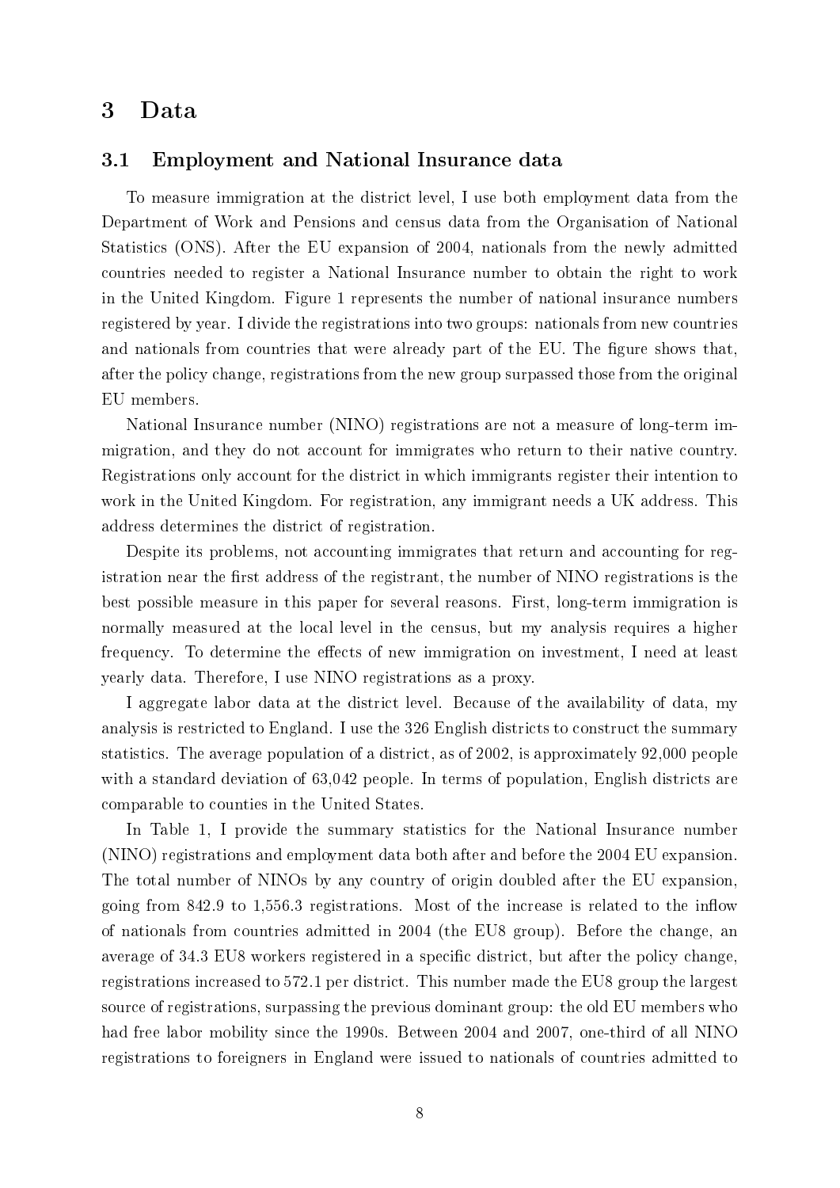# 3 Data

## 3.1 Employment and National Insurance data

To measure immigration at the district level, I use both employment data from the Department of Work and Pensions and census data from the Organisation of National Statistics (ONS). After the EU expansion of 2004, nationals from the newly admitted countries needed to register a National Insurance number to obtain the right to work in the United Kingdom. Figure 1 represents the number of national insurance numbers registered by year. I divide the registrations into two groups: nationals from new countries and nationals from countries that were already part of the EU. The figure shows that, after the policy change, registrations from the new group surpassed those from the original EU members.

National Insurance number (NINO) registrations are not a measure of long-term immigration, and they do not account for immigrates who return to their native country. Registrations only account for the district in which immigrants register their intention to work in the United Kingdom. For registration, any immigrant needs a UK address. This address determines the district of registration.

Despite its problems, not accounting immigrates that return and accounting for registration near the first address of the registrant, the number of NINO registrations is the best possible measure in this paper for several reasons. First, long-term immigration is normally measured at the local level in the census, but my analysis requires a higher frequency. To determine the effects of new immigration on investment, I need at least yearly data. Therefore, I use NINO registrations as a proxy.

I aggregate labor data at the district level. Because of the availability of data, my analysis is restricted to England. I use the 326 English districts to construct the summary statistics. The average population of a district, as of 2002, is approximately 92,000 people with a standard deviation of 63,042 people. In terms of population, English districts are comparable to counties in the United States.

In Table 1, I provide the summary statistics for the National Insurance number (NINO) registrations and employment data both after and before the 2004 EU expansion. The total number of NINOs by any country of origin doubled after the EU expansion, going from 842.9 to 1,556.3 registrations. Most of the increase is related to the inflow of nationals from countries admitted in 2004 (the EU8 group). Before the change, an average of 34.3 EU8 workers registered in a specific district, but after the policy change, registrations increased to 572.1 per district. This number made the EU8 group the largest source of registrations, surpassing the previous dominant group: the old EU members who had free labor mobility since the 1990s. Between 2004 and 2007, one-third of all NINO registrations to foreigners in England were issued to nationals of countries admitted to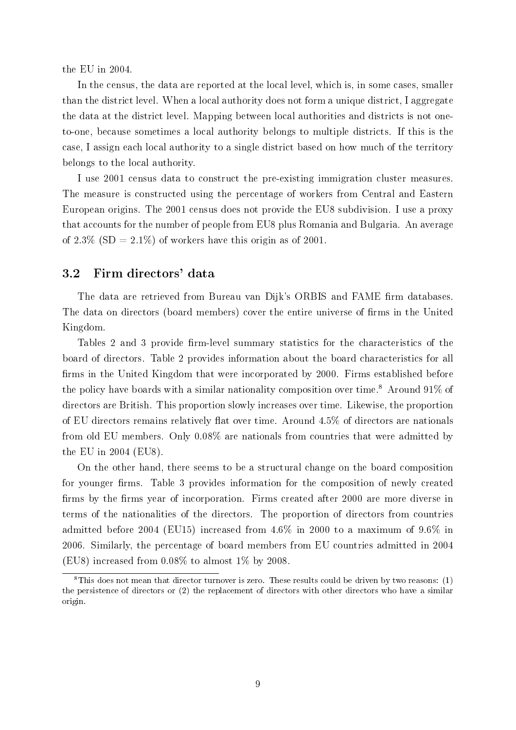the EU in 2004.

In the census, the data are reported at the local level, which is, in some cases, smaller than the district level. When a local authority does not form a unique district, I aggregate the data at the district level. Mapping between local authorities and districts is not one-to-one, because sometimes a local authority belongs to multiple districts. If this is the case, I assign each local authority to a single district based on how much of the territory belongs to the local authority.

I use 2001 census data to construct the pre-existing immigration cluster measures. The measure is constructed using the percentage of workers from Central and Eastern European origins. The 2001 census does not provide the EU8 subdivision. I use a proxy that accounts for the number of people from EU8 plus Romania and Bulgaria. An average of 2.3% (SD = 2.1%) of workers have this origin as of 2001.

## 3.2 Firm directors' data

The data are retrieved from Bureau van Dijk's ORBIS and FAME firm databases. The data on directors (board members) cover the entire universe of firms in the United Kingdom.

Tables 2 and 3 provide firm-level summary statistics for the characteristics of the board of directors. Table 2 provides information about the board characteristics for all firms in the United Kingdom that were incorporated by 2000. Firms established before the policy have boards with a similar nationality composition over time.[8] Around 91% of directors are British. This proportion slowly increases over time. Likewise, the proportion of EU directors remains relatively flat over time. Around 4.5% of directors are nationals from old EU members. Only 0.08% are nationals from countries that were admitted by the EU in 2004 (EU8).

On the other hand, there seems to be a structural change on the board composition for younger firms. Table 3 provides information for the composition of newly created firms by the firms year of incorporation. Firms created after 2000 are more diverse in terms of the nationalities of the directors. The proportion of directors from countries admitted before 2004 (EU15) increased from 4.6% in 2000 to a maximum of 9.6% in 2006. Similarly, the percentage of board members from EU countries admitted in 2004 (EU8) increased from 0.08% to almost 1% by 2008.

[8] This does not mean that director turnover is zero. These results could be driven by two reasons: (1) the persistence of directors or (2) the replacement of directors with other directors who have a similar origin.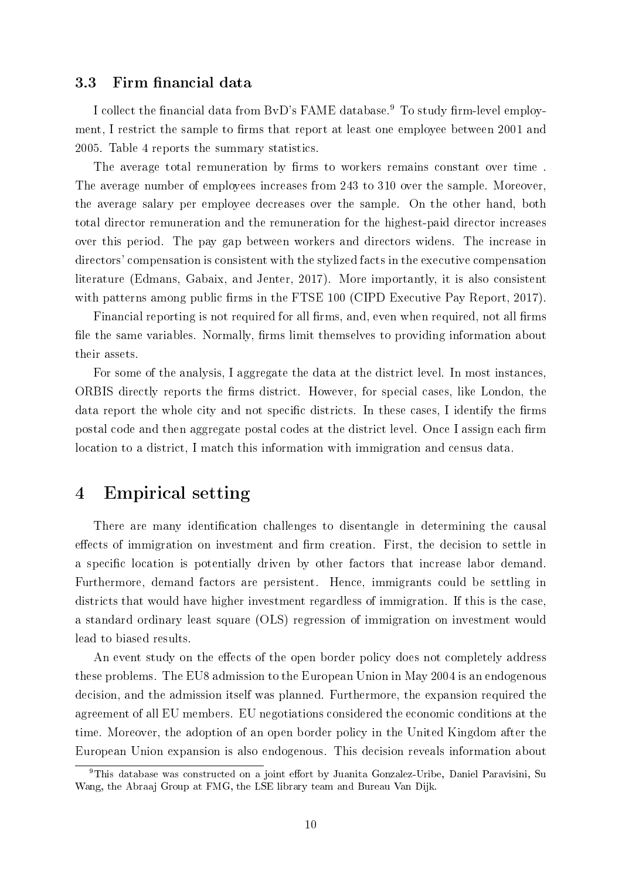### 3.3 Firm financial data

I collect the financial data from BvD's FAME database.[9] To study firm-level employment, I restrict the sample to firms that report at least one employee between 2001 and 2005. Table 4 reports the summary statistics.

The average total remuneration by firms to workers remains constant over time . The average number of employees increases from 243 to 310 over the sample. Moreover, the average salary per employee decreases over the sample. On the other hand, both total director remuneration and the remuneration for the highest-paid director increases over this period. The pay gap between workers and directors widens. The increase in directors' compensation is consistent with the stylized facts in the executive compensation literature (Edmans, Gabaix, and Jenter, 2017). More importantly, it is also consistent with patterns among public firms in the FTSE 100 (CIPD Executive Pay Report, 2017).

Financial reporting is not required for all firms, and, even when required, not all firms file the same variables. Normally, firms limit themselves to providing information about their assets.

For some of the analysis, I aggregate the data at the district level. In most instances, ORBIS directly reports the firms district. However, for special cases, like London, the data report the whole city and not specific districts. In these cases, I identify the firms postal code and then aggregate postal codes at the district level. Once I assign each firm location to a district, I match this information with immigration and census data.

## 4 Empirical setting

There are many identification challenges to disentangle in determining the causal effects of immigration on investment and firm creation. First, the decision to settle in a specific location is potentially driven by other factors that increase labor demand. Furthermore, demand factors are persistent. Hence, immigrants could be settling in districts that would have higher investment regardless of immigration. If this is the case, a standard ordinary least square (OLS) regression of immigration on investment would lead to biased results.

An event study on the effects of the open border policy does not completely address these problems. The EU8 admission to the European Union in May 2004 is an endogenous decision, and the admission itself was planned. Furthermore, the expansion required the agreement of all EU members. EU negotiations considered the economic conditions at the time. Moreover, the adoption of an open border policy in the United Kingdom after the European Union expansion is also endogenous. This decision reveals information about

[9] This database was constructed on a joint effort by Juanita Gonzalez-Uribe, Daniel Paravisini, Su Wang, the Abraaj Group at FMG, the LSE library team and Bureau Van Dijk.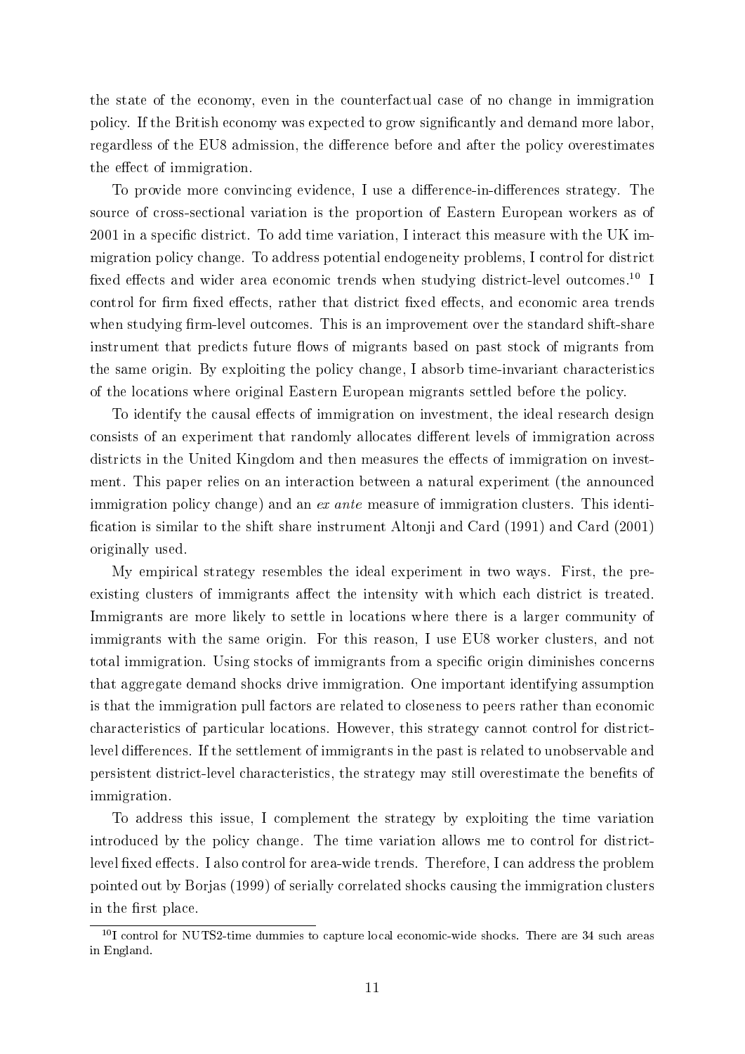the state of the economy, even in the counterfactual case of no change in immigration policy. If the British economy was expected to grow significantly and demand more labor, regardless of the EU8 admission, the difference before and after the policy overestimates the effect of immigration.

To provide more convincing evidence, I use a difference-in-differences strategy. The source of cross-sectional variation is the proportion of Eastern European workers as of 2001 in a specific district. To add time variation, I interact this measure with the UK immigration policy change. To address potential endogeneity problems, I control for district fixed effects and wider area economic trends when studying district-level outcomes.[10] I control for firm fixed effects, rather that district fixed effects, and economic area trends when studying firm-level outcomes. This is an improvement over the standard shift-share instrument that predicts future flows of migrants based on past stock of migrants from the same origin. By exploiting the policy change, I absorb time-invariant characteristics of the locations where original Eastern European migrants settled before the policy.

To identify the causal effects of immigration on investment, the ideal research design consists of an experiment that randomly allocates different levels of immigration across districts in the United Kingdom and then measures the effects of immigration on investment. This paper relies on an interaction between a natural experiment (the announced immigration policy change) and an *ex ante* measure of immigration clusters. This identification is similar to the shift share instrument Altonji and Card (1991) and Card (2001) originally used.

My empirical strategy resembles the ideal experiment in two ways. First, the pre-existing clusters of immigrants affect the intensity with which each district is treated. Immigrants are more likely to settle in locations where there is a larger community of immigrants with the same origin. For this reason, I use EU8 worker clusters, and not total immigration. Using stocks of immigrants from a specific origin diminishes concerns that aggregate demand shocks drive immigration. One important identifying assumption is that the immigration pull factors are related to closeness to peers rather than economic characteristics of particular locations. However, this strategy cannot control for district-level differences. If the settlement of immigrants in the past is related to unobservable and persistent district-level characteristics, the strategy may still overestimate the benefits of immigration.

To address this issue, I complement the strategy by exploiting the time variation introduced by the policy change. The time variation allows me to control for district-level fixed effects. I also control for area-wide trends. Therefore, I can address the problem pointed out by Borjas (1999) of serially correlated shocks causing the immigration clusters in the first place.

[10] I control for NUTS2-time dummies to capture local economic-wide shocks. There are 34 such areas in England.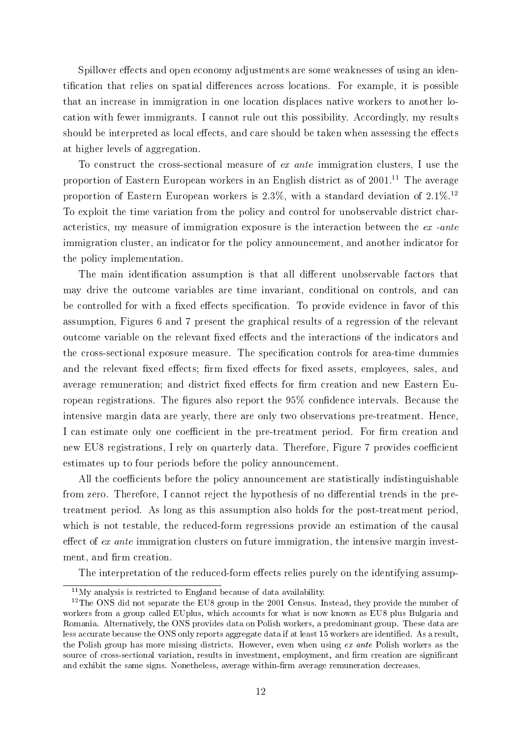Spillover effects and open economy adjustments are some weaknesses of using an identification that relies on spatial differences across locations. For example, it is possible that an increase in immigration in one location displaces native workers to another location with fewer immigrants. I cannot rule out this possibility. Accordingly, my results should be interpreted as local effects, and care should be taken when assessing the effects at higher levels of aggregation.

To construct the cross-sectional measure of *ex ante* immigration clusters, I use the proportion of Eastern European workers in an English district as of 2001.[11] The average proportion of Eastern European workers is 2.3%, with a standard deviation of 2.1%.[12] To exploit the time variation from the policy and control for unobservable district characteristics, my measure of immigration exposure is the interaction between the *ex -ante* immigration cluster, an indicator for the policy announcement, and another indicator for the policy implementation.

The main identification assumption is that all different unobservable factors that may drive the outcome variables are time invariant, conditional on controls, and can be controlled for with a fixed effects specification. To provide evidence in favor of this assumption, Figures 6 and 7 present the graphical results of a regression of the relevant outcome variable on the relevant fixed effects and the interactions of the indicators and the cross-sectional exposure measure. The specification controls for area-time dummies and the relevant fixed effects; firm fixed effects for fixed assets, employees, sales, and average remuneration; and district fixed effects for firm creation and new Eastern European registrations. The figures also report the 95% confidence intervals. Because the intensive margin data are yearly, there are only two observations pre-treatment. Hence, I can estimate only one coefficient in the pre-treatment period. For firm creation and new EU8 registrations, I rely on quarterly data. Therefore, Figure 7 provides coefficient estimates up to four periods before the policy announcement.

All the coefficients before the policy announcement are statistically indistinguishable from zero. Therefore, I cannot reject the hypothesis of no differential trends in the pre-treatment period. As long as this assumption also holds for the post-treatment period, which is not testable, the reduced-form regressions provide an estimation of the causal effect of *ex ante* immigration clusters on future immigration, the intensive margin investment, and firm creation.

The interpretation of the reduced-form effects relies purely on the identifying assump-

[11] My analysis is restricted to England because of data availability.

[12] The ONS did not separate the EU8 group in the 2001 Census. Instead, they provide the number of workers from a group called EUplus, which accounts for what is now known as EU8 plus Bulgaria and Romania. Alternatively, the ONS provides data on Polish workers, a predominant group. These data are less accurate because the ONS only reports aggregate data if at least 15 workers are identified. As a result, the Polish group has more missing districts. However, even when using *ex ante* Polish workers as the source of cross-sectional variation, results in investment, employment, and firm creation are significant and exhibit the same signs. Nonetheless, average within-firm average remuneration decreases.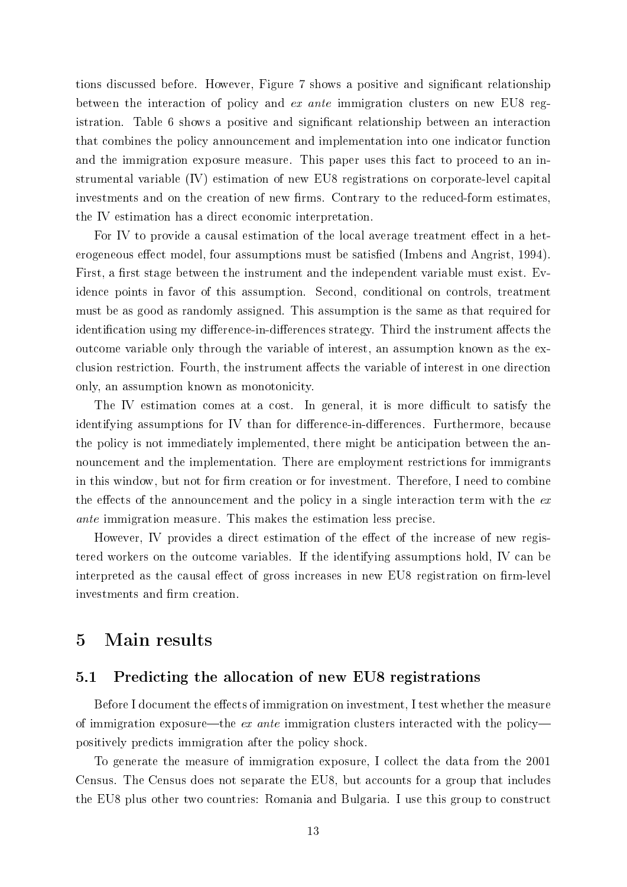tions discussed before. However, Figure 7 shows a positive and significant relationship between the interaction of policy and *ex ante* immigration clusters on new EU8 registration. Table 6 shows a positive and significant relationship between an interaction that combines the policy announcement and implementation into one indicator function and the immigration exposure measure. This paper uses this fact to proceed to an instrumental variable (IV) estimation of new EU8 registrations on corporate-level capital investments and on the creation of new firms. Contrary to the reduced-form estimates, the IV estimation has a direct economic interpretation.

For IV to provide a causal estimation of the local average treatment effect in a heterogeneous effect model, four assumptions must be satisfied (Imbens and Angrist, 1994). First, a first stage between the instrument and the independent variable must exist. Evidence points in favor of this assumption. Second, conditional on controls, treatment must be as good as randomly assigned. This assumption is the same as that required for identification using my difference-in-differences strategy. Third the instrument affects the outcome variable only through the variable of interest, an assumption known as the exclusion restriction. Fourth, the instrument affects the variable of interest in one direction only, an assumption known as monotonicity.

The IV estimation comes at a cost. In general, it is more difficult to satisfy the identifying assumptions for IV than for difference-in-differences. Furthermore, because the policy is not immediately implemented, there might be anticipation between the announcement and the implementation. There are employment restrictions for immigrants in this window, but not for firm creation or for investment. Therefore, I need to combine the effects of the announcement and the policy in a single interaction term with the *ex ante* immigration measure. This makes the estimation less precise.

However, IV provides a direct estimation of the effect of the increase of new registered workers on the outcome variables. If the identifying assumptions hold, IV can be interpreted as the causal effect of gross increases in new EU8 registration on firm-level investments and firm creation.

# 5 Main results

## 5.1 Predicting the allocation of new EU8 registrations

Before I document the effects of immigration on investment, I test whether the measure of immigration exposure—the *ex ante* immigration clusters interacted with the policy—positively predicts immigration after the policy shock.

To generate the measure of immigration exposure, I collect the data from the 2001 Census. The Census does not separate the EU8, but accounts for a group that includes the EU8 plus other two countries: Romania and Bulgaria. I use this group to construct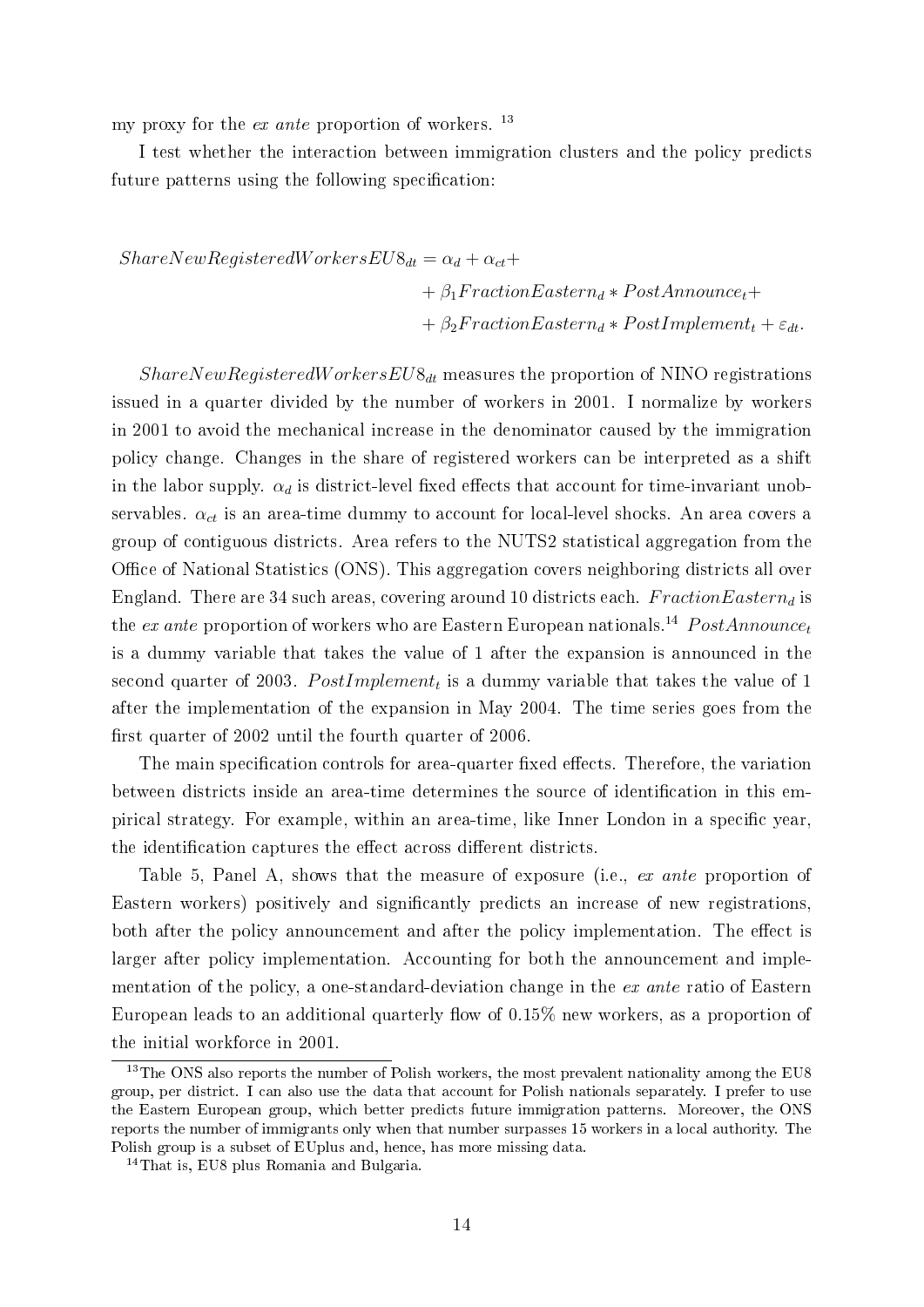my proxy for the *ex ante* proportion of workers. [13]

I test whether the interaction between immigration clusters and the policy predicts future patterns using the following specification:

$$
\begin{aligned}
ShareNewRegisteredWorkersEU8_{dt} = \alpha_d + \alpha_{ct} + \\
+ \beta_1 FractionEastern_d * PostAnnounce_t + \\
+ \beta_2 FractionEastern_d * PostImplement_t + \varepsilon_{dt}.
\end{aligned}
$$

$ShareNewRegisteredWorkersEU8_{dt}$ measures the proportion of NINO registrations issued in a quarter divided by the number of workers in 2001. I normalize by workers in 2001 to avoid the mechanical increase in the denominator caused by the immigration policy change. Changes in the share of registered workers can be interpreted as a shift in the labor supply. $\alpha_d$ is district-level fixed effects that account for time-invariant unobservables. $\alpha_{ct}$ is an area-time dummy to account for local-level shocks. An area covers a group of contiguous districts. Area refers to the NUTS2 statistical aggregation from the Office of National Statistics (ONS). This aggregation covers neighboring districts all over England. There are 34 such areas, covering around 10 districts each. $FractionEastern_d$ is the *ex ante* proportion of workers who are Eastern European nationals.[14] $PostAnnounce_t$ is a dummy variable that takes the value of 1 after the expansion is announced in the second quarter of 2003. $PostImplement_t$ is a dummy variable that takes the value of 1 after the implementation of the expansion in May 2004. The time series goes from the first quarter of 2002 until the fourth quarter of 2006.

The main specification controls for area-quarter fixed effects. Therefore, the variation between districts inside an area-time determines the source of identification in this empirical strategy. For example, within an area-time, like Inner London in a specific year, the identification captures the effect across different districts.

Table 5, Panel A, shows that the measure of exposure (i.e., *ex ante* proportion of Eastern workers) positively and significantly predicts an increase of new registrations, both after the policy announcement and after the policy implementation. The effect is larger after policy implementation. Accounting for both the announcement and implementation of the policy, a one-standard-deviation change in the *ex ante* ratio of Eastern European leads to an additional quarterly flow of 0.15% new workers, as a proportion of the initial workforce in 2001.

[13] The ONS also reports the number of Polish workers, the most prevalent nationality among the EU8 group, per district. I can also use the data that account for Polish nationals separately. I prefer to use the Eastern European group, which better predicts future immigration patterns. Moreover, the ONS reports the number of immigrants only when that number surpasses 15 workers in a local authority. The Polish group is a subset of EUplus and, hence, has more missing data.

[14] That is, EU8 plus Romania and Bulgaria.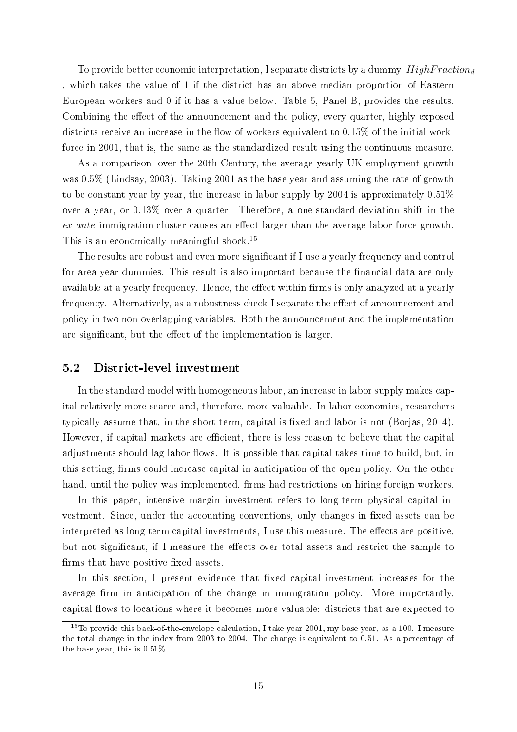To provide better economic interpretation, I separate districts by a dummy, $HighFraction_d$ , which takes the value of 1 if the district has an above-median proportion of Eastern European workers and 0 if it has a value below. Table 5, Panel B, provides the results. Combining the effect of the announcement and the policy, every quarter, highly exposed districts receive an increase in the flow of workers equivalent to 0.15% of the initial workforce in 2001, that is, the same as the standardized result using the continuous measure.

As a comparison, over the 20th Century, the average yearly UK employment growth was 0.5% (Lindsay, 2003). Taking 2001 as the base year and assuming the rate of growth to be constant year by year, the increase in labor supply by 2004 is approximately 0.51% over a year, or 0.13% over a quarter. Therefore, a one-standard-deviation shift in the *ex ante* immigration cluster causes an effect larger than the average labor force growth. This is an economically meaningful shock.[15]

The results are robust and even more significant if I use a yearly frequency and control for area-year dummies. This result is also important because the financial data are only available at a yearly frequency. Hence, the effect within firms is only analyzed at a yearly frequency. Alternatively, as a robustness check I separate the effect of announcement and policy in two non-overlapping variables. Both the announcement and the implementation are significant, but the effect of the implementation is larger.

## 5.2 District-level investment

In the standard model with homogeneous labor, an increase in labor supply makes capital relatively more scarce and, therefore, more valuable. In labor economics, researchers typically assume that, in the short-term, capital is fixed and labor is not (Borjas, 2014). However, if capital markets are efficient, there is less reason to believe that the capital adjustments should lag labor flows. It is possible that capital takes time to build, but, in this setting, firms could increase capital in anticipation of the open policy. On the other hand, until the policy was implemented, firms had restrictions on hiring foreign workers.

In this paper, intensive margin investment refers to long-term physical capital investment. Since, under the accounting conventions, only changes in fixed assets can be interpreted as long-term capital investments, I use this measure. The effects are positive, but not significant, if I measure the effects over total assets and restrict the sample to firms that have positive fixed assets.

In this section, I present evidence that fixed capital investment increases for the average firm in anticipation of the change in immigration policy. More importantly, capital flows to locations where it becomes more valuable: districts that are expected to

[15] To provide this back-of-the-envelope calculation, I take year 2001, my base year, as a 100. I measure the total change in the index from 2003 to 2004. The change is equivalent to 0.51. As a percentage of the base year, this is 0.51%.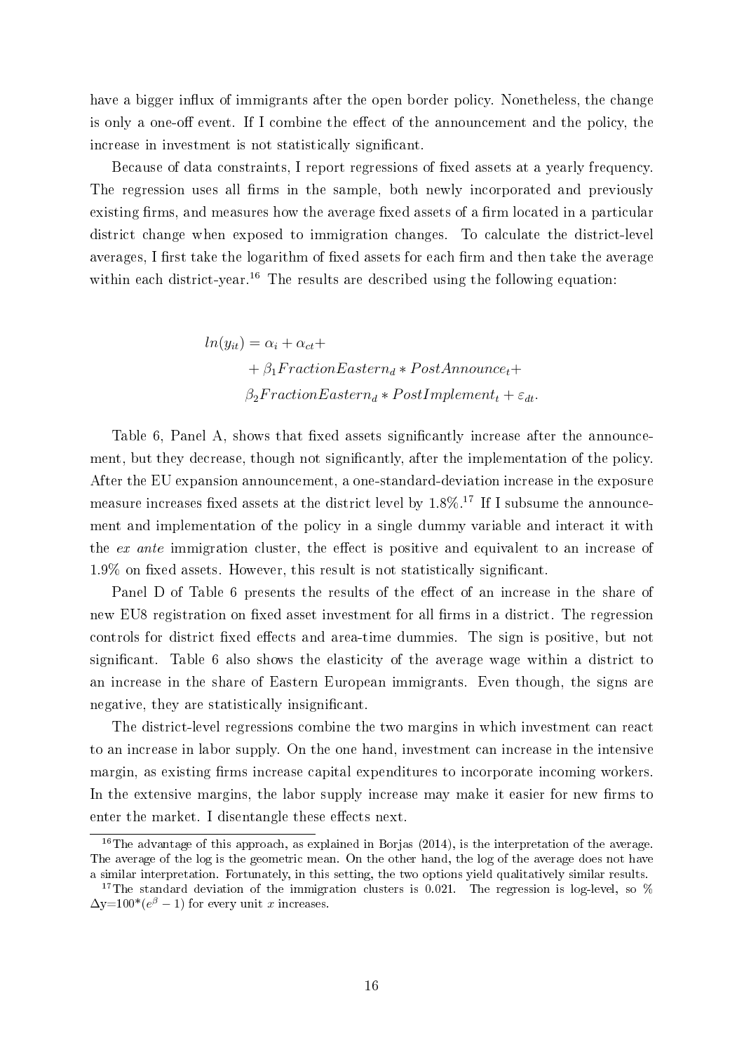have a bigger influx of immigrants after the open border policy. Nonetheless, the change is only a one-off event. If I combine the effect of the announcement and the policy, the increase in investment is not statistically significant.

Because of data constraints, I report regressions of fixed assets at a yearly frequency. The regression uses all firms in the sample, both newly incorporated and previously existing firms, and measures how the average fixed assets of a firm located in a particular district change when exposed to immigration changes. To calculate the district-level averages, I first take the logarithm of fixed assets for each firm and then take the average within each district-year.[16] The results are described using the following equation:

$$
\begin{aligned}
ln(y_{it}) = \alpha_i + \alpha_{ct} + \\
+ \beta_1 FractionEastern_d * PostAnnounce_t + \\
\beta_2 FractionEastern_d * PostImplement_t + \varepsilon_{dt}.
\end{aligned}
$$

Table 6, Panel A, shows that fixed assets significantly increase after the announcement, but they decrease, though not significantly, after the implementation of the policy. After the EU expansion announcement, a one-standard-deviation increase in the exposure measure increases fixed assets at the district level by 1.8%.[17] If I subsume the announcement and implementation of the policy in a single dummy variable and interact it with the *ex ante* immigration cluster, the effect is positive and equivalent to an increase of 1.9% on fixed assets. However, this result is not statistically significant.

Panel D of Table 6 presents the results of the effect of an increase in the share of new EU8 registration on fixed asset investment for all firms in a district. The regression controls for district fixed effects and area-time dummies. The sign is positive, but not significant. Table 6 also shows the elasticity of the average wage within a district to an increase in the share of Eastern European immigrants. Even though, the signs are negative, they are statistically insignificant.

The district-level regressions combine the two margins in which investment can react to an increase in labor supply. On the one hand, investment can increase in the intensive margin, as existing firms increase capital expenditures to incorporate incoming workers. In the extensive margins, the labor supply increase may make it easier for new firms to enter the market. I disentangle these effects next.

[16] The advantage of this approach, as explained in Borjas (2014), is the interpretation of the average. The average of the log is the geometric mean. On the other hand, the log of the average does not have a similar interpretation. Fortunately, in this setting, the two options yield qualitatively similar results.

[17] The standard deviation of the immigration clusters is 0.021. The regression is log-level, so % $\Delta$y=100*($e^{\beta} - 1$) for every unit $x$ increases.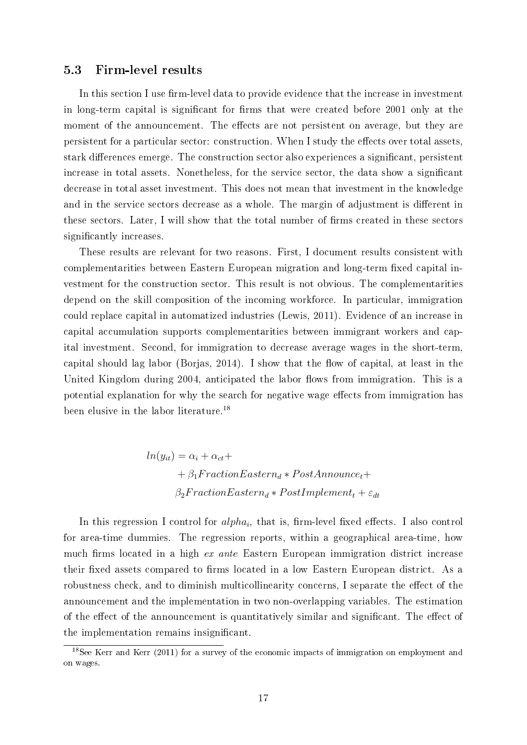## 5.3 Firm-level results

In this section I use firm-level data to provide evidence that the increase in investment in long-term capital is significant for firms that were created before 2001 only at the moment of the announcement. The effects are not persistent on average, but they are persistent for a particular sector: construction. When I study the effects over total assets, stark differences emerge. The construction sector also experiences a significant, persistent increase in total assets. Nonetheless, for the service sector, the data show a significant decrease in total asset investment. This does not mean that investment in the knowledge and in the service sectors decrease as a whole. The margin of adjustment is different in these sectors. Later, I will show that the total number of firms created in these sectors significantly increases.

These results are relevant for two reasons. First, I document results consistent with complementarities between Eastern European migration and long-term fixed capital investment for the construction sector. This result is not obvious. The complementarities depend on the skill composition of the incoming workforce. In particular, immigration could replace capital in automatized industries (Lewis, 2011). Evidence of an increase in capital accumulation supports complementarities between immigrant workers and capital investment. Second, for immigration to decrease average wages in the short-term, capital should lag labor (Borjas, 2014). I show that the flow of capital, at least in the United Kingdom during 2004, anticipated the labor flows from immigration. This is a potential explanation for why the search for negative wage effects from immigration has been elusive in the labor literature.[18]

$$
\begin{aligned}
ln(y_{it}) = \alpha_i + \alpha_{ct} + \\
+ \beta_1 FractionEastern_d * PostAnnounce_t + \\
\beta_2 FractionEastern_d * PostImplement_t + \varepsilon_{dt}
\end{aligned}
$$

In this regression I control for $alpha_i$, that is, firm-level fixed effects. I also control for area-time dummies. The regression reports, within a geographical area-time, how much firms located in a high *ex ante* Eastern European immigration district increase their fixed assets compared to firms located in a low Eastern European district. As a robustness check, and to diminish multicollinearity concerns, I separate the effect of the announcement and the implementation in two non-overlapping variables. The estimation of the effect of the announcement is quantitatively similar and significant. The effect of the implementation remains insignificant.

[18] See Kerr and Kerr (2011) for a survey of the economic impacts of immigration on employment and on wages.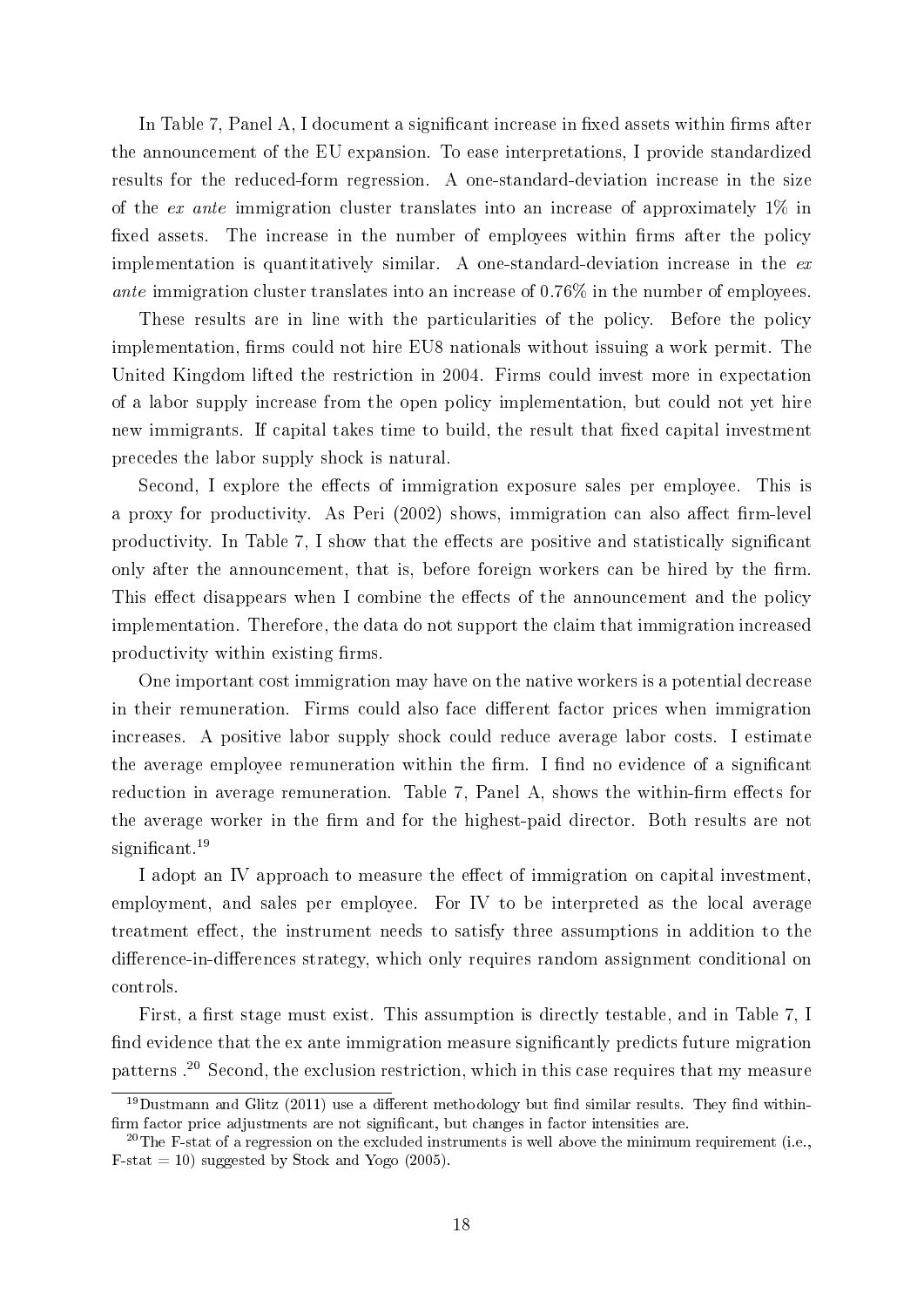In Table 7, Panel A, I document a significant increase in fixed assets within firms after the announcement of the EU expansion. To ease interpretations, I provide standardized results for the reduced-form regression. A one-standard-deviation increase in the size of the *ex ante* immigration cluster translates into an increase of approximately 1% in fixed assets. The increase in the number of employees within firms after the policy implementation is quantitatively similar. A one-standard-deviation increase in the *ex ante* immigration cluster translates into an increase of 0.76% in the number of employees.

These results are in line with the particularities of the policy. Before the policy implementation, firms could not hire EU8 nationals without issuing a work permit. The United Kingdom lifted the restriction in 2004. Firms could invest more in expectation of a labor supply increase from the open policy implementation, but could not yet hire new immigrants. If capital takes time to build, the result that fixed capital investment precedes the labor supply shock is natural.

Second, I explore the effects of immigration exposure sales per employee. This is a proxy for productivity. As Peri (2002) shows, immigration can also affect firm-level productivity. In Table 7, I show that the effects are positive and statistically significant only after the announcement, that is, before foreign workers can be hired by the firm. This effect disappears when I combine the effects of the announcement and the policy implementation. Therefore, the data do not support the claim that immigration increased productivity within existing firms.

One important cost immigration may have on the native workers is a potential decrease in their remuneration. Firms could also face different factor prices when immigration increases. A positive labor supply shock could reduce average labor costs. I estimate the average employee remuneration within the firm. I find no evidence of a significant reduction in average remuneration. Table 7, Panel A, shows the within-firm effects for the average worker in the firm and for the highest-paid director. Both results are not significant.[19]

I adopt an IV approach to measure the effect of immigration on capital investment, employment, and sales per employee. For IV to be interpreted as the local average treatment effect, the instrument needs to satisfy three assumptions in addition to the difference-in-differences strategy, which only requires random assignment conditional on controls.

First, a first stage must exist. This assumption is directly testable, and in Table 7, I find evidence that the ex ante immigration measure significantly predicts future migration patterns .[20] Second, the exclusion restriction, which in this case requires that my measure

[19] Dustmann and Glitz (2011) use a different methodology but find similar results. They find within-firm factor price adjustments are not significant, but changes in factor intensities are.

[20] The F-stat of a regression on the excluded instruments is well above the minimum requirement (i.e., F-stat = 10) suggested by Stock and Yogo (2005).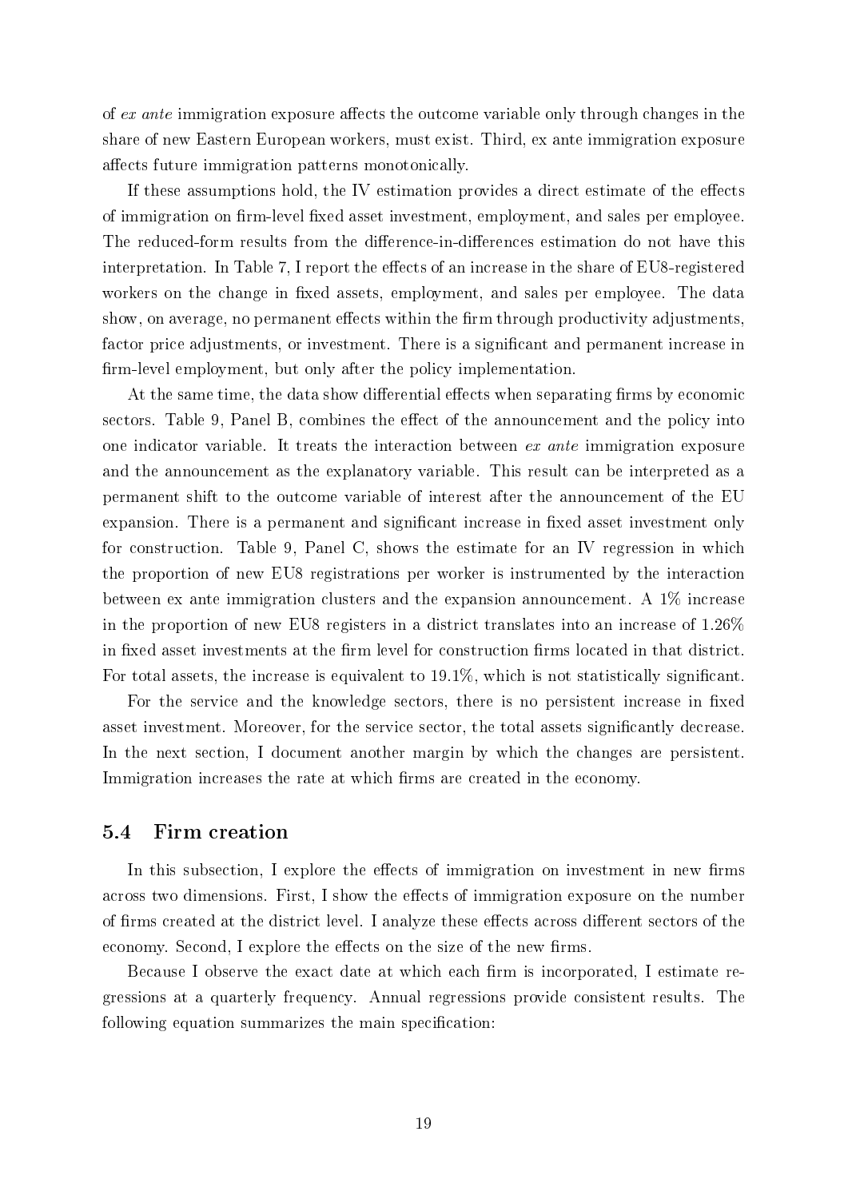of *ex ante* immigration exposure affects the outcome variable only through changes in the share of new Eastern European workers, must exist. Third, ex ante immigration exposure affects future immigration patterns monotonically.

If these assumptions hold, the IV estimation provides a direct estimate of the effects of immigration on firm-level fixed asset investment, employment, and sales per employee. The reduced-form results from the difference-in-differences estimation do not have this interpretation. In Table 7, I report the effects of an increase in the share of EU8-registered workers on the change in fixed assets, employment, and sales per employee. The data show, on average, no permanent effects within the firm through productivity adjustments, factor price adjustments, or investment. There is a significant and permanent increase in firm-level employment, but only after the policy implementation.

At the same time, the data show differential effects when separating firms by economic sectors. Table 9, Panel B, combines the effect of the announcement and the policy into one indicator variable. It treats the interaction between *ex ante* immigration exposure and the announcement as the explanatory variable. This result can be interpreted as a permanent shift to the outcome variable of interest after the announcement of the EU expansion. There is a permanent and significant increase in fixed asset investment only for construction. Table 9, Panel C, shows the estimate for an IV regression in which the proportion of new EU8 registrations per worker is instrumented by the interaction between ex ante immigration clusters and the expansion announcement. A 1% increase in the proportion of new EU8 registers in a district translates into an increase of 1.26% in fixed asset investments at the firm level for construction firms located in that district. For total assets, the increase is equivalent to 19.1%, which is not statistically significant.

For the service and the knowledge sectors, there is no persistent increase in fixed asset investment. Moreover, for the service sector, the total assets significantly decrease. In the next section, I document another margin by which the changes are persistent. Immigration increases the rate at which firms are created in the economy.

### 5.4 Firm creation

In this subsection, I explore the effects of immigration on investment in new firms across two dimensions. First, I show the effects of immigration exposure on the number of firms created at the district level. I analyze these effects across different sectors of the economy. Second, I explore the effects on the size of the new firms.

Because I observe the exact date at which each firm is incorporated, I estimate regressions at a quarterly frequency. Annual regressions provide consistent results. The following equation summarizes the main specification: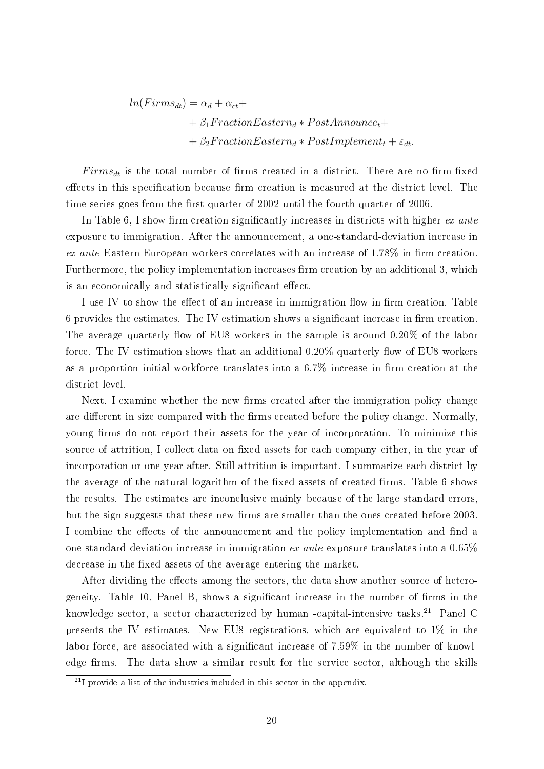$$
\begin{aligned}
ln(Firms_{dt}) = \alpha_d + \alpha_{ct} + \\
+ \beta_1 FractionEastern_d * PostAnnounce_t + \\
+ \beta_2 FractionEastern_d * PostImplement_t + \varepsilon_{dt}.
\end{aligned}
$$

$Firms_{dt}$ is the total number of firms created in a district. There are no firm fixed effects in this specification because firm creation is measured at the district level. The time series goes from the first quarter of 2002 until the fourth quarter of 2006.

In Table 6, I show firm creation significantly increases in districts with higher *ex ante* exposure to immigration. After the announcement, a one-standard-deviation increase in *ex ante* Eastern European workers correlates with an increase of 1.78% in firm creation. Furthermore, the policy implementation increases firm creation by an additional 3, which is an economically and statistically significant effect.

I use IV to show the effect of an increase in immigration flow in firm creation. Table 6 provides the estimates. The IV estimation shows a significant increase in firm creation. The average quarterly flow of EU8 workers in the sample is around 0.20% of the labor force. The IV estimation shows that an additional 0.20% quarterly flow of EU8 workers as a proportion initial workforce translates into a 6.7% increase in firm creation at the district level.

Next, I examine whether the new firms created after the immigration policy change are different in size compared with the firms created before the policy change. Normally, young firms do not report their assets for the year of incorporation. To minimize this source of attrition, I collect data on fixed assets for each company either, in the year of incorporation or one year after. Still attrition is important. I summarize each district by the average of the natural logarithm of the fixed assets of created firms. Table 6 shows the results. The estimates are inconclusive mainly because of the large standard errors, but the sign suggests that these new firms are smaller than the ones created before 2003. I combine the effects of the announcement and the policy implementation and find a one-standard-deviation increase in immigration *ex ante* exposure translates into a 0.65% decrease in the fixed assets of the average entering the market.

After dividing the effects among the sectors, the data show another source of heterogeneity. Table 10, Panel B, shows a significant increase in the number of firms in the knowledge sector, a sector characterized by human -capital-intensive tasks.[21] Panel C presents the IV estimates. New EU8 registrations, which are equivalent to 1% in the labor force, are associated with a significant increase of 7.59% in the number of knowledge firms. The data show a similar result for the service sector, although the skills

[21] I provide a list of the industries included in this sector in the appendix.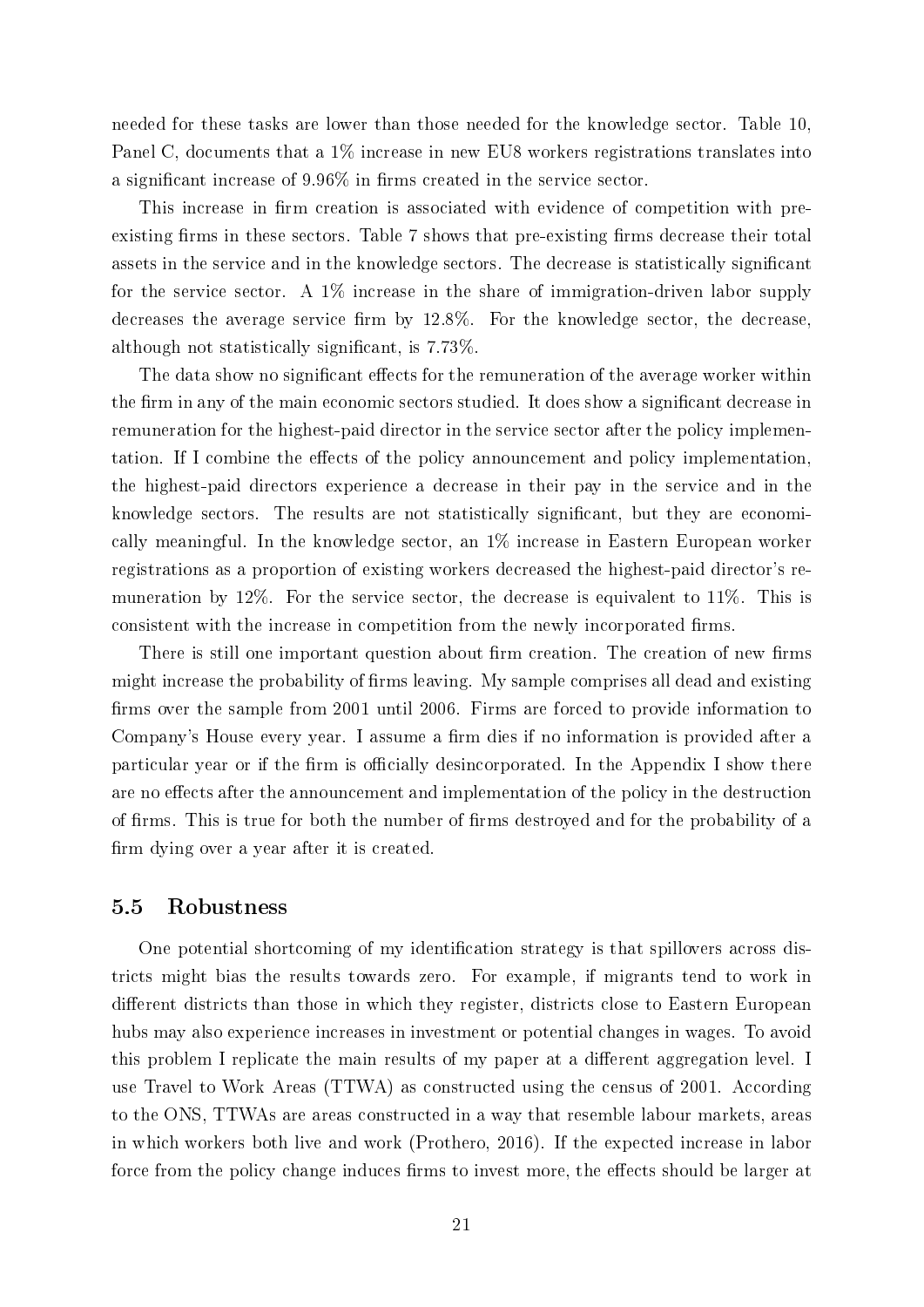needed for these tasks are lower than those needed for the knowledge sector. Table 10, Panel C, documents that a 1% increase in new EU8 workers registrations translates into a significant increase of 9.96% in firms created in the service sector.

This increase in firm creation is associated with evidence of competition with pre-existing firms in these sectors. Table 7 shows that pre-existing firms decrease their total assets in the service and in the knowledge sectors. The decrease is statistically significant for the service sector. A 1% increase in the share of immigration-driven labor supply decreases the average service firm by 12.8%. For the knowledge sector, the decrease, although not statistically significant, is 7.73%.

The data show no significant effects for the remuneration of the average worker within the firm in any of the main economic sectors studied. It does show a significant decrease in remuneration for the highest-paid director in the service sector after the policy implementation. If I combine the effects of the policy announcement and policy implementation, the highest-paid directors experience a decrease in their pay in the service and in the knowledge sectors. The results are not statistically significant, but they are economically meaningful. In the knowledge sector, an 1% increase in Eastern European worker registrations as a proportion of existing workers decreased the highest-paid director's remuneration by 12%. For the service sector, the decrease is equivalent to 11%. This is consistent with the increase in competition from the newly incorporated firms.

There is still one important question about firm creation. The creation of new firms might increase the probability of firms leaving. My sample comprises all dead and existing firms over the sample from 2001 until 2006. Firms are forced to provide information to Company's House every year. I assume a firm dies if no information is provided after a particular year or if the firm is officially desincorporated. In the Appendix I show there are no effects after the announcement and implementation of the policy in the destruction of firms. This is true for both the number of firms destroyed and for the probability of a firm dying over a year after it is created.

## 5.5 Robustness

One potential shortcoming of my identification strategy is that spillovers across districts might bias the results towards zero. For example, if migrants tend to work in different districts than those in which they register, districts close to Eastern European hubs may also experience increases in investment or potential changes in wages. To avoid this problem I replicate the main results of my paper at a different aggregation level. I use Travel to Work Areas (TTWA) as constructed using the census of 2001. According to the ONS, TTWAs are areas constructed in a way that resemble labour markets, areas in which workers both live and work (Prothero, 2016). If the expected increase in labor force from the policy change induces firms to invest more, the effects should be larger at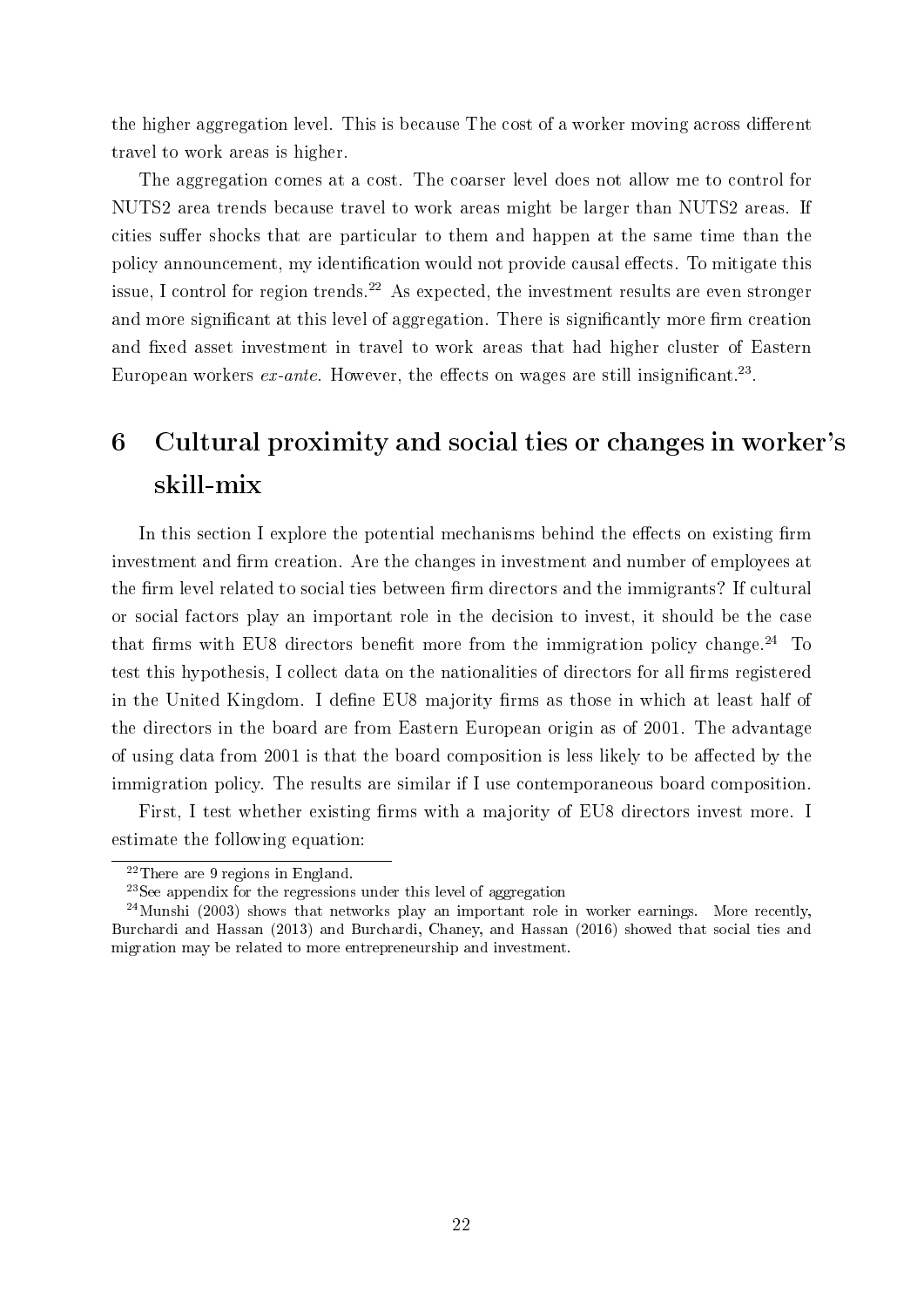the higher aggregation level. This is because The cost of a worker moving across different travel to work areas is higher.

The aggregation comes at a cost. The coarser level does not allow me to control for NUTS2 area trends because travel to work areas might be larger than NUTS2 areas. If cities suffer shocks that are particular to them and happen at the same time than the policy announcement, my identification would not provide causal effects. To mitigate this issue, I control for region trends.[22] As expected, the investment results are even stronger and more significant at this level of aggregation. There is significantly more firm creation and fixed asset investment in travel to work areas that had higher cluster of Eastern European workers *ex-ante*. However, the effects on wages are still insignificant.[23].

# 6 Cultural proximity and social ties or changes in worker's skill-mix

In this section I explore the potential mechanisms behind the effects on existing firm investment and firm creation. Are the changes in investment and number of employees at the firm level related to social ties between firm directors and the immigrants? If cultural or social factors play an important role in the decision to invest, it should be the case that firms with EU8 directors benefit more from the immigration policy change.[24] To test this hypothesis, I collect data on the nationalities of directors for all firms registered in the United Kingdom. I define EU8 majority firms as those in which at least half of the directors in the board are from Eastern European origin as of 2001. The advantage of using data from 2001 is that the board composition is less likely to be affected by the immigration policy. The results are similar if I use contemporaneous board composition.

First, I test whether existing firms with a majority of EU8 directors invest more. I estimate the following equation:

[22] There are 9 regions in England.

[23] See appendix for the regressions under this level of aggregation

[24] Munshi (2003) shows that networks play an important role in worker earnings. More recently, Burchardi and Hassan (2013) and Burchardi, Chaney, and Hassan (2016) showed that social ties and migration may be related to more entrepreneurship and investment.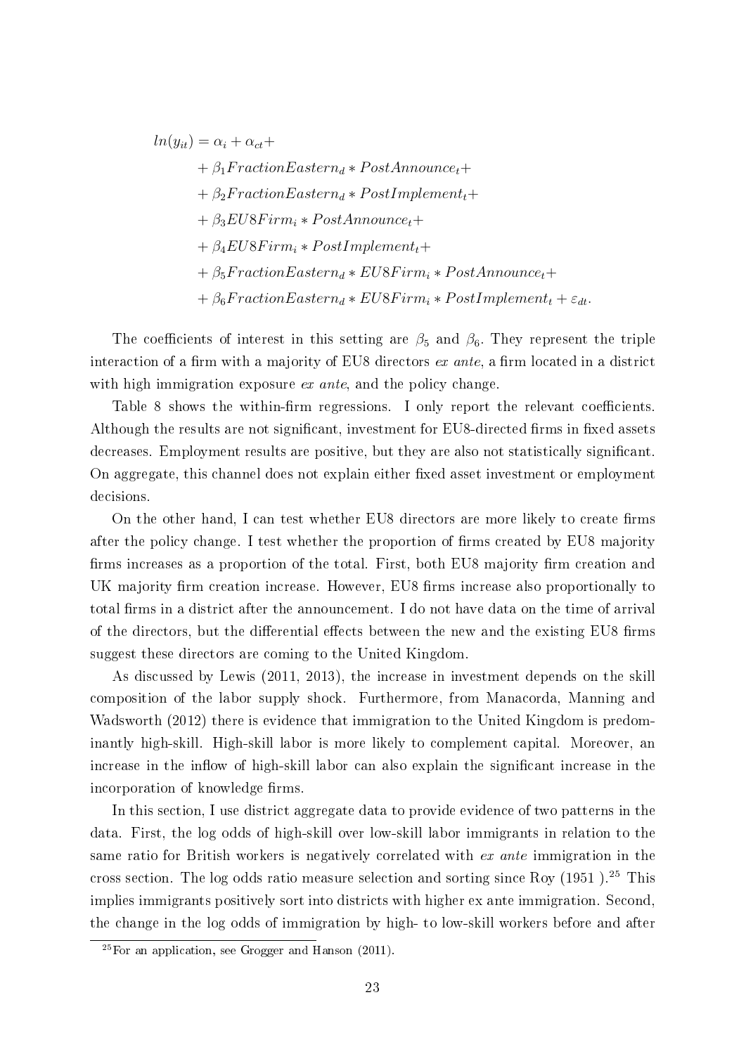$$
\begin{aligned}
ln(y_{it}) = \alpha_i + \alpha_{ct} + \\
&+ \beta_1 FractionEastern_d * PostAnnounce_t + \\
&+ \beta_2 FractionEastern_d * PostImplement_t + \\
&+ \beta_3 EU8Firm_i * PostAnnounce_t + \\
&+ \beta_4 EU8Firm_i * PostImplement_t + \\
&+ \beta_5 FractionEastern_d * EU8Firm_i * PostAnnounce_t + \\
&+ \beta_6 FractionEastern_d * EU8Firm_i * PostImplement_t + \varepsilon_{dt}.
\end{aligned}
$$

The coefficients of interest in this setting are $\beta_5$ and $\beta_6$. They represent the triple interaction of a firm with a majority of EU8 directors *ex ante*, a firm located in a district with high immigration exposure *ex ante*, and the policy change.

Table 8 shows the within-firm regressions. I only report the relevant coefficients. Although the results are not significant, investment for EU8-directed firms in fixed assets decreases. Employment results are positive, but they are also not statistically significant. On aggregate, this channel does not explain either fixed asset investment or employment decisions.

On the other hand, I can test whether EU8 directors are more likely to create firms after the policy change. I test whether the proportion of firms created by EU8 majority firms increases as a proportion of the total. First, both EU8 majority firm creation and UK majority firm creation increase. However, EU8 firms increase also proportionally to total firms in a district after the announcement. I do not have data on the time of arrival of the directors, but the differential effects between the new and the existing EU8 firms suggest these directors are coming to the United Kingdom.

As discussed by Lewis (2011, 2013), the increase in investment depends on the skill composition of the labor supply shock. Furthermore, from Manacorda, Manning and Wadsworth (2012) there is evidence that immigration to the United Kingdom is predominantly high-skill. High-skill labor is more likely to complement capital. Moreover, an increase in the inflow of high-skill labor can also explain the significant increase in the incorporation of knowledge firms.

In this section, I use district aggregate data to provide evidence of two patterns in the data. First, the log odds of high-skill over low-skill labor immigrants in relation to the same ratio for British workers is negatively correlated with *ex ante* immigration in the cross section. The log odds ratio measure selection and sorting since Roy (1951 ).[25] This implies immigrants positively sort into districts with higher ex ante immigration. Second, the change in the log odds of immigration by high- to low-skill workers before and after

[25] For an application, see Grogger and Hanson (2011).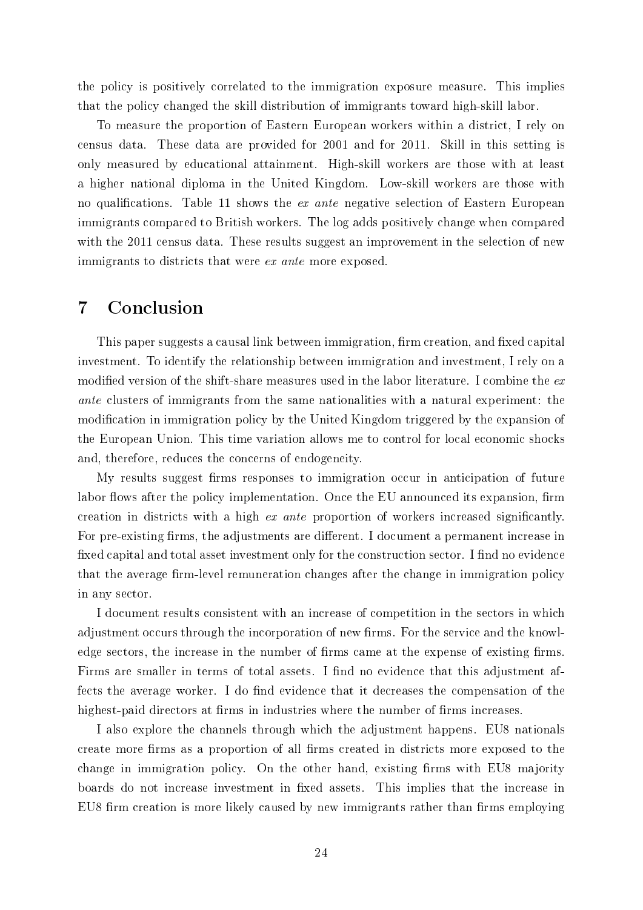the policy is positively correlated to the immigration exposure measure. This implies that the policy changed the skill distribution of immigrants toward high-skill labor.

To measure the proportion of Eastern European workers within a district, I rely on census data. These data are provided for 2001 and for 2011. Skill in this setting is only measured by educational attainment. High-skill workers are those with at least a higher national diploma in the United Kingdom. Low-skill workers are those with no qualifications. Table 11 shows the *ex ante* negative selection of Eastern European immigrants compared to British workers. The log adds positively change when compared with the 2011 census data. These results suggest an improvement in the selection of new immigrants to districts that were *ex ante* more exposed.

# 7 Conclusion

This paper suggests a causal link between immigration, firm creation, and fixed capital investment. To identify the relationship between immigration and investment, I rely on a modified version of the shift-share measures used in the labor literature. I combine the *ex ante* clusters of immigrants from the same nationalities with a natural experiment: the modification in immigration policy by the United Kingdom triggered by the expansion of the European Union. This time variation allows me to control for local economic shocks and, therefore, reduces the concerns of endogeneity.

My results suggest firms responses to immigration occur in anticipation of future labor flows after the policy implementation. Once the EU announced its expansion, firm creation in districts with a high *ex ante* proportion of workers increased significantly. For pre-existing firms, the adjustments are different. I document a permanent increase in fixed capital and total asset investment only for the construction sector. I find no evidence that the average firm-level remuneration changes after the change in immigration policy in any sector.

I document results consistent with an increase of competition in the sectors in which adjustment occurs through the incorporation of new firms. For the service and the knowledge sectors, the increase in the number of firms came at the expense of existing firms. Firms are smaller in terms of total assets. I find no evidence that this adjustment affects the average worker. I do find evidence that it decreases the compensation of the highest-paid directors at firms in industries where the number of firms increases.

I also explore the channels through which the adjustment happens. EU8 nationals create more firms as a proportion of all firms created in districts more exposed to the change in immigration policy. On the other hand, existing firms with EU8 majority boards do not increase investment in fixed assets. This implies that the increase in EU8 firm creation is more likely caused by new immigrants rather than firms employing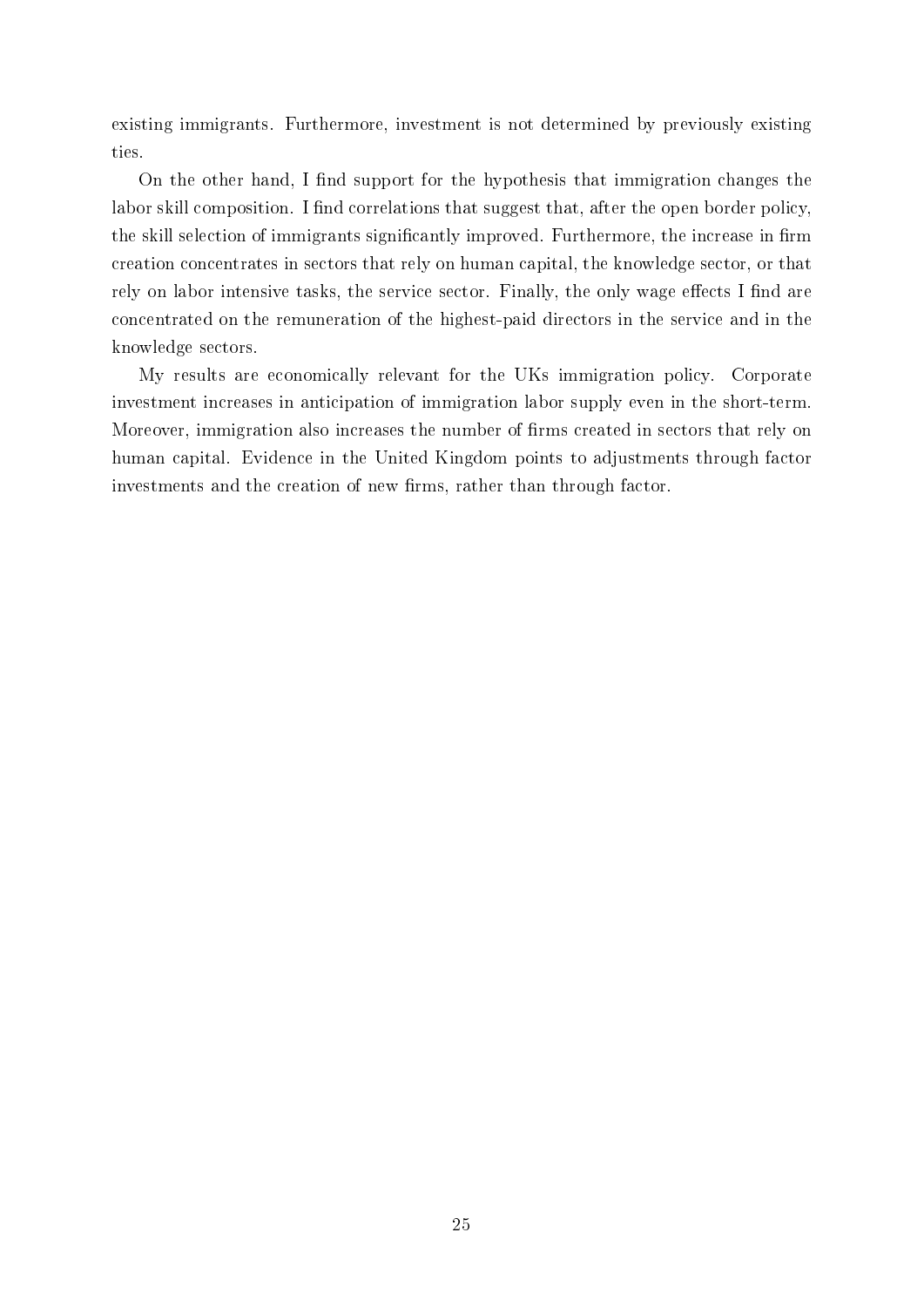existing immigrants. Furthermore, investment is not determined by previously existing ties.

On the other hand, I find support for the hypothesis that immigration changes the labor skill composition. I find correlations that suggest that, after the open border policy, the skill selection of immigrants significantly improved. Furthermore, the increase in firm creation concentrates in sectors that rely on human capital, the knowledge sector, or that rely on labor intensive tasks, the service sector. Finally, the only wage effects I find are concentrated on the remuneration of the highest-paid directors in the service and in the knowledge sectors.

My results are economically relevant for the UKs immigration policy. Corporate investment increases in anticipation of immigration labor supply even in the short-term. Moreover, immigration also increases the number of firms created in sectors that rely on human capital. Evidence in the United Kingdom points to adjustments through factor investments and the creation of new firms, rather than through factor.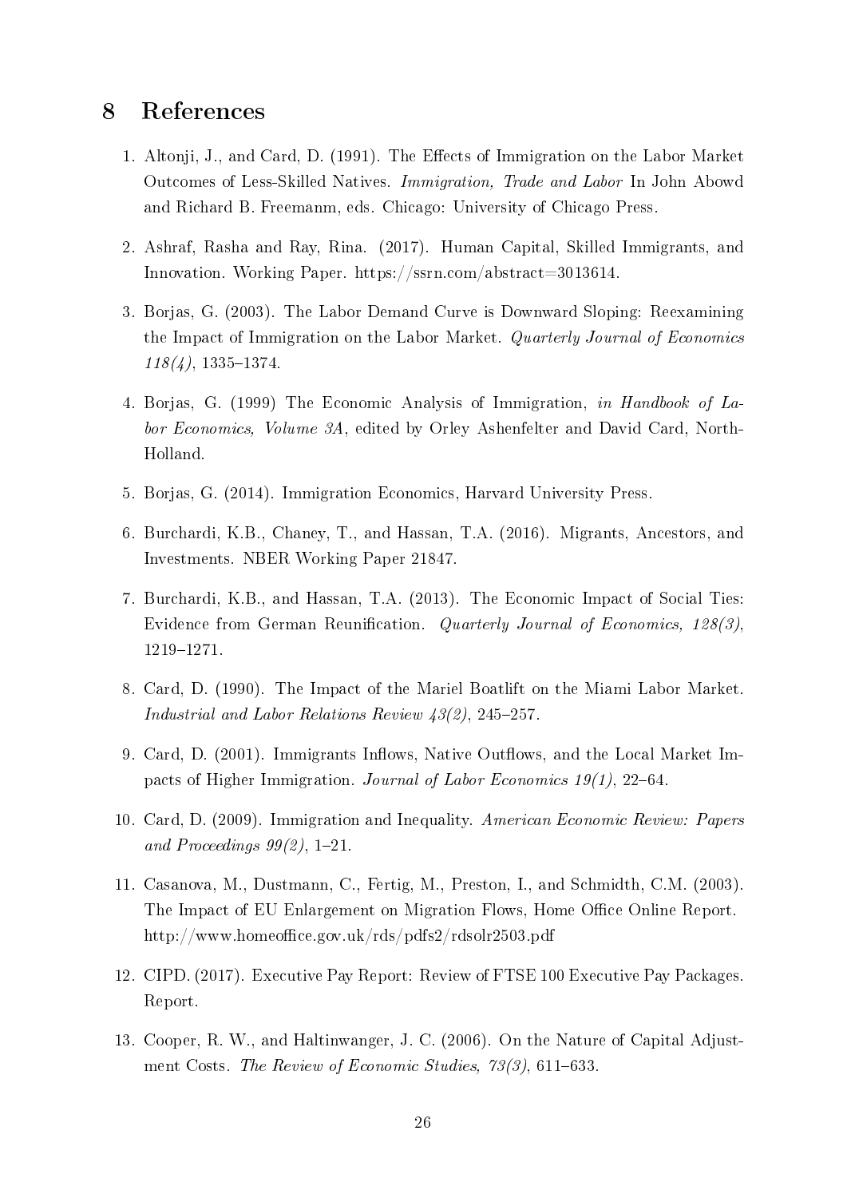# 8 References

1. Altonji, J., and Card, D. (1991). The Effects of Immigration on the Labor Market Outcomes of Less-Skilled Natives. *Immigration, Trade and Labor* In John Abowd and Richard B. Freemanm, eds. Chicago: University of Chicago Press.

2. Ashraf, Rasha and Ray, Rina. (2017). Human Capital, Skilled Immigrants, and Innovation. Working Paper. https://ssrn.com/abstract=3013614.

3. Borjas, G. (2003). The Labor Demand Curve is Downward Sloping: Reexamining the Impact of Immigration on the Labor Market. *Quarterly Journal of Economics 118(4)*, 1335–1374.

4. Borjas, G. (1999) The Economic Analysis of Immigration, *in Handbook of Labor Economics, Volume 3A*, edited by Orley Ashenfelter and David Card, North-Holland.

5. Borjas, G. (2014). Immigration Economics, Harvard University Press.

6. Burchardi, K.B., Chaney, T., and Hassan, T.A. (2016). Migrants, Ancestors, and Investments. NBER Working Paper 21847.

7. Burchardi, K.B., and Hassan, T.A. (2013). The Economic Impact of Social Ties: Evidence from German Reunification. *Quarterly Journal of Economics, 128(3)*, 1219–1271.

8. Card, D. (1990). The Impact of the Mariel Boatlift on the Miami Labor Market. *Industrial and Labor Relations Review 43(2)*, 245–257.

9. Card, D. (2001). Immigrants Inflows, Native Outflows, and the Local Market Impacts of Higher Immigration. *Journal of Labor Economics 19(1)*, 22–64.

10. Card, D. (2009). Immigration and Inequality. *American Economic Review: Papers and Proceedings 99(2)*, 1–21.

11. Casanova, M., Dustmann, C., Fertig, M., Preston, I., and Schmidth, C.M. (2003). The Impact of EU Enlargement on Migration Flows, Home Office Online Report. http://www.homeoffice.gov.uk/rds/pdfs2/rdsolr2503.pdf

12. CIPD. (2017). Executive Pay Report: Review of FTSE 100 Executive Pay Packages. Report.

13. Cooper, R. W., and Haltinwanger, J. C. (2006). On the Nature of Capital Adjustment Costs. *The Review of Economic Studies, 73(3)*, 611–633.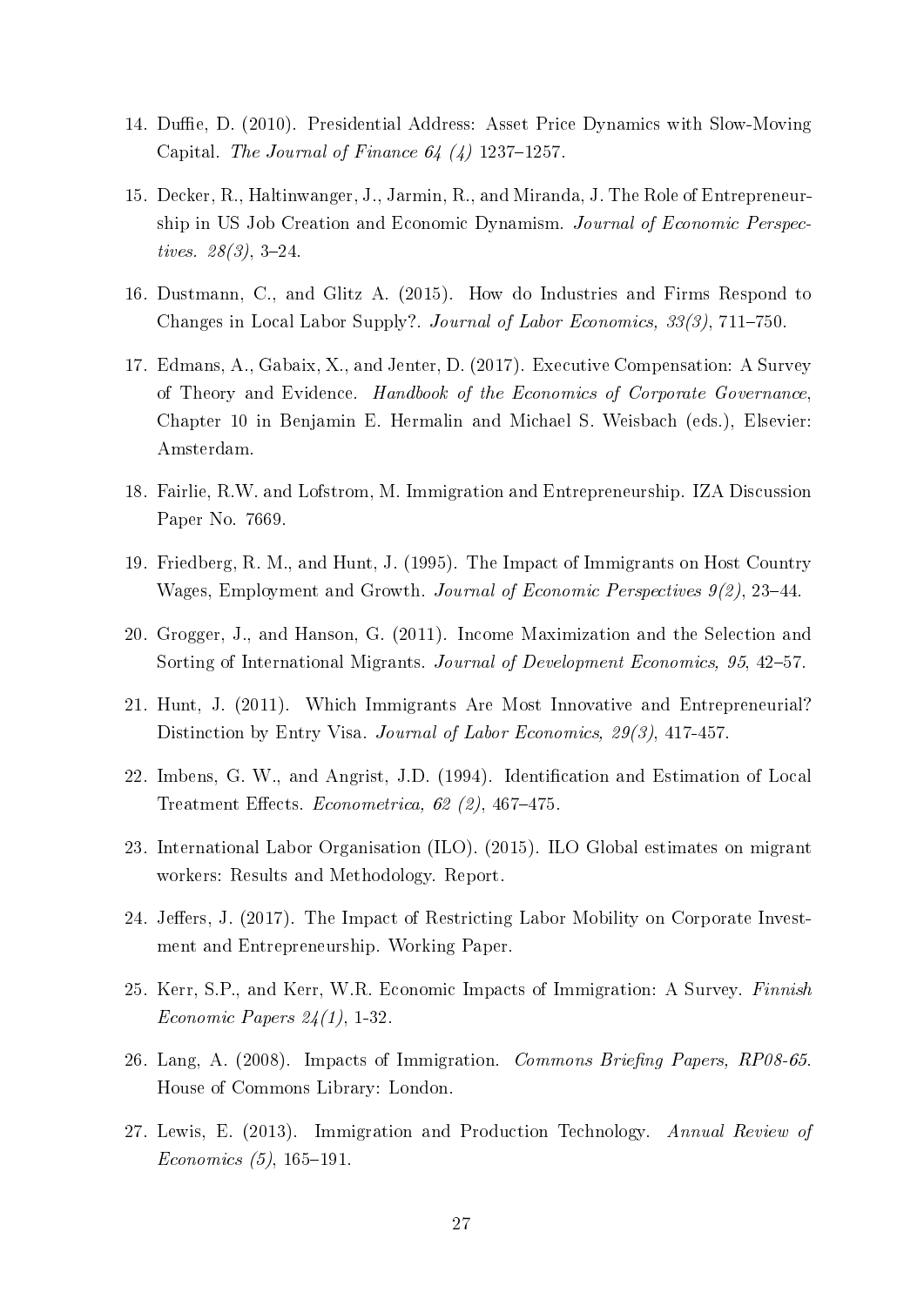14. Duffie, D. (2010). Presidential Address: Asset Price Dynamics with Slow-Moving Capital. *The Journal of Finance 64 (4)* 1237–1257.

15. Decker, R., Haltinwanger, J., Jarmin, R., and Miranda, J. The Role of Entrepreneurship in US Job Creation and Economic Dynamism. *Journal of Economic Perspectives. 28(3)*, 3–24.

16. Dustmann, C., and Glitz A. (2015). How do Industries and Firms Respond to Changes in Local Labor Supply?. *Journal of Labor Economics, 33(3)*, 711–750.

17. Edmans, A., Gabaix, X., and Jenter, D. (2017). Executive Compensation: A Survey of Theory and Evidence. *Handbook of the Economics of Corporate Governance*, Chapter 10 in Benjamin E. Hermalin and Michael S. Weisbach (eds.), Elsevier: Amsterdam.

18. Fairlie, R.W. and Lofstrom, M. Immigration and Entrepreneurship. IZA Discussion Paper No. 7669.

19. Friedberg, R. M., and Hunt, J. (1995). The Impact of Immigrants on Host Country Wages, Employment and Growth. *Journal of Economic Perspectives 9(2)*, 23–44.

20. Grogger, J., and Hanson, G. (2011). Income Maximization and the Selection and Sorting of International Migrants. *Journal of Development Economics, 95*, 42–57.

21. Hunt, J. (2011). Which Immigrants Are Most Innovative and Entrepreneurial? Distinction by Entry Visa. *Journal of Labor Economics, 29(3)*, 417-457.

22. Imbens, G. W., and Angrist, J.D. (1994). Identification and Estimation of Local Treatment Effects. *Econometrica, 62 (2)*, 467–475.

23. International Labor Organisation (ILO). (2015). ILO Global estimates on migrant workers: Results and Methodology. Report.

24. Jeffers, J. (2017). The Impact of Restricting Labor Mobility on Corporate Investment and Entrepreneurship. Working Paper.

25. Kerr, S.P., and Kerr, W.R. Economic Impacts of Immigration: A Survey. *Finnish Economic Papers 24(1)*, 1-32.

26. Lang, A. (2008). Impacts of Immigration. *Commons Briefing Papers, RP08-65*. House of Commons Library: London.

27. Lewis, E. (2013). Immigration and Production Technology. *Annual Review of Economics (5)*, 165–191.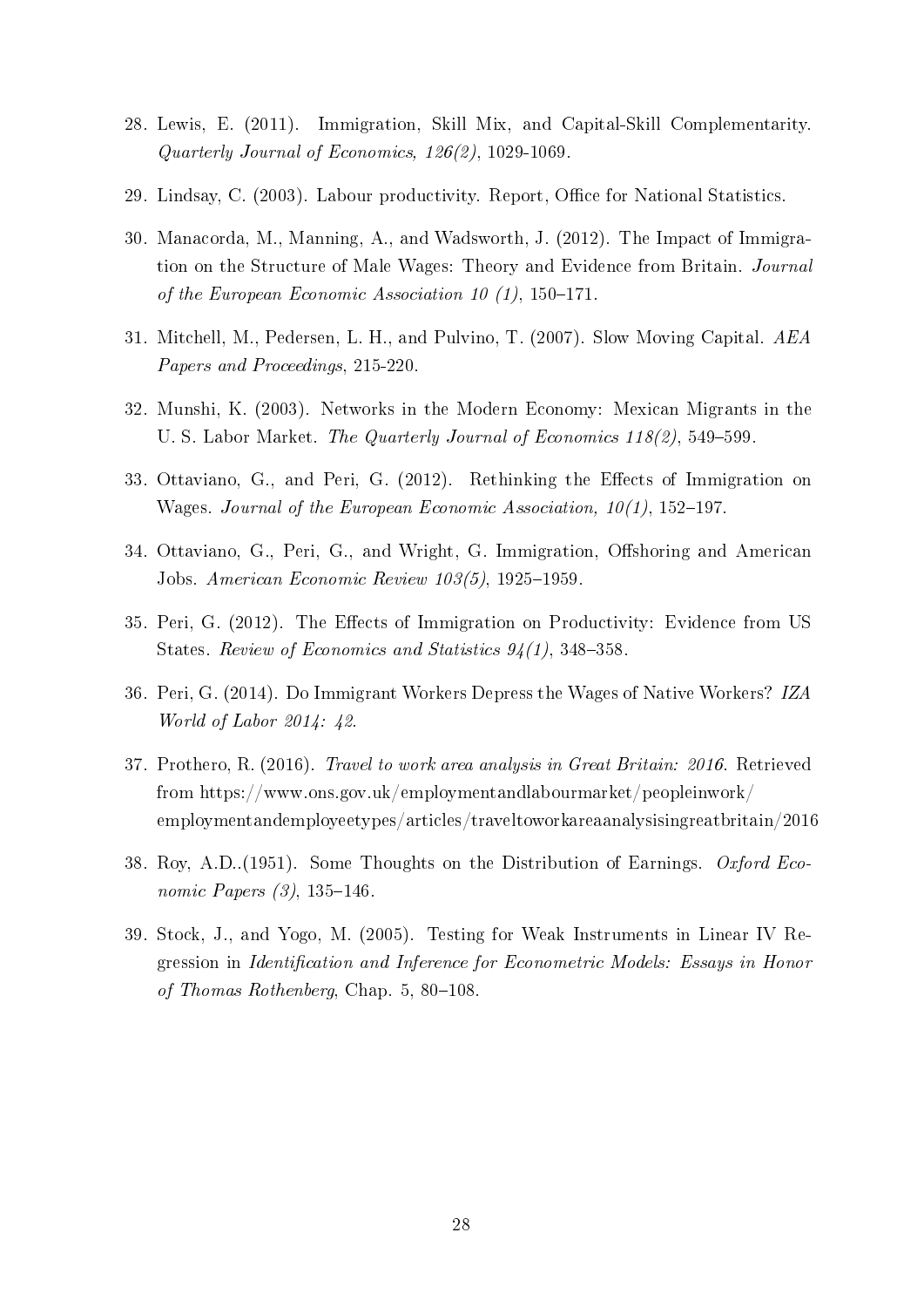28. Lewis, E. (2011). Immigration, Skill Mix, and Capital-Skill Complementarity. *Quarterly Journal of Economics, 126(2)*, 1029-1069.

29. Lindsay, C. (2003). Labour productivity. Report, Office for National Statistics.

30. Manacorda, M., Manning, A., and Wadsworth, J. (2012). The Impact of Immigration on the Structure of Male Wages: Theory and Evidence from Britain. *Journal of the European Economic Association 10 (1)*, 150–171.

31. Mitchell, M., Pedersen, L. H., and Pulvino, T. (2007). Slow Moving Capital. *AEA Papers and Proceedings*, 215-220.

32. Munshi, K. (2003). Networks in the Modern Economy: Mexican Migrants in the U. S. Labor Market. *The Quarterly Journal of Economics 118(2)*, 549–599.

33. Ottaviano, G., and Peri, G. (2012). Rethinking the Effects of Immigration on Wages. *Journal of the European Economic Association, 10(1)*, 152–197.

34. Ottaviano, G., Peri, G., and Wright, G. Immigration, Offshoring and American Jobs. *American Economic Review 103(5)*, 1925–1959.

35. Peri, G. (2012). The Effects of Immigration on Productivity: Evidence from US States. *Review of Economics and Statistics 94(1)*, 348–358.

36. Peri, G. (2014). Do Immigrant Workers Depress the Wages of Native Workers? *IZA World of Labor 2014: 42*.

37. Prothero, R. (2016). *Travel to work area analysis in Great Britain: 2016*. Retrieved from https://www.ons.gov.uk/employmentandlabourmarket/peopleinwork/employmentandemployeetypes/articles/traveltoworkareaanalysisingreatbritain/2016

38. Roy, A.D..(1951). Some Thoughts on the Distribution of Earnings. *Oxford Economic Papers (3)*, 135–146.

39. Stock, J., and Yogo, M. (2005). Testing for Weak Instruments in Linear IV Regression in *Identification and Inference for Econometric Models: Essays in Honor of Thomas Rothenberg*, Chap. 5, 80–108.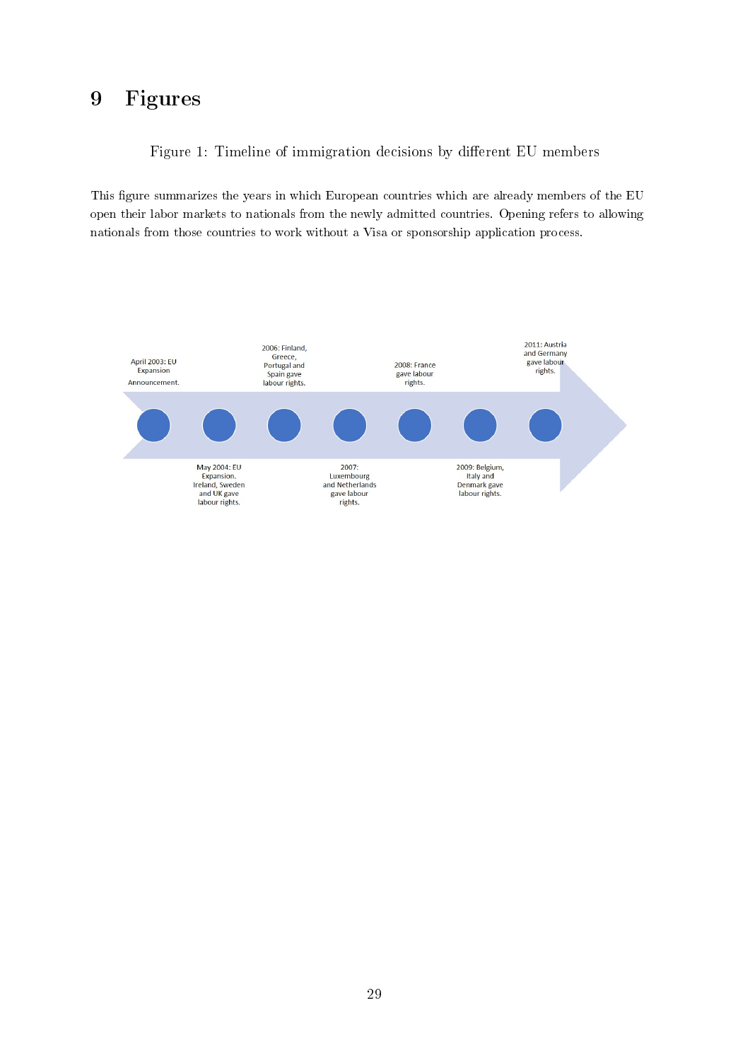# 9 Figures

Figure 1: Timeline of immigration decisions by different EU members

This figure summarizes the years in which European countries which are already members of the EU open their labor markets to nationals from the newly admitted countries. Opening refers to allowing nationals from those countries to work without a Visa or sponsorship application process.

April 2003: EU Expansion Announcement.

May 2004: EU Expansion. Ireland, Sweden and UK gave labour rights.

2006: Finland, Greece, Portugal and Spain gave labour rights.

2007: Luxembourg and Netherlands gave labour rights.

2008: France gave labour rights.

2009: Belgium, Italy and Denmark gave labour rights.

2011: Austria and Germany gave labour rights.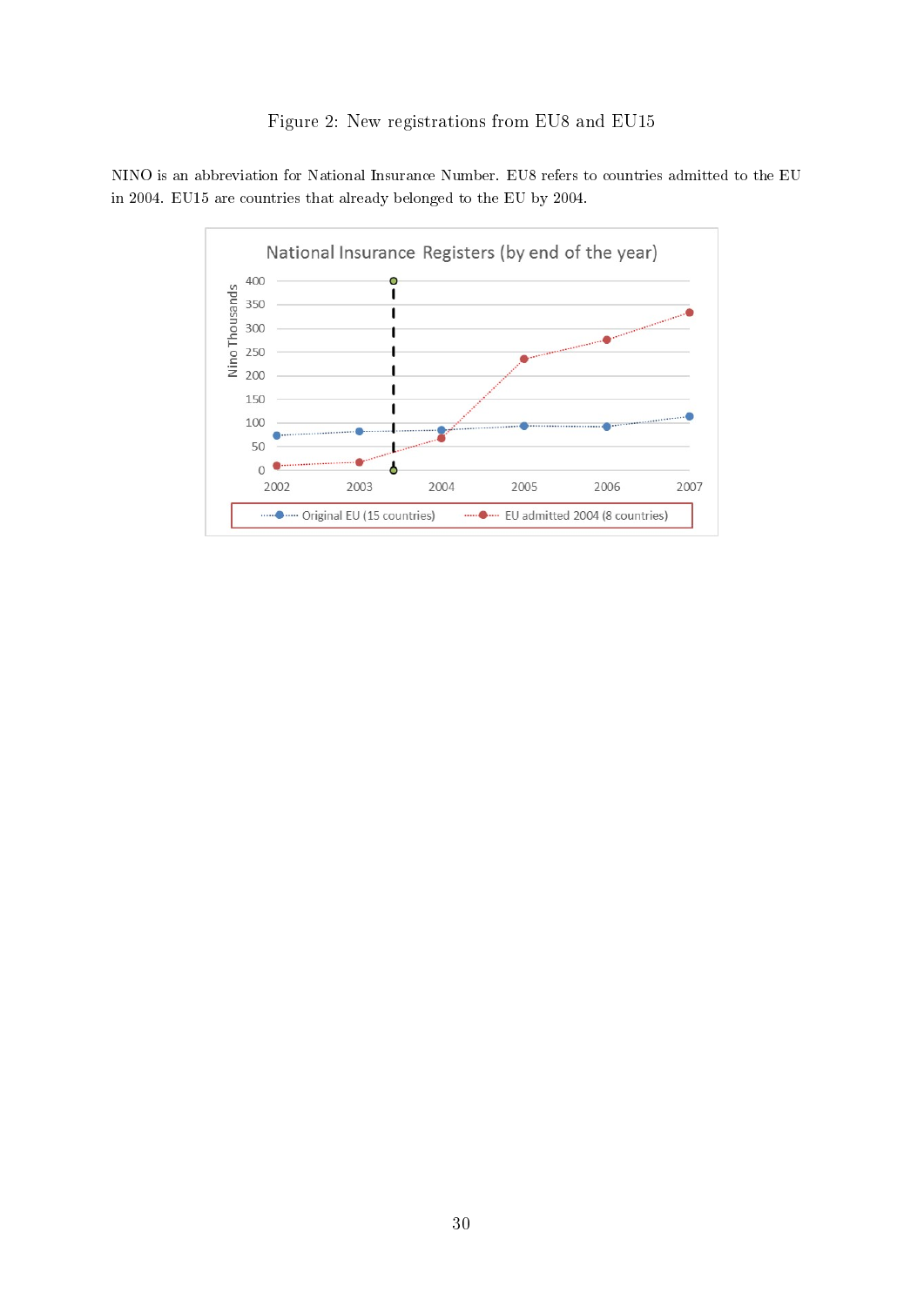Figure 2: New registrations from EU8 and EU15

NINO is an abbreviation for National Insurance Number. EU8 refers to countries admitted to the EU in 2004. EU15 are countries that already belonged to the EU by 2004.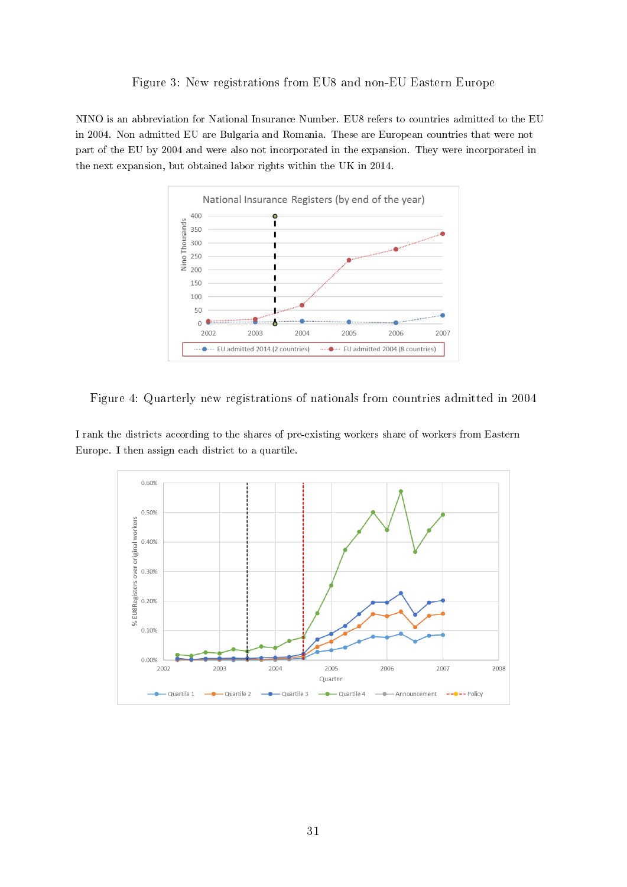Figure 3: New registrations from EU8 and non-EU Eastern Europe

NINO is an abbreviation for National Insurance Number. EU8 refers to countries admitted to the EU in 2004. Non admitted EU are Bulgaria and Romania. These are European countries that were not part of the EU by 2004 and were also not incorporated in the expansion. They were incorporated in the next expansion, but obtained labor rights within the UK in 2014.

Figure 4: Quarterly new registrations of nationals from countries admitted in 2004

I rank the districts according to the shares of pre-existing workers share of workers from Eastern Europe. I then assign each district to a quartile.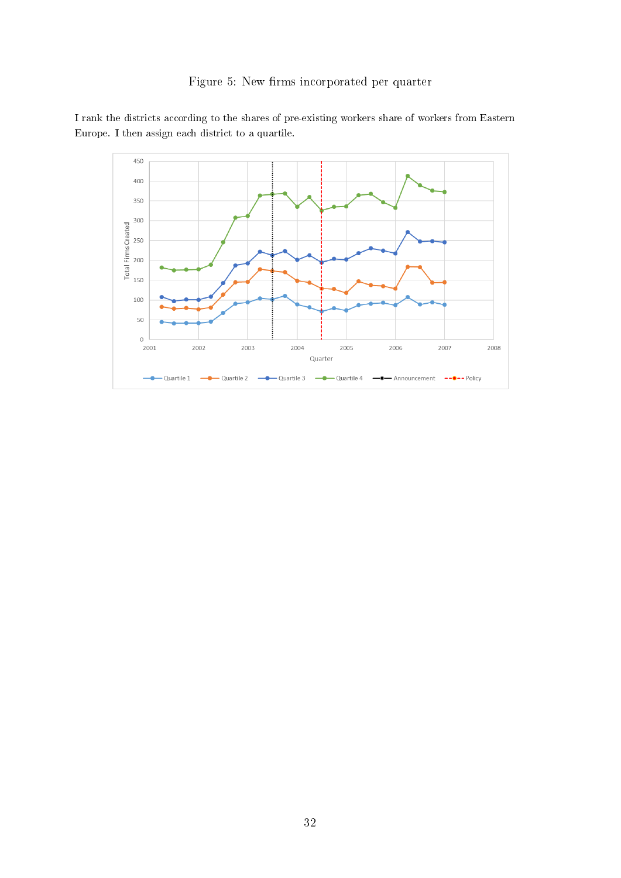Figure 5: New firms incorporated per quarter

I rank the districts according to the shares of pre-existing workers share of workers from Eastern Europe. I then assign each district to a quartile.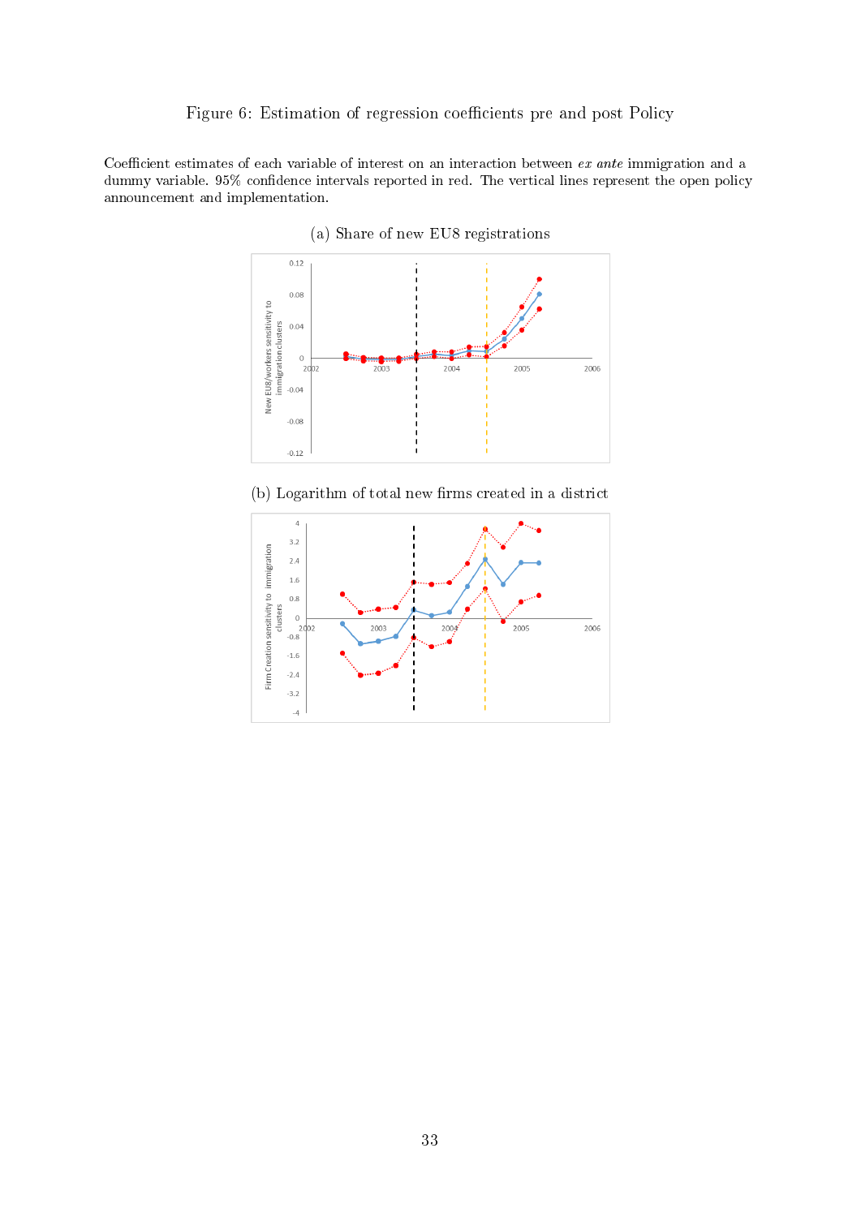Figure 6: Estimation of regression coefficients pre and post Policy

Coefficient estimates of each variable of interest on an interaction between *ex ante* immigration and a dummy variable. 95% confidence intervals reported in red. The vertical lines represent the open policy announcement and implementation.

(a) Share of new EU8 registrations

(b) Logarithm of total new firms created in a district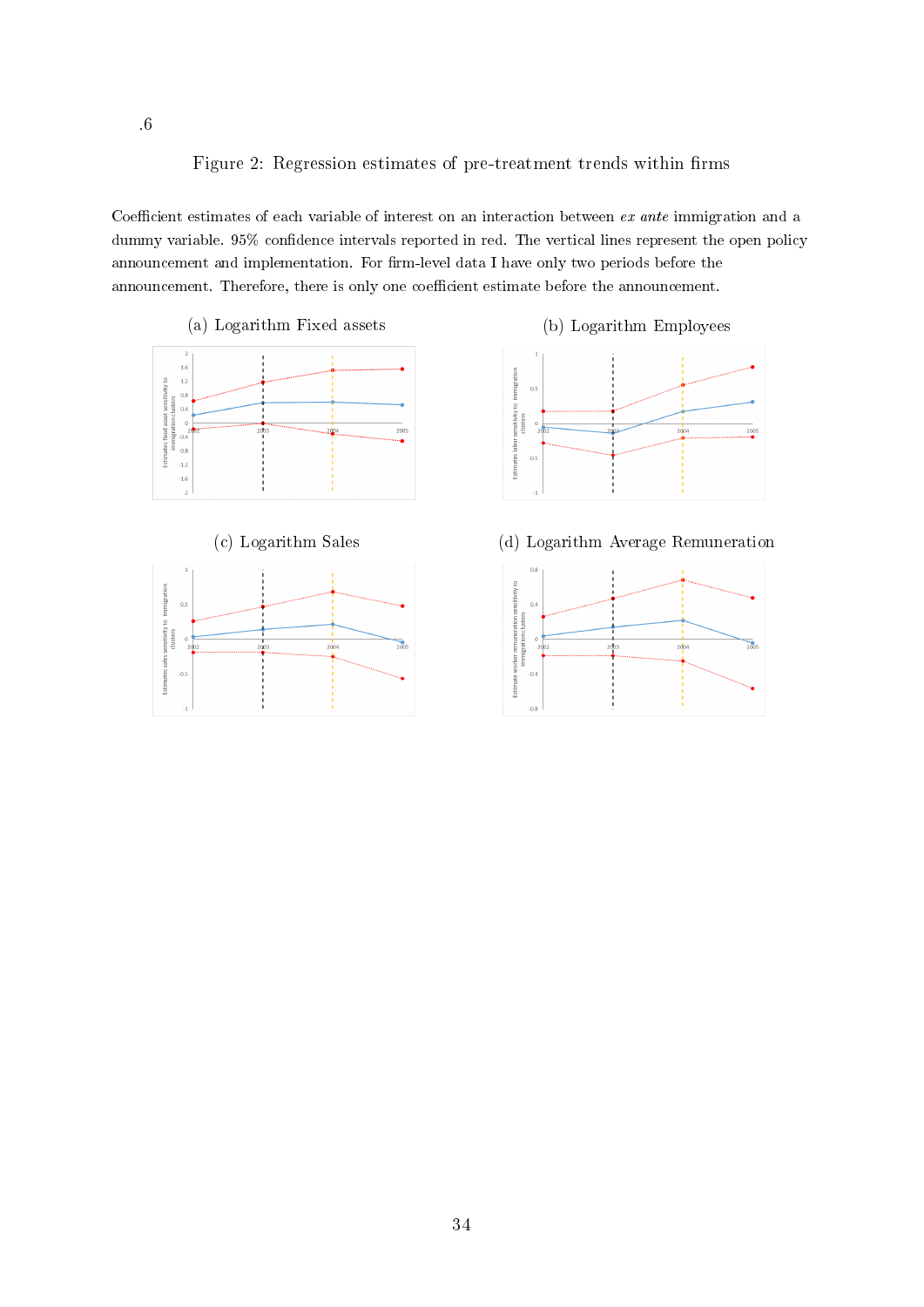.6

Figure 2: Regression estimates of pre-treatment trends within firms

Coefficient estimates of each variable of interest on an interaction between *ex ante* immigration and a dummy variable. 95% confidence intervals reported in red. The vertical lines represent the open policy announcement and implementation. For firm-level data I have only two periods before the announcement. Therefore, there is only one coefficient estimate before the announcement.

(a) Logarithm Fixed assets

(b) Logarithm Employees

(c) Logarithm Sales

(d) Logarithm Average Remuneration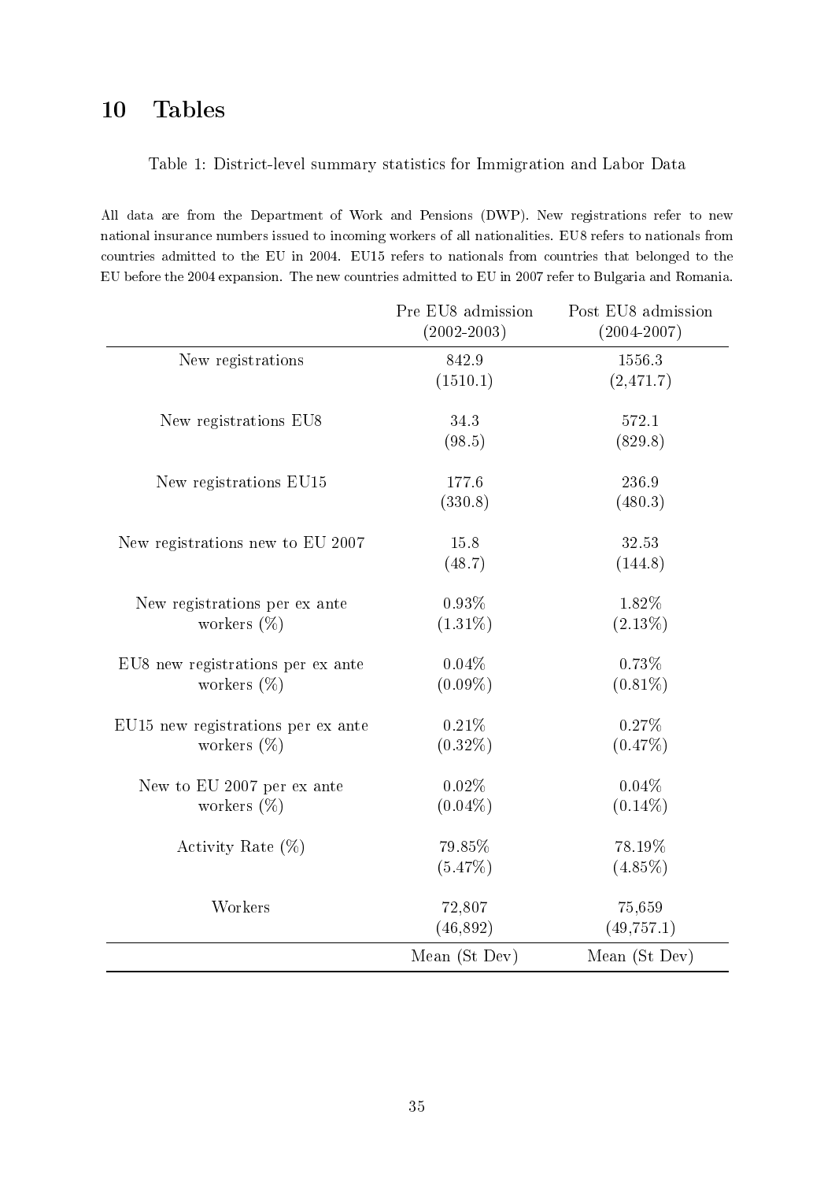# 10 Tables

Table 1: District-level summary statistics for Immigration and Labor Data

All data are from the Department of Work and Pensions (DWP). New registrations refer to new national insurance numbers issued to incoming workers of all nationalities. EU8 refers to nationals from countries admitted to the EU in 2004. EU15 refers to nationals from countries that belonged to the EU before the 2004 expansion. The new countries admitted to EU in 2007 refer to Bulgaria and Romania.

| | Pre EU8 admission (2002-2003) | Post EU8 admission (2004-2007) |
|---|---|---|
| New registrations | 842.9<br>(1510.1) | 1556.3<br>(2,471.7) |
| New registrations EU8 | 34.3<br>(98.5) | 572.1<br>(829.8) |
| New registrations EU15 | 177.6<br>(330.8) | 236.9<br>(480.3) |
| New registrations new to EU 2007 | 15.8<br>(48.7) | 32.53<br>(144.8) |
| New registrations per ex ante workers (%) | 0.93%<br>(1.31%) | 1.82%<br>(2.13%) |
| EU8 new registrations per ex ante workers (%) | 0.04%<br>(0.09%) | 0.73%<br>(0.81%) |
| EU15 new registrations per ex ante workers (%) | 0.21%<br>(0.32%) | 0.27%<br>(0.47%) |
| New to EU 2007 per ex ante workers (%) | 0.02%<br>(0.04%) | 0.04%<br>(0.14%) |
| Activity Rate (%) | 79.85%<br>(5.47%) | 78.19%<br>(4.85%) |
| Workers | 72,807<br>(46,892) | 75,659<br>(49,757.1) |
| | Mean (St Dev) | Mean (St Dev) |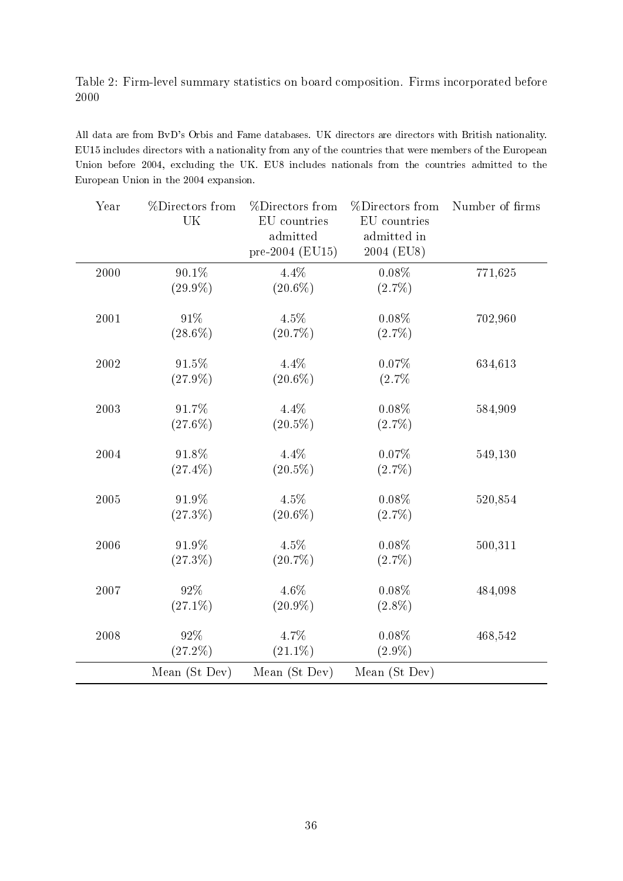Table 2: Firm-level summary statistics on board composition. Firms incorporated before 2000

All data are from BvD's Orbis and Fame databases. UK directors are directors with British nationality. EU15 includes directors with a nationality from any of the countries that were members of the European Union before 2004, excluding the UK. EU8 includes nationals from the countries admitted to the European Union in the 2004 expansion.

| Year | %Directors from UK | %Directors from EU countries admitted pre-2004 (EU15) | %Directors from EU countries admitted in 2004 (EU8) | Number of firms |
|---|---|---|---|---|
| 2000 | 90.1% (29.9%) | 4.4% (20.6%) | 0.08% (2.7%) | 771,625 |
| 2001 | 91% (28.6%) | 4.5% (20.7%) | 0.08% (2.7%) | 702,960 |
| 2002 | 91.5% (27.9%) | 4.4% (20.6%) | 0.07% (2.7% | 634,613 |
| 2003 | 91.7% (27.6%) | 4.4% (20.5%) | 0.08% (2.7%) | 584,909 |
| 2004 | 91.8% (27.4%) | 4.4% (20.5%) | 0.07% (2.7%) | 549,130 |
| 2005 | 91.9% (27.3%) | 4.5% (20.6%) | 0.08% (2.7%) | 520,854 |
| 2006 | 91.9% (27.3%) | 4.5% (20.7%) | 0.08% (2.7%) | 500,311 |
| 2007 | 92% (27.1%) | 4.6% (20.9%) | 0.08% (2.8%) | 484,098 |
| 2008 | 92% (27.2%) | 4.7% (21.1%) | 0.08% (2.9%) | 468,542 |
| | Mean (St Dev) | Mean (St Dev) | Mean (St Dev) | |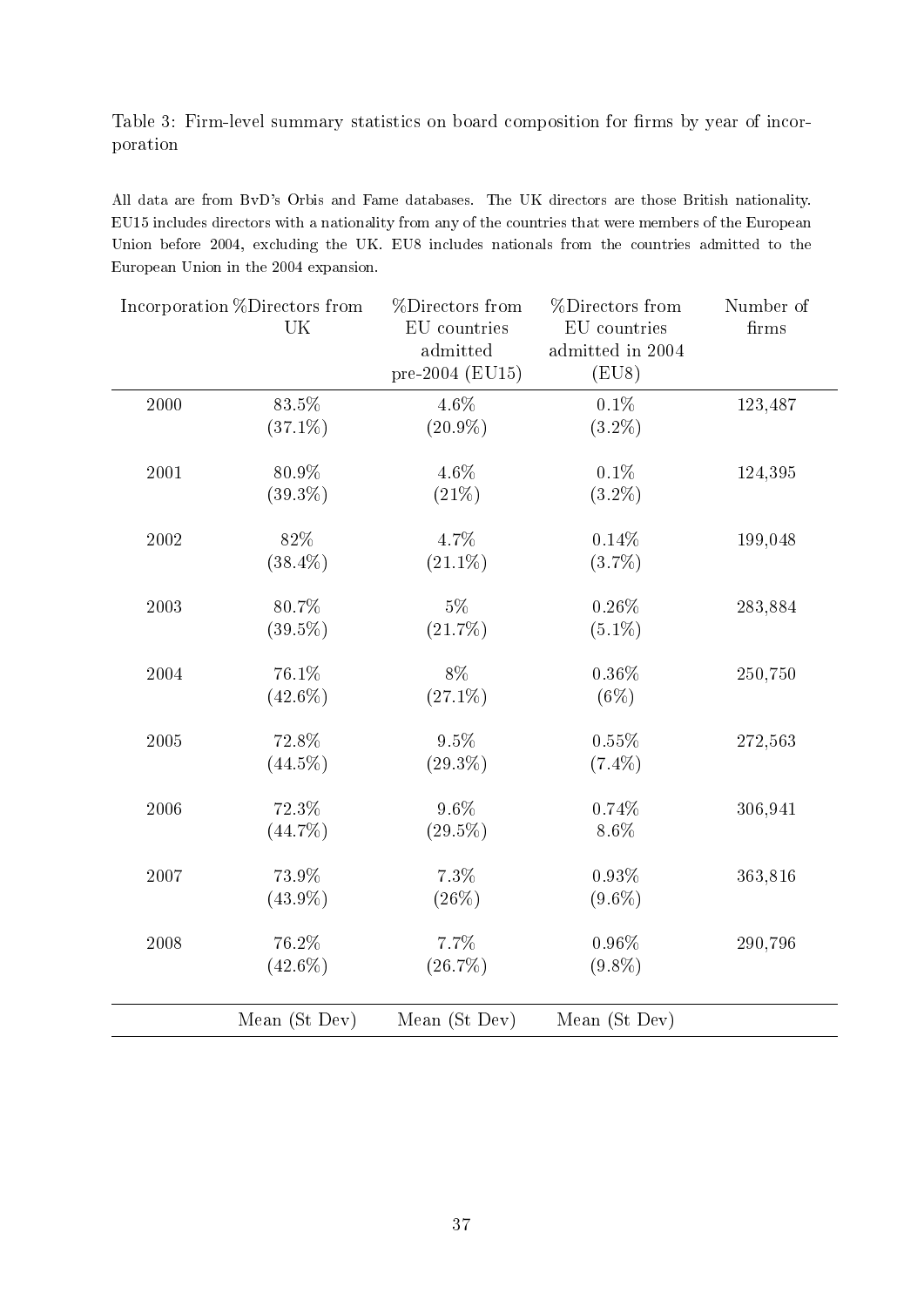Table 3: Firm-level summary statistics on board composition for firms by year of incorporation

All data are from BvD's Orbis and Fame databases. The UK directors are those British nationality. EU15 includes directors with a nationality from any of the countries that were members of the European Union before 2004, excluding the UK. EU8 includes nationals from the countries admitted to the European Union in the 2004 expansion.

| Incorporation | %Directors from UK | %Directors from EU countries admitted pre-2004 (EU15) | %Directors from EU countries admitted in 2004 (EU8) | Number of firms |
|---|---|---|---|---|
| 2000 | 83.5% (37.1%) | 4.6% (20.9%) | 0.1% (3.2%) | 123,487 |
| 2001 | 80.9% (39.3%) | 4.6% (21%) | 0.1% (3.2%) | 124,395 |
| 2002 | 82% (38.4%) | 4.7% (21.1%) | 0.14% (3.7%) | 199,048 |
| 2003 | 80.7% (39.5%) | 5% (21.7%) | 0.26% (5.1%) | 283,884 |
| 2004 | 76.1% (42.6%) | 8% (27.1%) | 0.36% (6%) | 250,750 |
| 2005 | 72.8% (44.5%) | 9.5% (29.3%) | 0.55% (7.4%) | 272,563 |
| 2006 | 72.3% (44.7%) | 9.6% (29.5%) | 0.74% 8.6% | 306,941 |
| 2007 | 73.9% (43.9%) | 7.3% (26%) | 0.93% (9.6%) | 363,816 |
| 2008 | 76.2% (42.6%) | 7.7% (26.7%) | 0.96% (9.8%) | 290,796 |
| | Mean (St Dev) | Mean (St Dev) | Mean (St Dev) | |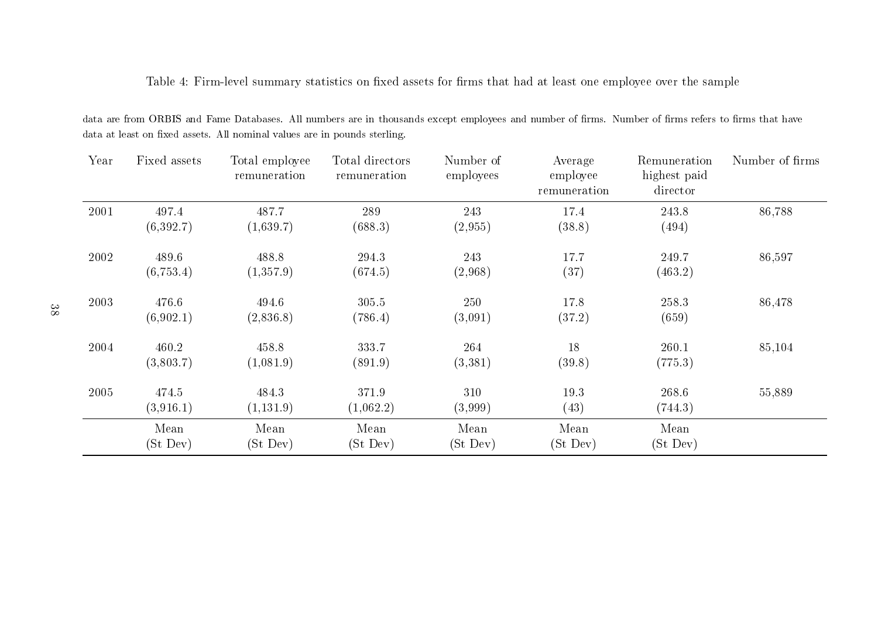Table 4: Firm-level summary statistics on fixed assets for firms that had at least one employee over the sample

data are from ORBIS and Fame Databases. All numbers are in thousands except employees and number of firms. Number of firms refers to firms that have data at least on fixed assets. All nominal values are in pounds sterling.

| Year | Fixed assets | Total employee remuneration | Total directors remuneration | Number of employees | Average employee remuneration | Remuneration highest paid director | Number of firms |
|---|---|---|---|---|---|---|---|
| 2001 | 497.4 | 487.7 | 289 | 243 | 17.4 | 243.8 | 86,788 |
| | (6,392.7) | (1,639.7) | (688.3) | (2,955) | (38.8) | (494) | |
| 2002 | 489.6 | 488.8 | 294.3 | 243 | 17.7 | 249.7 | 86,597 |
| | (6,753.4) | (1,357.9) | (674.5) | (2,968) | (37) | (463.2) | |
| 2003 | 476.6 | 494.6 | 305.5 | 250 | 17.8 | 258.3 | 86,478 |
| | (6,902.1) | (2,836.8) | (786.4) | (3,091) | (37.2) | (659) | |
| 2004 | 460.2 | 458.8 | 333.7 | 264 | 18 | 260.1 | 85,104 |
| | (3,803.7) | (1,081.9) | (891.9) | (3,381) | (39.8) | (775.3) | |
| 2005 | 474.5 | 484.3 | 371.9 | 310 | 19.3 | 268.6 | 55,889 |
| | (3,916.1) | (1,131.9) | (1,062.2) | (3,999) | (43) | (744.3) | |
| | Mean | Mean | Mean | Mean | Mean | Mean | |
| | (St Dev) | (St Dev) | (St Dev) | (St Dev) | (St Dev) | (St Dev) | |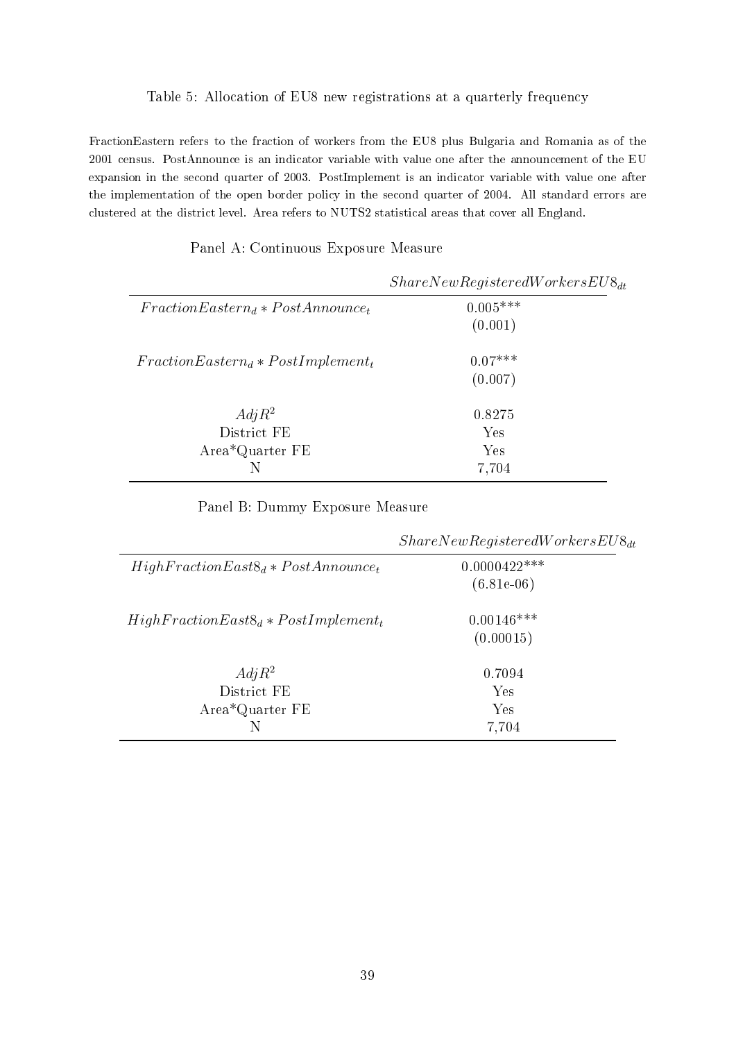Table 5: Allocation of EU8 new registrations at a quarterly frequency

FractionEastern refers to the fraction of workers from the EU8 plus Bulgaria and Romania as of the 2001 census. PostAnnounce is an indicator variable with value one after the announcement of the EU expansion in the second quarter of 2003. PostImplement is an indicator variable with value one after the implementation of the open border policy in the second quarter of 2004. All standard errors are clustered at the district level. Area refers to NUTS2 statistical areas that cover all England.

Panel A: Continuous Exposure Measure

| | $ShareNewRegisteredWorkersEU8_{dt}$ |
|---|---|
| $FractionEastern_d * PostAnnounce_t$ | 0.005*** |
| | (0.001) |
| $FractionEastern_d * PostImplement_t$ | 0.07*** |
| | (0.007) |
| $AdjR^2$ | 0.8275 |
| District FE | Yes |
| Area*Quarter FE | Yes |
| N | 7,704 |

Panel B: Dummy Exposure Measure

| | $ShareNewRegisteredWorkersEU8_{dt}$ |
|---|---|
| $HighFractionEast8_d * PostAnnounce_t$ | 0.0000422*** |
| | (6.81e-06) |
| $HighFractionEast8_d * PostImplement_t$ | 0.00146*** |
| | (0.00015) |
| $AdjR^2$ | 0.7094 |
| District FE | Yes |
| Area*Quarter FE | Yes |
| N | 7,704 |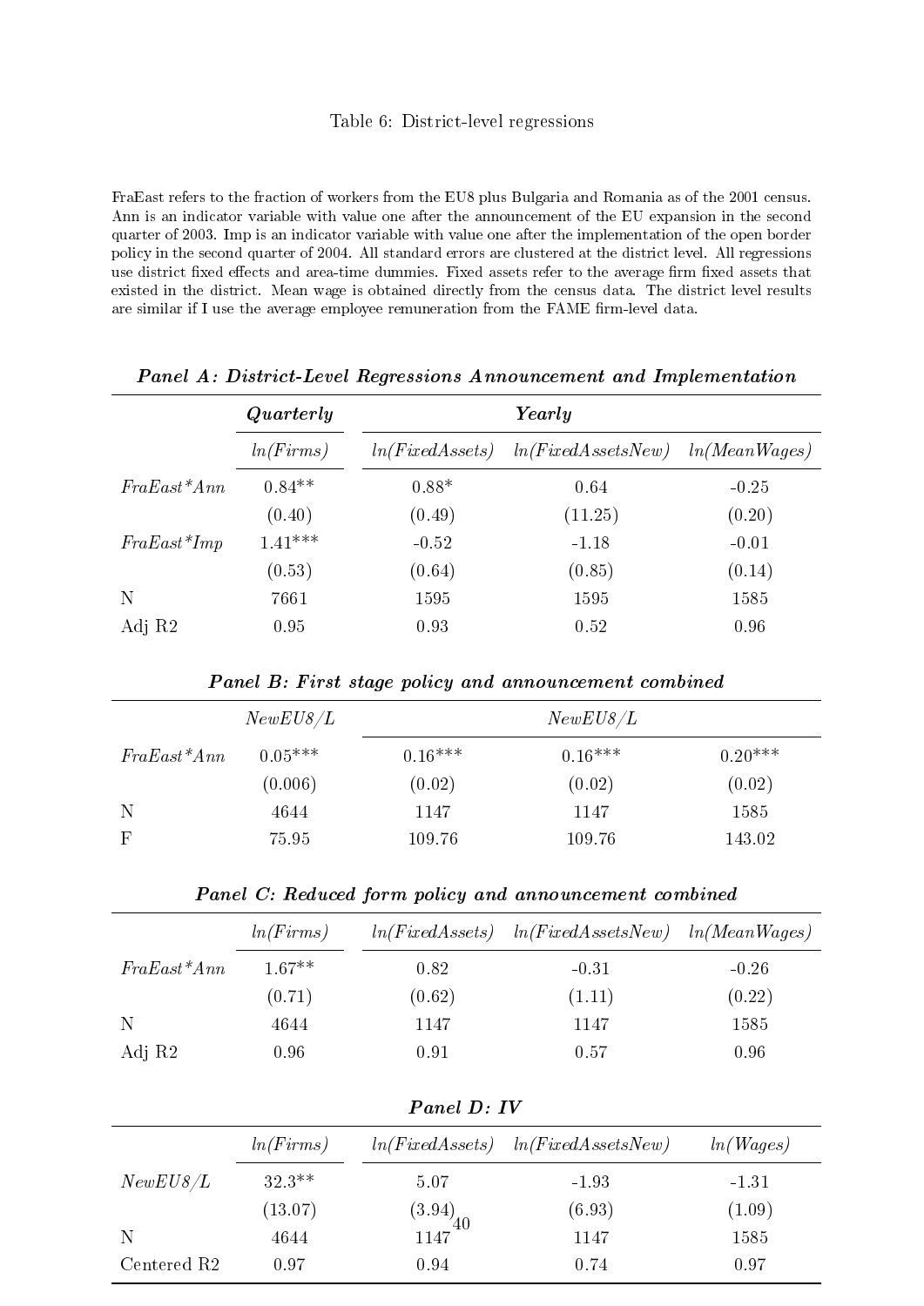Table 6: District-level regressions

FraEast refers to the fraction of workers from the EU8 plus Bulgaria and Romania as of the 2001 census. Ann is an indicator variable with value one after the announcement of the EU expansion in the second quarter of 2003. Imp is an indicator variable with value one after the implementation of the open border policy in the second quarter of 2004. All standard errors are clustered at the district level. All regressions use district fixed effects and area-time dummies. Fixed assets refer to the average firm fixed assets that existed in the district. Mean wage is obtained directly from the census data. The district level results are similar if I use the average employee remuneration from the FAME firm-level data.

***Panel A: District-Level Regressions Announcement and Implementation***

| | ***Quarterly*** | ***Yearly*** | | |
|---|---|---|---|---|
| | *ln(Firms)* | *ln(FixedAssets)* | *ln(FixedAssetsNew)* | *ln(MeanWages)* |
| *FraEast\*Ann* | 0.84** | 0.88* | 0.64 | -0.25 |
| | (0.40) | (0.49) | (11.25) | (0.20) |
| *FraEast\*Imp* | 1.41*** | -0.52 | -1.18 | -0.01 |
| | (0.53) | (0.64) | (0.85) | (0.14) |
| N | 7661 | 1595 | 1595 | 1585 |
| Adj R2 | 0.95 | 0.93 | 0.52 | 0.96 |

***Panel B: First stage policy and announcement combined***

| | *NewEU8/L* | *NewEU8/L* | | |
|---|---|---|---|---|
| *FraEast\*Ann* | 0.05*** | 0.16*** | 0.16*** | 0.20*** |
| | (0.006) | (0.02) | (0.02) | (0.02) |
| N | 4644 | 1147 | 1147 | 1585 |
| F | 75.95 | 109.76 | 109.76 | 143.02 |

***Panel C: Reduced form policy and announcement combined***

| | *ln(Firms)* | *ln(FixedAssets)* | *ln(FixedAssetsNew)* | *ln(MeanWages)* |
|---|---|---|---|---|
| *FraEast\*Ann* | 1.67** | 0.82 | -0.31 | -0.26 |
| | (0.71) | (0.62) | (1.11) | (0.22) |
| N | 4644 | 1147 | 1147 | 1585 |
| Adj R2 | 0.96 | 0.91 | 0.57 | 0.96 |

***Panel D: IV***

| | *ln(Firms)* | *ln(FixedAssets)* | *ln(FixedAssetsNew)* | *ln(Wages)* |
|---|---|---|---|---|
| *NewEU8/L* | 32.3** | 5.07 | -1.93 | -1.31 |
| | (13.07) | (3.94) | (6.93) | (1.09) |
| N | 4644 | 1147 | 1147 | 1585 |
| Centered R2 | 0.97 | 0.94 | 0.74 | 0.97 |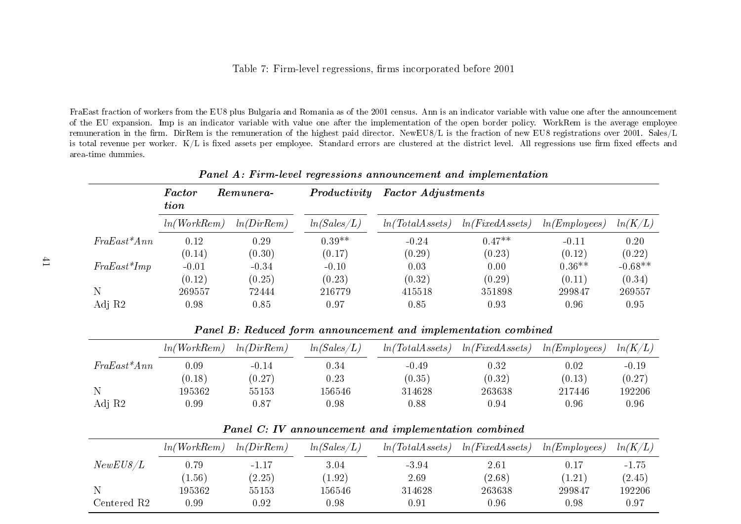Table 7: Firm-level regressions, firms incorporated before 2001

FraEast fraction of workers from the EU8 plus Bulgaria and Romania as of the 2001 census. Ann is an indicator variable with value one after the announcement of the EU expansion. Imp is an indicator variable with value one after the implementation of the open border policy. WorkRem is the average employee remuneration in the firm. DirRem is the remuneration of the highest paid director. NewEU8/L is the fraction of new EU8 registrations over 2001. Sales/L is total revenue per worker. K/L is fixed assets per employee. Standard errors are clustered at the district level. All regressions use firm fixed effects and area-time dummies.

***Panel A: Firm-level regressions announcement and implementation***

| | ***Factor Remuneration*** | | ***Productivity*** | ***Factor Adjustments*** | | | |
|---|---|---|---|---|---|---|---|
| | *ln(WorkRem)* | *ln(DirRem)* | *ln(Sales/L)* | *ln(TotalAssets)* | *ln(FixedAssets)* | *ln(Employees)* | *ln(K/L)* |
| *FraEast*Ann* | 0.12 | 0.29 | 0.39** | -0.24 | 0.47** | -0.11 | 0.20 |
| | (0.14) | (0.30) | (0.17) | (0.29) | (0.23) | (0.12) | (0.22) |
| *FraEast*Imp* | -0.01 | -0.34 | -0.10 | 0.03 | 0.00 | 0.36** | -0.68** |
| | (0.12) | (0.25) | (0.23) | (0.32) | (0.29) | (0.11) | (0.34) |
| N | 269557 | 72444 | 216779 | 415518 | 351898 | 299847 | 269557 |
| Adj R2 | 0.98 | 0.85 | 0.97 | 0.85 | 0.93 | 0.96 | 0.95 |

***Panel B: Reduced form announcement and implementation combined***

| | *ln(WorkRem)* | *ln(DirRem)* | *ln(Sales/L)* | *ln(TotalAssets)* | *ln(FixedAssets)* | *ln(Employees)* | *ln(K/L)* |
|---|---|---|---|---|---|---|---|
| *FraEast*Ann* | 0.09 | -0.14 | 0.34 | -0.49 | 0.32 | 0.02 | -0.19 |
| | (0.18) | (0.27) | 0.23 | (0.35) | (0.32) | (0.13) | (0.27) |
| N | 195362 | 55153 | 156546 | 314628 | 263638 | 217446 | 192206 |
| Adj R2 | 0.99 | 0.87 | 0.98 | 0.88 | 0.94 | 0.96 | 0.96 |

***Panel C: IV announcement and implementation combined***

| | *ln(WorkRem)* | *ln(DirRem)* | *ln(Sales/L)* | *ln(TotalAssets)* | *ln(FixedAssets)* | *ln(Employees)* | *ln(K/L)* |
|---|---|---|---|---|---|---|---|
| *NewEU8/L* | 0.79 | -1.17 | 3.04 | -3.94 | 2.61 | 0.17 | -1.75 |
| | (1.56) | (2.25) | (1.92) | 2.69 | (2.68) | (1.21) | (2.45) |
| N | 195362 | 55153 | 156546 | 314628 | 263638 | 299847 | 192206 |
| Centered R2 | 0.99 | 0.92 | 0.98 | 0.91 | 0.96 | 0.98 | 0.97 |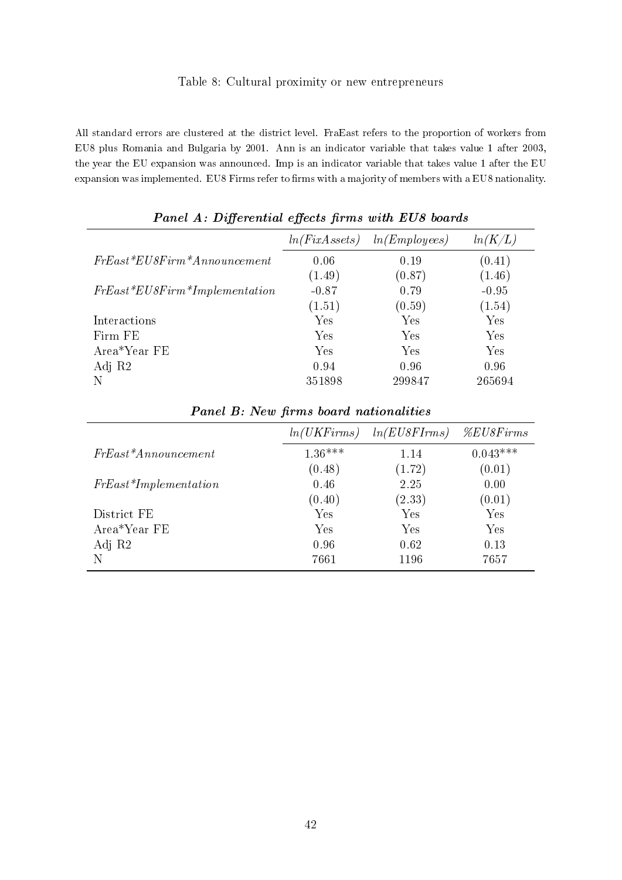Table 8: Cultural proximity or new entrepreneurs

All standard errors are clustered at the district level. FraEast refers to the proportion of workers from EU8 plus Romania and Bulgaria by 2001. Ann is an indicator variable that takes value 1 after 2003, the year the EU expansion was announced. Imp is an indicator variable that takes value 1 after the EU expansion was implemented. EU8 Firms refer to firms with a majority of members with a EU8 nationality.

***Panel A: Differential effects firms with EU8 boards***

| | *ln(FixAssets)* | *ln(Employees)* | *ln(K/L)* |
|---|---|---|---|
| *FrEast*EU8Firm*Announcement* | 0.06 | 0.19 | (0.41) |
| | (1.49) | (0.87) | (1.46) |
| *FrEast*EU8Firm*Implementation* | -0.87 | 0.79 | -0.95 |
| | (1.51) | (0.59) | (1.54) |
| Interactions | Yes | Yes | Yes |
| Firm FE | Yes | Yes | Yes |
| Area*Year FE | Yes | Yes | Yes |
| Adj R2 | 0.94 | 0.96 | 0.96 |
| N | 351898 | 299847 | 265694 |

***Panel B: New firms board nationalities***

| | *ln(UKFirms)* | *ln(EU8FIrms)* | *%EU8Firms* |
|---|---|---|---|
| *FrEast*Announcement* | 1.36*** | 1.14 | 0.043*** |
| | (0.48) | (1.72) | (0.01) |
| *FrEast*Implementation* | 0.46 | 2.25 | 0.00 |
| | (0.40) | (2.33) | (0.01) |
| District FE | Yes | Yes | Yes |
| Area*Year FE | Yes | Yes | Yes |
| Adj R2 | 0.96 | 0.62 | 0.13 |
| N | 7661 | 1196 | 7657 |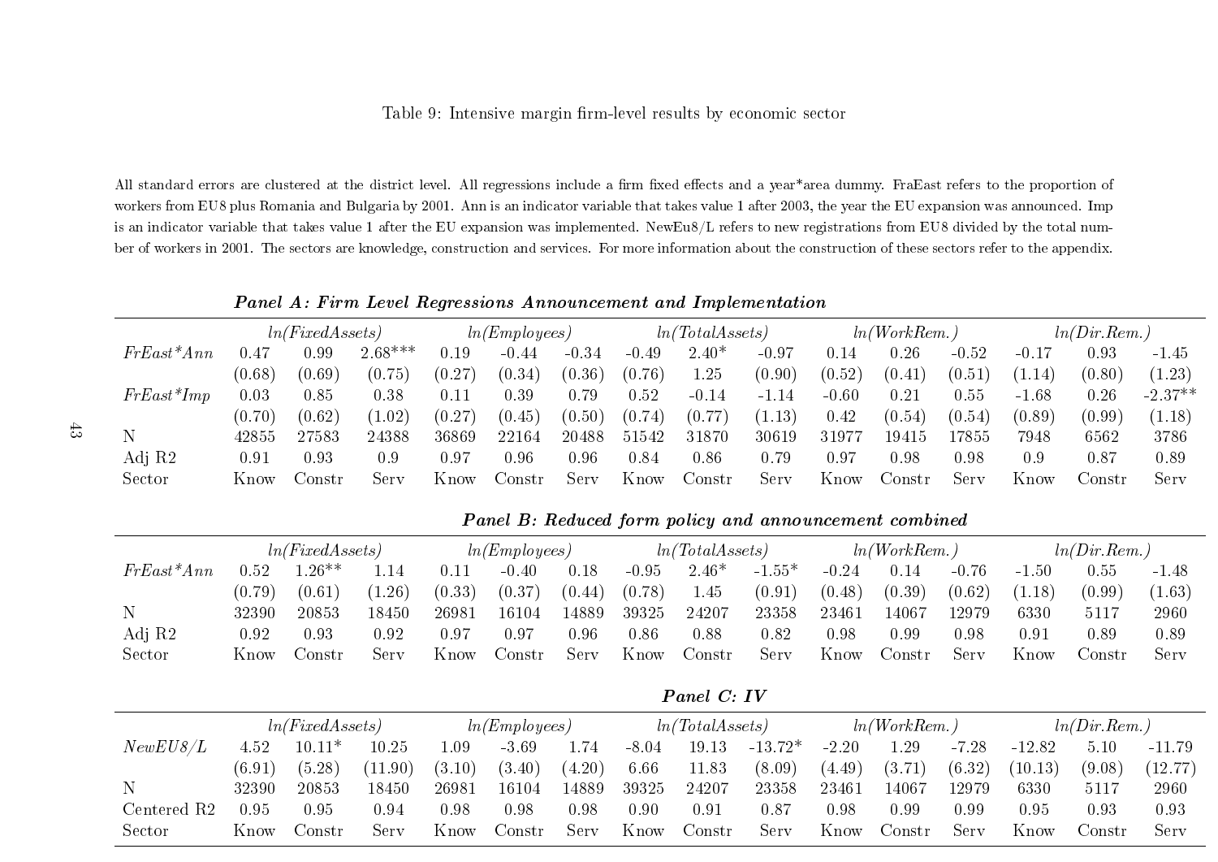Table 9: Intensive margin firm-level results by economic sector

All standard errors are clustered at the district level. All regressions include a firm fixed effects and a year*area dummy. FraEast refers to the proportion of workers from EU8 plus Romania and Bulgaria by 2001. Ann is an indicator variable that takes value 1 after 2003, the year the EU expansion was announced. Imp is an indicator variable that takes value 1 after the EU expansion was implemented. NewEu8/L refers to new registrations from EU8 divided by the total number of workers in 2001. The sectors are knowledge, construction and services. For more information about the construction of these sectors refer to the appendix.

***Panel A: Firm Level Regressions Announcement and Implementation***

| | *ln(FixedAssets)* | | | *ln(Employees)* | | | *ln(TotalAssets)* | | | *ln(WorkRem.)* | | | *ln(Dir.Rem.)* | | |
|---|---|---|---|---|---|---|---|---|---|---|---|---|---|---|---|
| *FrEast*Ann* | 0.47 | 0.99 | 2.68*** | 0.19 | -0.44 | -0.34 | -0.49 | 2.40* | -0.97 | 0.14 | 0.26 | -0.52 | -0.17 | 0.93 | -1.45 |
| | (0.68) | (0.69) | (0.75) | (0.27) | (0.34) | (0.36) | (0.76) | 1.25 | (0.90) | (0.52) | (0.41) | (0.51) | (1.14) | (0.80) | (1.23) |
| *FrEast*Imp* | 0.03 | 0.85 | 0.38 | 0.11 | 0.39 | 0.79 | 0.52 | -0.14 | -1.14 | -0.60 | 0.21 | 0.55 | -1.68 | 0.26 | -2.37** |
| | (0.70) | (0.62) | (1.02) | (0.27) | (0.45) | (0.50) | (0.74) | (0.77) | (1.13) | 0.42 | (0.54) | (0.54) | (0.89) | (0.99) | (1.18) |
| N | 42855 | 27583 | 24388 | 36869 | 22164 | 20488 | 51542 | 31870 | 30619 | 31977 | 19415 | 17855 | 7948 | 6562 | 3786 |
| Adj R2 | 0.91 | 0.93 | 0.9 | 0.97 | 0.96 | 0.96 | 0.84 | 0.86 | 0.79 | 0.97 | 0.98 | 0.98 | 0.9 | 0.87 | 0.89 |
| Sector | Know | Constr | Serv | Know | Constr | Serv | Know | Constr | Serv | Know | Constr | Serv | Know | Constr | Serv |

***Panel B: Reduced form policy and announcement combined***

| | *ln(FixedAssets)* | | | *ln(Employees)* | | | *ln(TotalAssets)* | | | *ln(WorkRem.)* | | | *ln(Dir.Rem.)* | | |
|---|---|---|---|---|---|---|---|---|---|---|---|---|---|---|---|
| *FrEast*Ann* | 0.52 | 1.26** | 1.14 | 0.11 | -0.40 | 0.18 | -0.95 | 2.46* | -1.55* | -0.24 | 0.14 | -0.76 | -1.50 | 0.55 | -1.48 |
| | (0.79) | (0.61) | (1.26) | (0.33) | (0.37) | (0.44) | (0.78) | 1.45 | (0.91) | (0.48) | (0.39) | (0.62) | (1.18) | (0.99) | (1.63) |
| N | 32390 | 20853 | 18450 | 26981 | 16104 | 14889 | 39325 | 24207 | 23358 | 23461 | 14067 | 12979 | 6330 | 5117 | 2960 |
| Adj R2 | 0.92 | 0.93 | 0.92 | 0.97 | 0.97 | 0.96 | 0.86 | 0.88 | 0.82 | 0.98 | 0.99 | 0.98 | 0.91 | 0.89 | 0.89 |
| Sector | Know | Constr | Serv | Know | Constr | Serv | Know | Constr | Serv | Know | Constr | Serv | Know | Constr | Serv |

***Panel C: IV***

| | *ln(FixedAssets)* | | | *ln(Employees)* | | | *ln(TotalAssets)* | | | *ln(WorkRem.)* | | | *ln(Dir.Rem.)* | | |
|---|---|---|---|---|---|---|---|---|---|---|---|---|---|---|---|
| *NewEU8/L* | 4.52 | 10.11* | 10.25 | 1.09 | -3.69 | 1.74 | -8.04 | 19.13 | -13.72* | -2.20 | 1.29 | -7.28 | -12.82 | 5.10 | -11.79 |
| | (6.91) | (5.28) | (11.90) | (3.10) | (3.40) | (4.20) | 6.66 | 11.83 | (8.09) | (4.49) | (3.71) | (6.32) | (10.13) | (9.08) | (12.77) |
| N | 32390 | 20853 | 18450 | 26981 | 16104 | 14889 | 39325 | 24207 | 23358 | 23461 | 14067 | 12979 | 6330 | 5117 | 2960 |
| Centered R2 | 0.95 | 0.95 | 0.94 | 0.98 | 0.98 | 0.98 | 0.90 | 0.91 | 0.87 | 0.98 | 0.99 | 0.99 | 0.95 | 0.93 | 0.93 |
| Sector | Know | Constr | Serv | Know | Constr | Serv | Know | Constr | Serv | Know | Constr | Serv | Know | Constr | Serv |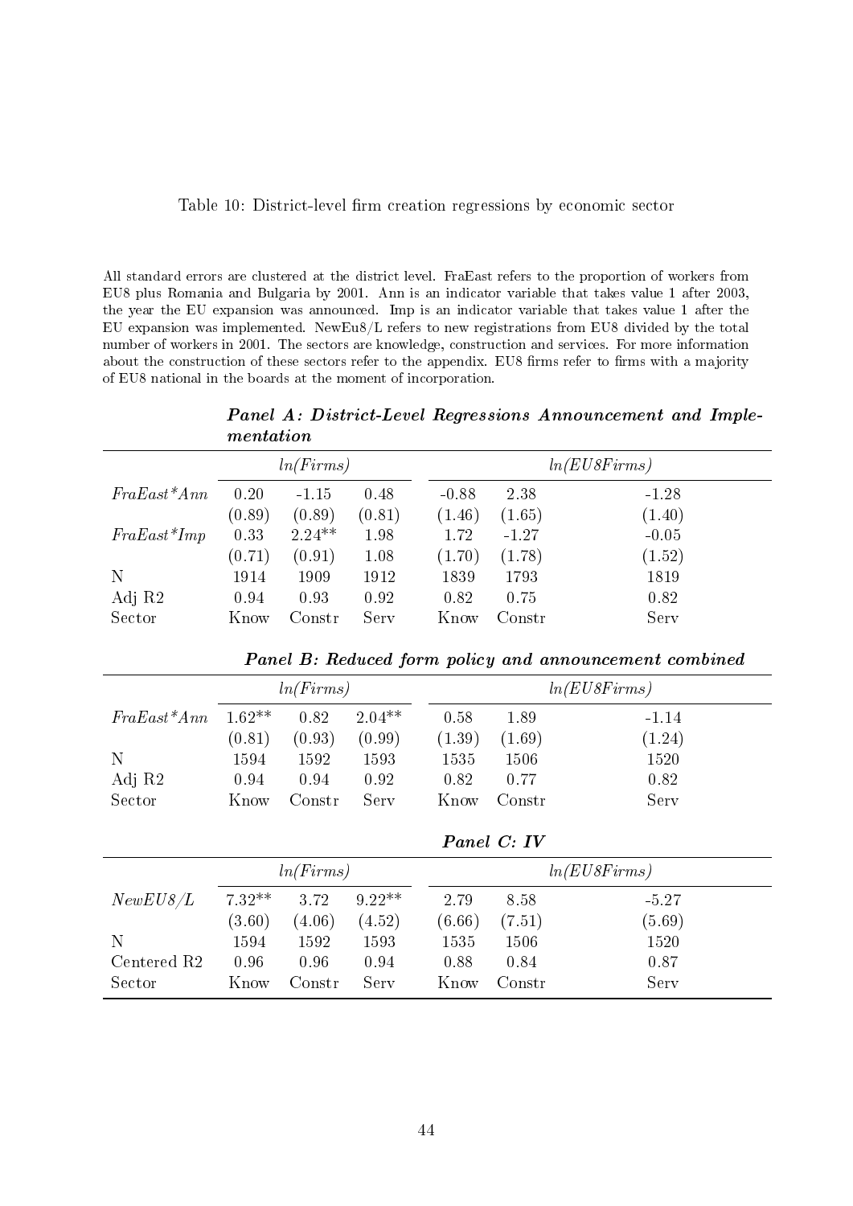Table 10: District-level firm creation regressions by economic sector

All standard errors are clustered at the district level. FraEast refers to the proportion of workers from EU8 plus Romania and Bulgaria by 2001. Ann is an indicator variable that takes value 1 after 2003, the year the EU expansion was announced. Imp is an indicator variable that takes value 1 after the EU expansion was implemented. NewEu8/L refers to new registrations from EU8 divided by the total number of workers in 2001. The sectors are knowledge, construction and services. For more information about the construction of these sectors refer to the appendix. EU8 firms refer to firms with a majority of EU8 national in the boards at the moment of incorporation.

***Panel A: District-Level Regressions Announcement and Implementation***

| | *ln(Firms)* | | | *ln(EU8Firms)* | | |
|---|---|---|---|---|---|---|
| *FraEast\*Ann* | 0.20 | -1.15 | 0.48 | -0.88 | 2.38 | -1.28 |
| | (0.89) | (0.89) | (0.81) | (1.46) | (1.65) | (1.40) |
| *FraEast\*Imp* | 0.33 | 2.24** | 1.98 | 1.72 | -1.27 | -0.05 |
| | (0.71) | (0.91) | 1.08 | (1.70) | (1.78) | (1.52) |
| N | 1914 | 1909 | 1912 | 1839 | 1793 | 1819 |
| Adj R2 | 0.94 | 0.93 | 0.92 | 0.82 | 0.75 | 0.82 |
| Sector | Know | Constr | Serv | Know | Constr | Serv |

***Panel B: Reduced form policy and announcement combined***

| | *ln(Firms)* | | | *ln(EU8Firms)* | | |
|---|---|---|---|---|---|---|
| *FraEast\*Ann* | 1.62** | 0.82 | 2.04** | 0.58 | 1.89 | -1.14 |
| | (0.81) | (0.93) | (0.99) | (1.39) | (1.69) | (1.24) |
| N | 1594 | 1592 | 1593 | 1535 | 1506 | 1520 |
| Adj R2 | 0.94 | 0.94 | 0.92 | 0.82 | 0.77 | 0.82 |
| Sector | Know | Constr | Serv | Know | Constr | Serv |

***Panel C: IV***

| | *ln(Firms)* | | | *ln(EU8Firms)* | | |
|---|---|---|---|---|---|---|
| *NewEU8/L* | 7.32** | 3.72 | 9.22** | 2.79 | 8.58 | -5.27 |
| | (3.60) | (4.06) | (4.52) | (6.66) | (7.51) | (5.69) |
| N | 1594 | 1592 | 1593 | 1535 | 1506 | 1520 |
| Centered R2 | 0.96 | 0.96 | 0.94 | 0.88 | 0.84 | 0.87 |
| Sector | Know | Constr | Serv | Know | Constr | Serv |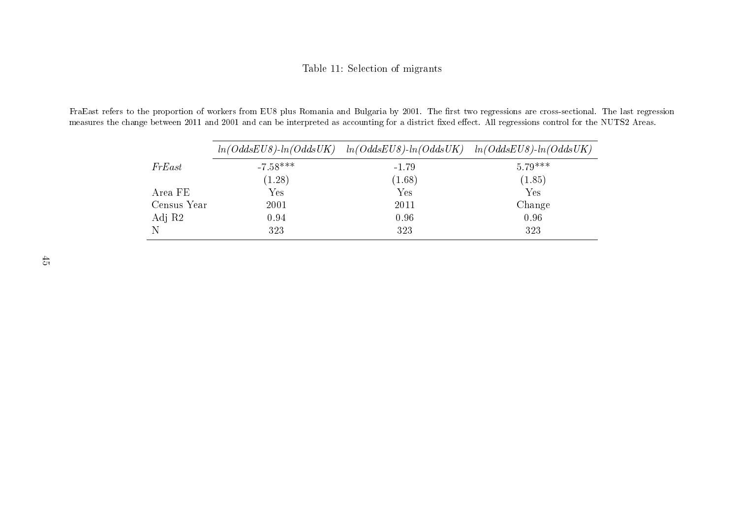Table 11: Selection of migrants

FraEast refers to the proportion of workers from EU8 plus Romania and Bulgaria by 2001. The first two regressions are cross-sectional. The last regression measures the change between 2011 and 2001 and can be interpreted as accounting for a district fixed effect. All regressions control for the NUTS2 Areas.

| | *ln(OddsEU8)-ln(OddsUK)* | *ln(OddsEU8)-ln(OddsUK)* | *ln(OddsEU8)-ln(OddsUK)* |
|---|---|---|---|
| *FrEast* | -7.58*** | -1.79 | 5.79*** |
| | (1.28) | (1.68) | (1.85) |
| Area FE | Yes | Yes | Yes |
| Census Year | 2001 | 2011 | Change |
| Adj R2 | 0.94 | 0.96 | 0.96 |
| N | 323 | 323 | 323 |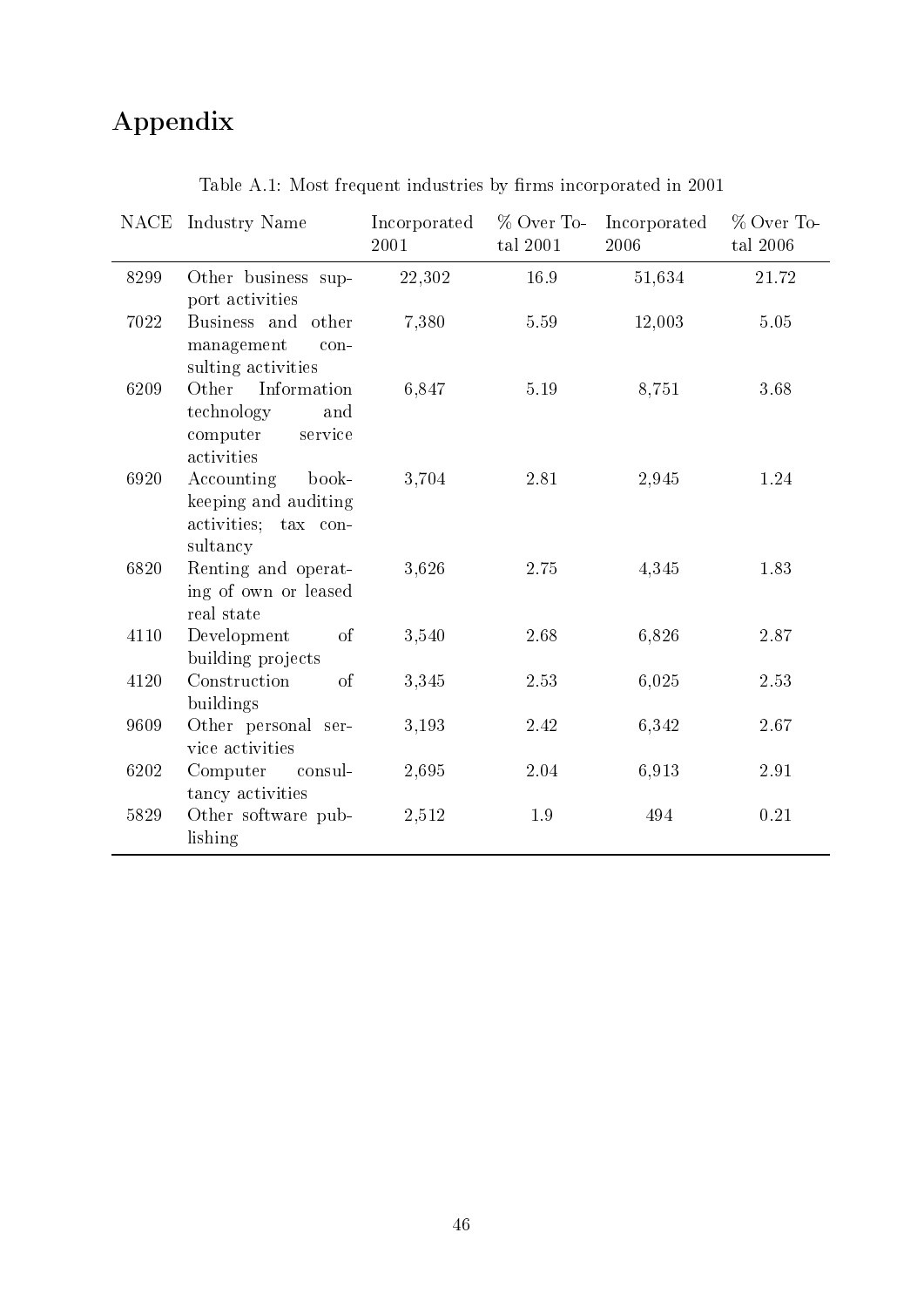# Appendix

Table A.1: Most frequent industries by firms incorporated in 2001

| NACE | Industry Name | Incorporated 2001 | % Over Total 2001 | Incorporated 2006 | % Over Total 2006 |
|---|---|---|---|---|---|
| 8299 | Other business support activities | 22,302 | 16.9 | 51,634 | 21.72 |
| 7022 | Business and other management consulting activities | 7,380 | 5.59 | 12,003 | 5.05 |
| 6209 | Other Information technology and computer service activities | 6,847 | 5.19 | 8,751 | 3.68 |
| 6920 | Accounting bookkeeping and auditing activities; tax consultancy | 3,704 | 2.81 | 2,945 | 1.24 |
| 6820 | Renting and operating of own or leased real state | 3,626 | 2.75 | 4,345 | 1.83 |
| 4110 | Development of building projects | 3,540 | 2.68 | 6,826 | 2.87 |
| 4120 | Construction of buildings | 3,345 | 2.53 | 6,025 | 2.53 |
| 9609 | Other personal service activities | 3,193 | 2.42 | 6,342 | 2.67 |
| 6202 | Computer consultancy activities | 2,695 | 2.04 | 6,913 | 2.91 |
| 5829 | Other software publishing | 2,512 | 1.9 | 494 | 0.21 |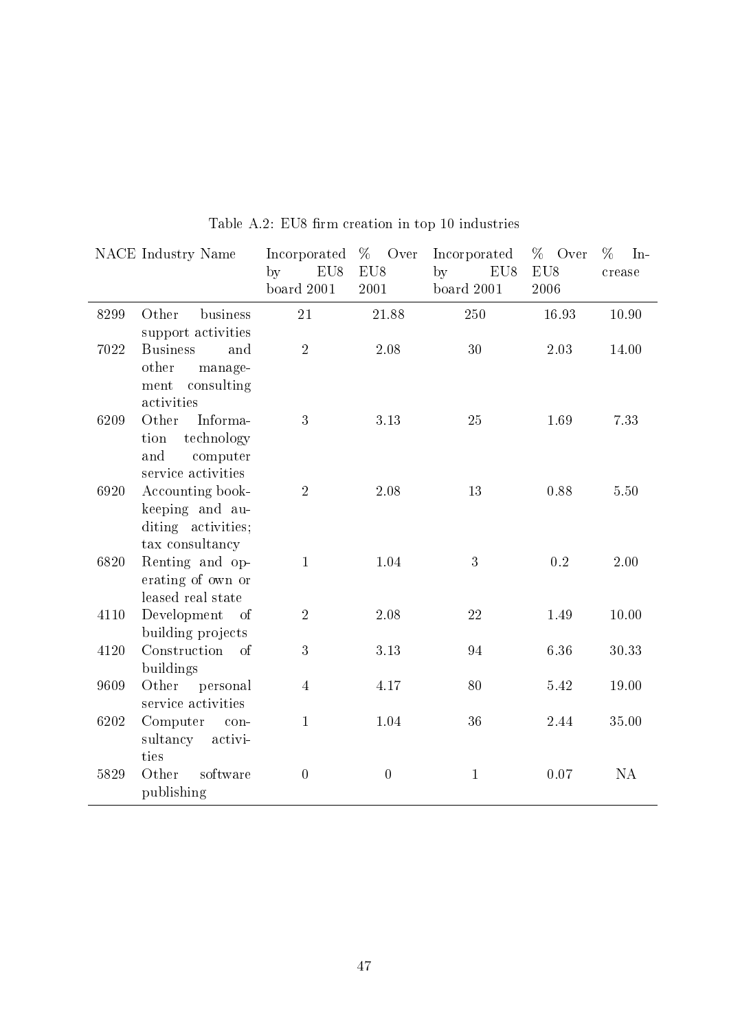Table A.2: EU8 firm creation in top 10 industries

| NACE | Industry Name | Incorporated by EU8 board 2001 | % Over EU8 2001 | Incorporated by EU8 board 2001 | % Over EU8 2006 | % Increase |
|---|---|---|---|---|---|---|
| 8299 | Other business support activities | 21 | 21.88 | 250 | 16.93 | 10.90 |
| 7022 | Business and other management consulting activities | 2 | 2.08 | 30 | 2.03 | 14.00 |
| 6209 | Other Information technology and computer service activities | 3 | 3.13 | 25 | 1.69 | 7.33 |
| 6920 | Accounting bookkeeping and auditing activities; tax consultancy | 2 | 2.08 | 13 | 0.88 | 5.50 |
| 6820 | Renting and operating of own or leased real state | 1 | 1.04 | 3 | 0.2 | 2.00 |
| 4110 | Development of building projects | 2 | 2.08 | 22 | 1.49 | 10.00 |
| 4120 | Construction of buildings | 3 | 3.13 | 94 | 6.36 | 30.33 |
| 9609 | Other personal service activities | 4 | 4.17 | 80 | 5.42 | 19.00 |
| 6202 | Computer consultancy activities | 1 | 1.04 | 36 | 2.44 | 35.00 |
| 5829 | Other software publishing | 0 | 0 | 1 | 0.07 | NA |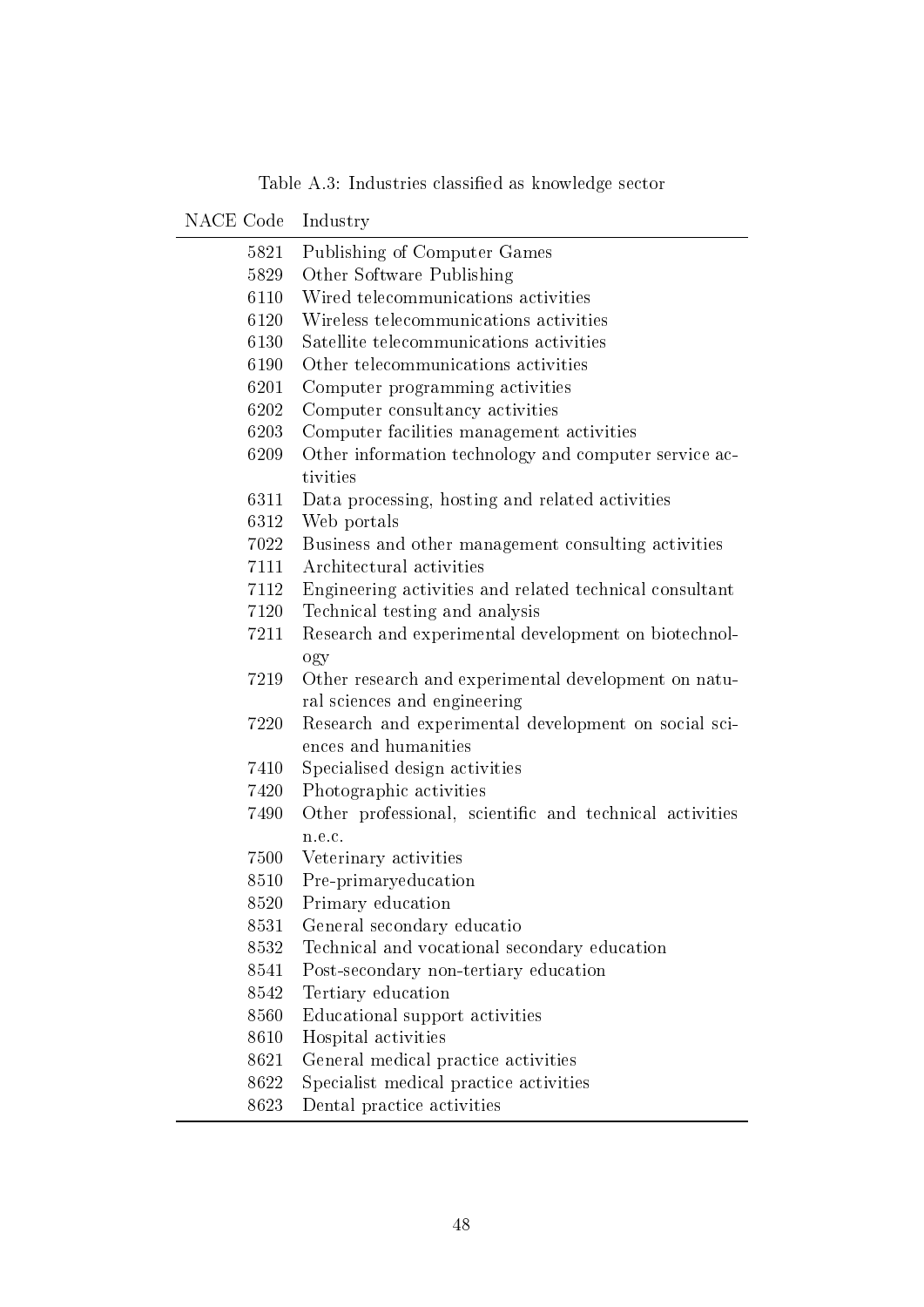Table A.3: Industries classified as knowledge sector

| NACE Code | Industry |
|---|---|
| 5821 | Publishing of Computer Games |
| 5829 | Other Software Publishing |
| 6110 | Wired telecommunications activities |
| 6120 | Wireless telecommunications activities |
| 6130 | Satellite telecommunications activities |
| 6190 | Other telecommunications activities |
| 6201 | Computer programming activities |
| 6202 | Computer consultancy activities |
| 6203 | Computer facilities management activities |
| 6209 | Other information technology and computer service activities |
| 6311 | Data processing, hosting and related activities |
| 6312 | Web portals |
| 7022 | Business and other management consulting activities |
| 7111 | Architectural activities |
| 7112 | Engineering activities and related technical consultant |
| 7120 | Technical testing and analysis |
| 7211 | Research and experimental development on biotechnology |
| 7219 | Other research and experimental development on natural sciences and engineering |
| 7220 | Research and experimental development on social sciences and humanities |
| 7410 | Specialised design activities |
| 7420 | Photographic activities |
| 7490 | Other professional, scientific and technical activities n.e.c. |
| 7500 | Veterinary activities |
| 8510 | Pre-primaryeducation |
| 8520 | Primary education |
| 8531 | General secondary educatio |
| 8532 | Technical and vocational secondary education |
| 8541 | Post-secondary non-tertiary education |
| 8542 | Tertiary education |
| 8560 | Educational support activities |
| 8610 | Hospital activities |
| 8621 | General medical practice activities |
| 8622 | Specialist medical practice activities |
| 8623 | Dental practice activities |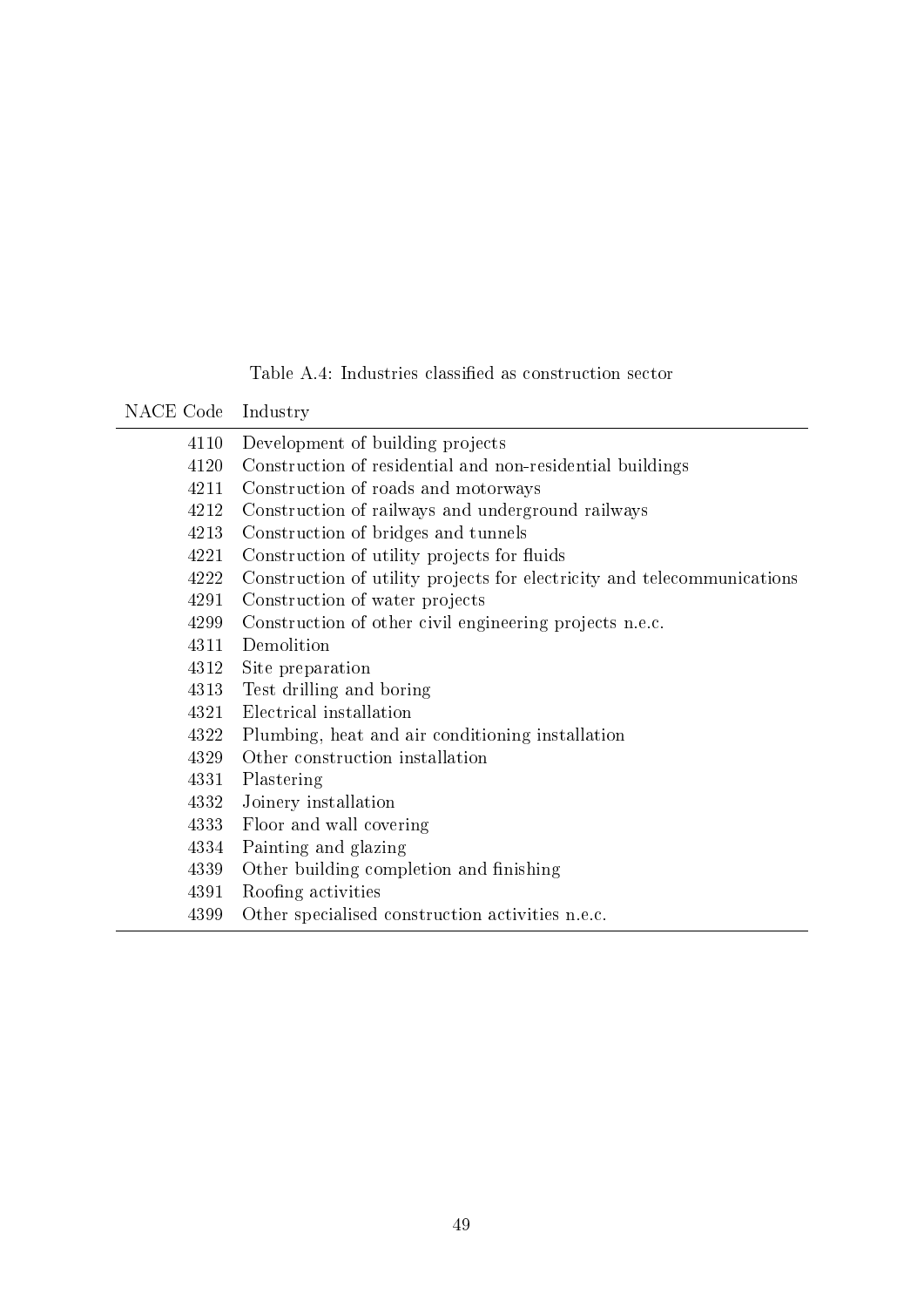Table A.4: Industries classified as construction sector

| NACE Code | Industry |
|---|---|
| 4110 | Development of building projects |
| 4120 | Construction of residential and non-residential buildings |
| 4211 | Construction of roads and motorways |
| 4212 | Construction of railways and underground railways |
| 4213 | Construction of bridges and tunnels |
| 4221 | Construction of utility projects for fluids |
| 4222 | Construction of utility projects for electricity and telecommunications |
| 4291 | Construction of water projects |
| 4299 | Construction of other civil engineering projects n.e.c. |
| 4311 | Demolition |
| 4312 | Site preparation |
| 4313 | Test drilling and boring |
| 4321 | Electrical installation |
| 4322 | Plumbing, heat and air conditioning installation |
| 4329 | Other construction installation |
| 4331 | Plastering |
| 4332 | Joinery installation |
| 4333 | Floor and wall covering |
| 4334 | Painting and glazing |
| 4339 | Other building completion and finishing |
| 4391 | Roofing activities |
| 4399 | Other specialised construction activities n.e.c. |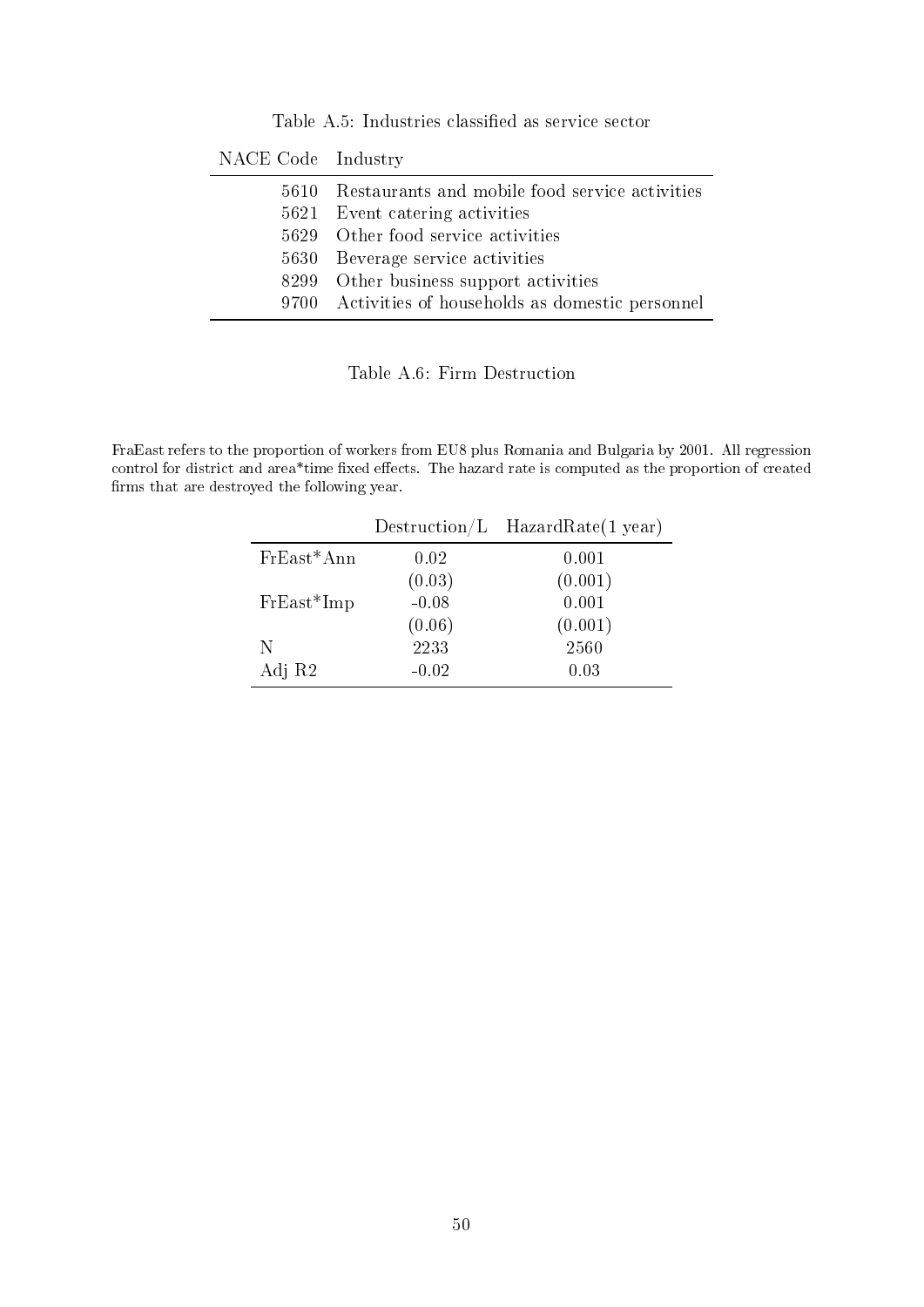Table A.5: Industries classified as service sector

| NACE Code | Industry |
|---|---|
| 5610 | Restaurants and mobile food service activities |
| 5621 | Event catering activities |
| 5629 | Other food service activities |
| 5630 | Beverage service activities |
| 8299 | Other business support activities |
| 9700 | Activities of households as domestic personnel |

Table A.6: Firm Destruction

FraEast refers to the proportion of workers from EU8 plus Romania and Bulgaria by 2001. All regression control for district and area*time fixed effects. The hazard rate is computed as the proportion of created firms that are destroyed the following year.

| | Destruction/L | HazardRate(1 year) |
|---|---|---|
| FrEast*Ann | 0.02 | 0.001 |
| | (0.03) | (0.001) |
| FrEast*Imp | -0.08 | 0.001 |
| | (0.06) | (0.001) |
| N | 2233 | 2560 |
| Adj R2 | -0.02 | 0.03 |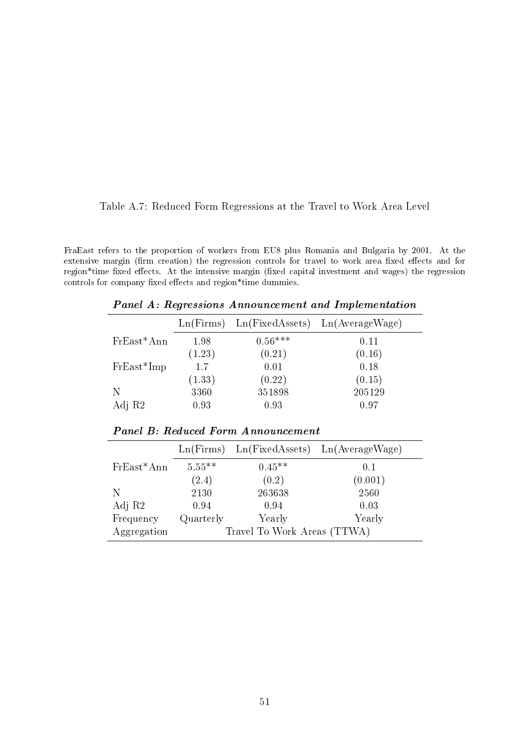Table A.7: Reduced Form Regressions at the Travel to Work Area Level

FraEast refers to the proportion of workers from EU8 plus Romania and Bulgaria by 2001. At the extensive margin (firm creation) the regression controls for travel to work area fixed effects and for region*time fixed effects. At the intensive margin (fixed capital investment and wages) the regression controls for company fixed effects and region*time dummies.

***Panel A: Regressions Announcement and Implementation***

| | Ln(Firms) | Ln(FixedAssets) | Ln(AverageWage) |
|---|---|---|---|
| FrEast*Ann | 1.98 | 0.56*** | 0.11 |
| | (1.23) | (0.21) | (0.16) |
| FrEast*Imp | 1.7 | 0.01 | 0.18 |
| | (1.33) | (0.22) | (0.15) |
| N | 3360 | 351898 | 205129 |
| Adj R2 | 0.93 | 0.93 | 0.97 |

***Panel B: Reduced Form Announcement***

| | Ln(Firms) | Ln(FixedAssets) | Ln(AverageWage) |
|---|---|---|---|
| FrEast*Ann | 5.55** | 0.45** | 0.1 |
| | (2.4) | (0.2) | (0.001) |
| N | 2130 | 263638 | 2560 |
| Adj R2 | 0.94 | 0.94 | 0.03 |
| Frequency | Quarterly | Yearly | Yearly |
| Aggregation | Travel To Work Areas (TTWA) | | |